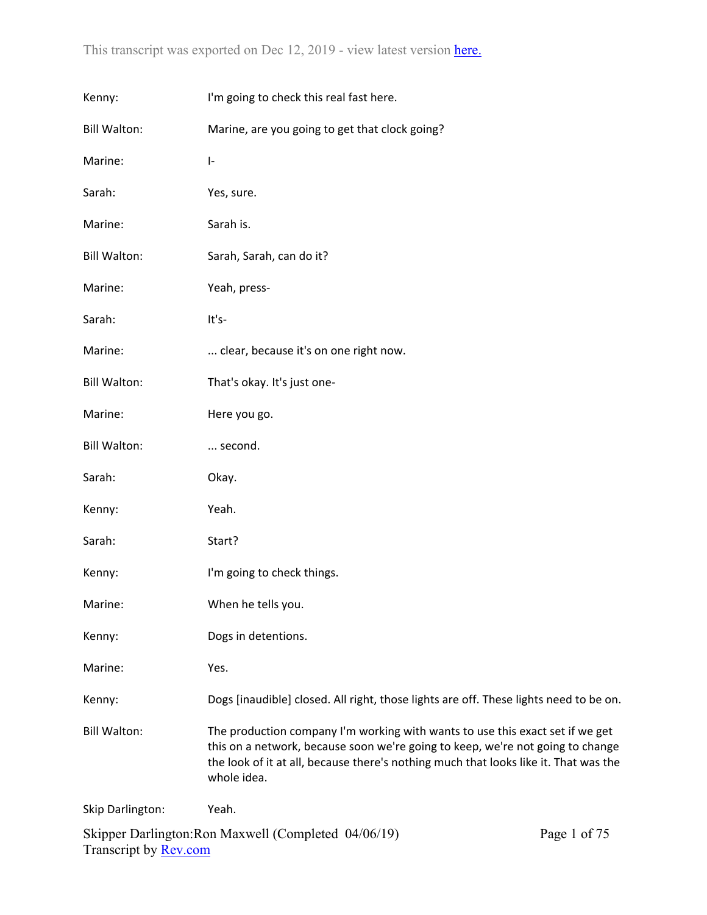This transcript was exported on Dec 12, 2019 - view latest version [here.](here.)

Kenny: I'm going to check this real fast here.

Bill Walton: Marine, are you going to get that clock going?

Marine: I-

Sarah: Yes, sure.

Marine: Sarah is.

Bill Walton: Sarah, Sarah, can do it?

Marine: Yeah, press-

Sarah: It's-

Marine: ... clear, because it's on one right now.

Bill Walton: That's okay. It's just one-

Marine: Here you go.

Bill Walton: ... second.

Sarah: Okay.

Kenny: Yeah.

Sarah: Start?

Kenny: I'm going to check things.

Marine: When he tells you.

Kenny: Dogs in detentions.

Marine: Yes.

Kenny: Dogs [inaudible] closed. All right, those lights are off. These lights need to be on.

Bill Walton: The production company I'm working with wants to use this exact set if we get this on a network, because soon we're going to keep, we're not going to change the look of it at all, because there's nothing much that looks like it. That was the whole idea.

Skip Darlington: Yeah.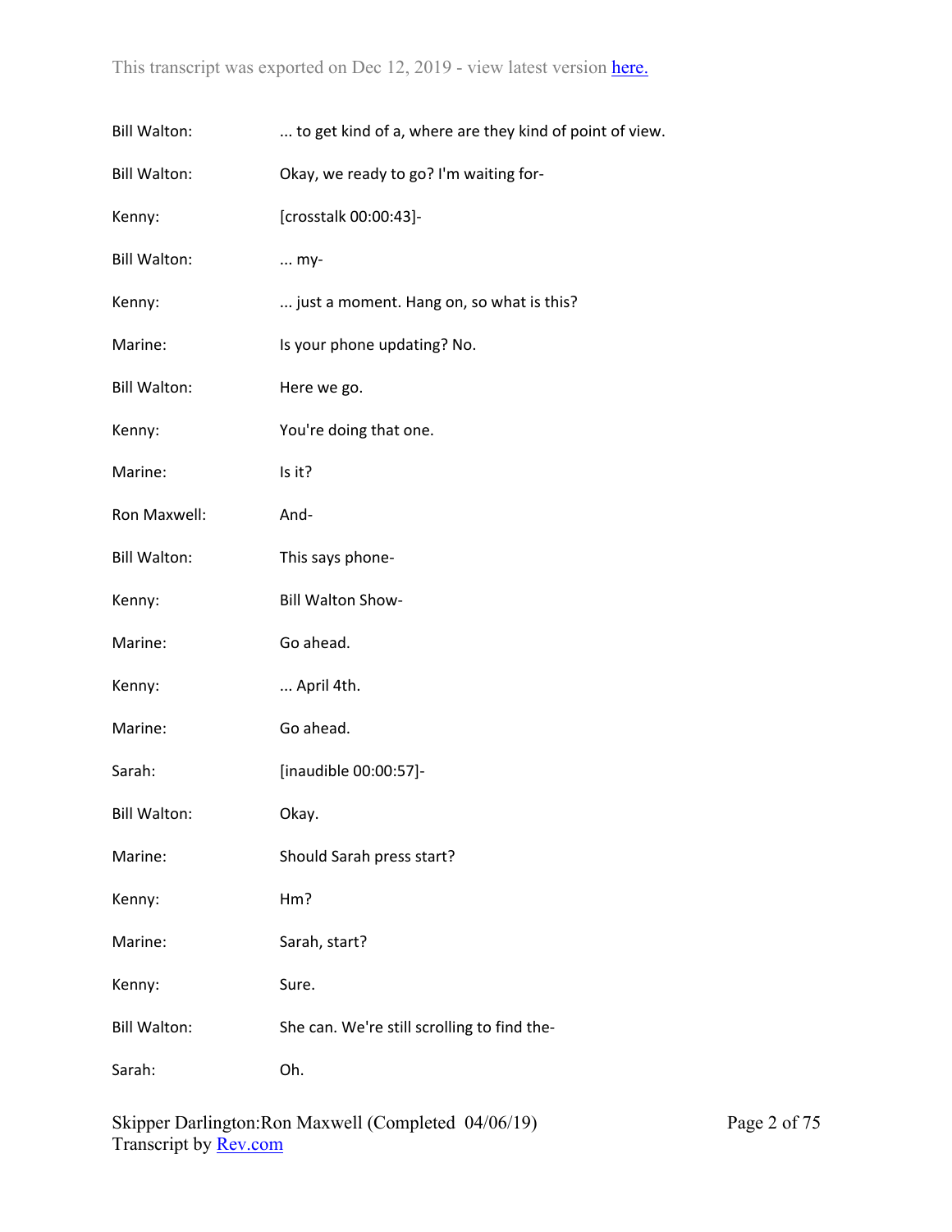Bill Walton: ... to get kind of a, where are they kind of point of view.

Bill Walton: Okay, we ready to go? I'm waiting for-

Kenny: [crosstalk 00:00:43]-

Bill Walton: ... my-

Kenny: ... just a moment. Hang on, so what is this?

Marine: Is your phone updating? No.

Bill Walton: Here we go.

Kenny: You're doing that one.

Marine: Is it?

Ron Maxwell: And-

Bill Walton: This says phone-

Kenny: Bill Walton Show-

Marine: Go ahead.

Kenny: ... April 4th.

Marine: Go ahead.

Sarah: [inaudible 00:00:57]-

Bill Walton: Okay.

Marine: Should Sarah press start?

Kenny: Hm?

Marine: Sarah, start?

Kenny: Sure.

Bill Walton: She can. We're still scrolling to find the-

Sarah: Oh.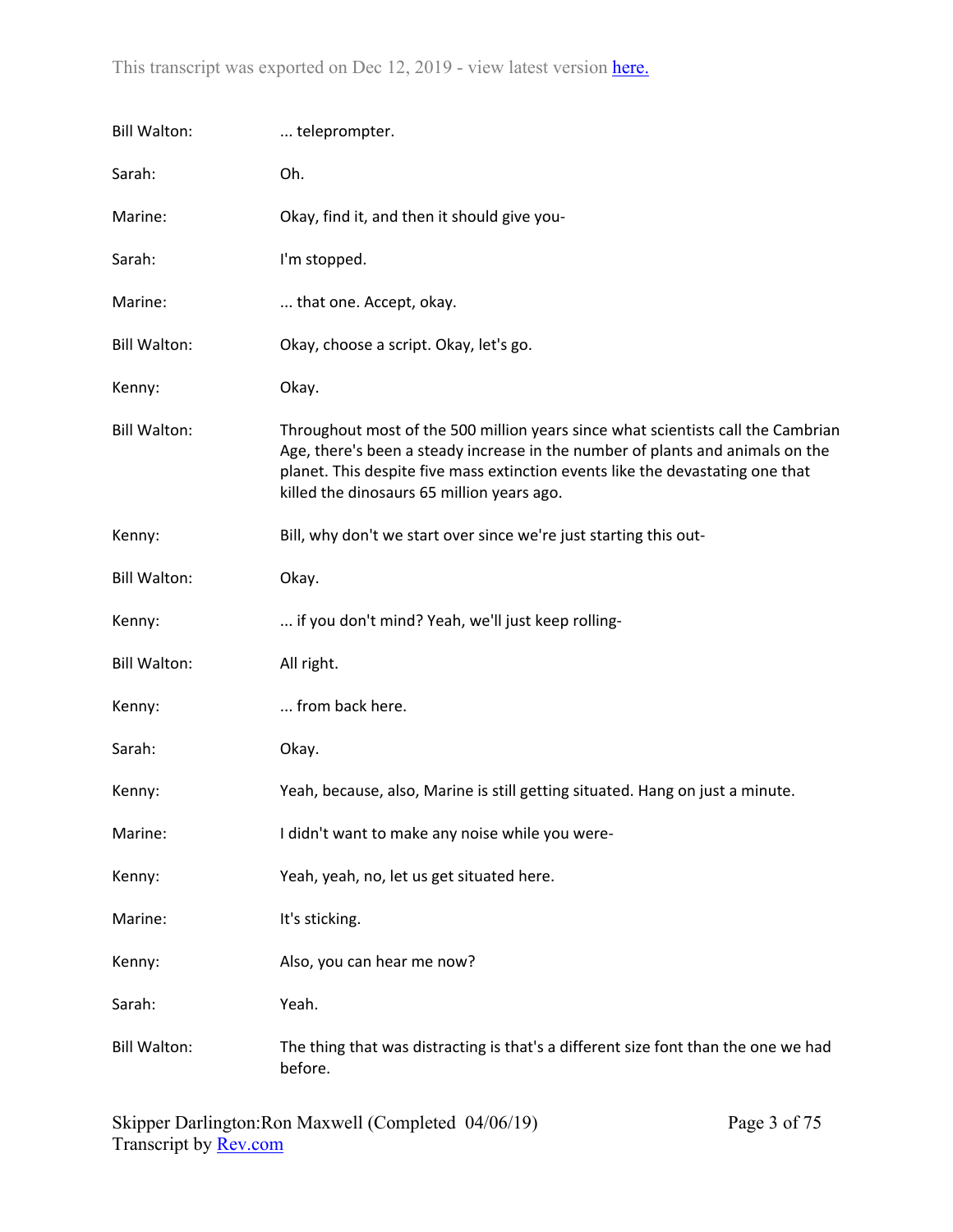| | |
|---|---|
| Bill Walton: | ... teleprompter. |
| Sarah: | Oh. |
| Marine: | Okay, find it, and then it should give you- |
| Sarah: | I'm stopped. |
| Marine: | ... that one. Accept, okay. |
| Bill Walton: | Okay, choose a script. Okay, let's go. |
| Kenny: | Okay. |
| Bill Walton: | Throughout most of the 500 million years since what scientists call the Cambrian Age, there's been a steady increase in the number of plants and animals on the planet. This despite five mass extinction events like the devastating one that killed the dinosaurs 65 million years ago. |
| Kenny: | Bill, why don't we start over since we're just starting this out- |
| Bill Walton: | Okay. |
| Kenny: | ... if you don't mind? Yeah, we'll just keep rolling- |
| Bill Walton: | All right. |
| Kenny: | ... from back here. |
| Sarah: | Okay. |
| Kenny: | Yeah, because, also, Marine is still getting situated. Hang on just a minute. |
| Marine: | I didn't want to make any noise while you were- |
| Kenny: | Yeah, yeah, no, let us get situated here. |
| Marine: | It's sticking. |
| Kenny: | Also, you can hear me now? |
| Sarah: | Yeah. |
| Bill Walton: | The thing that was distracting is that's a different size font than the one we had before. |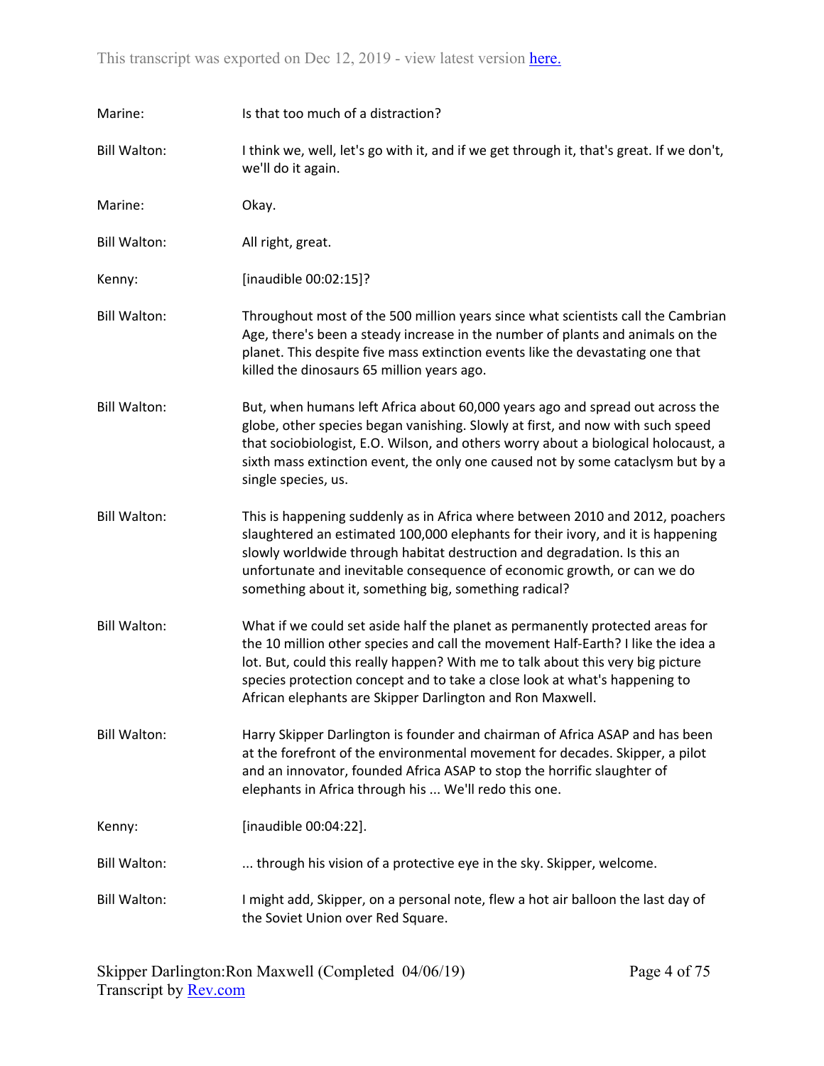Marine: Is that too much of a distraction?

Bill Walton: I think we, well, let's go with it, and if we get through it, that's great. If we don't, we'll do it again.

Marine: Okay.

Bill Walton: All right, great.

Kenny: [inaudible 00:02:15]?

Bill Walton: Throughout most of the 500 million years since what scientists call the Cambrian Age, there's been a steady increase in the number of plants and animals on the planet. This despite five mass extinction events like the devastating one that killed the dinosaurs 65 million years ago.

Bill Walton: But, when humans left Africa about 60,000 years ago and spread out across the globe, other species began vanishing. Slowly at first, and now with such speed that sociobiologist, E.O. Wilson, and others worry about a biological holocaust, a sixth mass extinction event, the only one caused not by some cataclysm but by a single species, us.

Bill Walton: This is happening suddenly as in Africa where between 2010 and 2012, poachers slaughtered an estimated 100,000 elephants for their ivory, and it is happening slowly worldwide through habitat destruction and degradation. Is this an unfortunate and inevitable consequence of economic growth, or can we do something about it, something big, something radical?

Bill Walton: What if we could set aside half the planet as permanently protected areas for the 10 million other species and call the movement Half-Earth? I like the idea a lot. But, could this really happen? With me to talk about this very big picture species protection concept and to take a close look at what's happening to African elephants are Skipper Darlington and Ron Maxwell.

Bill Walton: Harry Skipper Darlington is founder and chairman of Africa ASAP and has been at the forefront of the environmental movement for decades. Skipper, a pilot and an innovator, founded Africa ASAP to stop the horrific slaughter of elephants in Africa through his ... We'll redo this one.

Kenny: [inaudible 00:04:22].

Bill Walton: ... through his vision of a protective eye in the sky. Skipper, welcome.

Bill Walton: I might add, Skipper, on a personal note, flew a hot air balloon the last day of the Soviet Union over Red Square.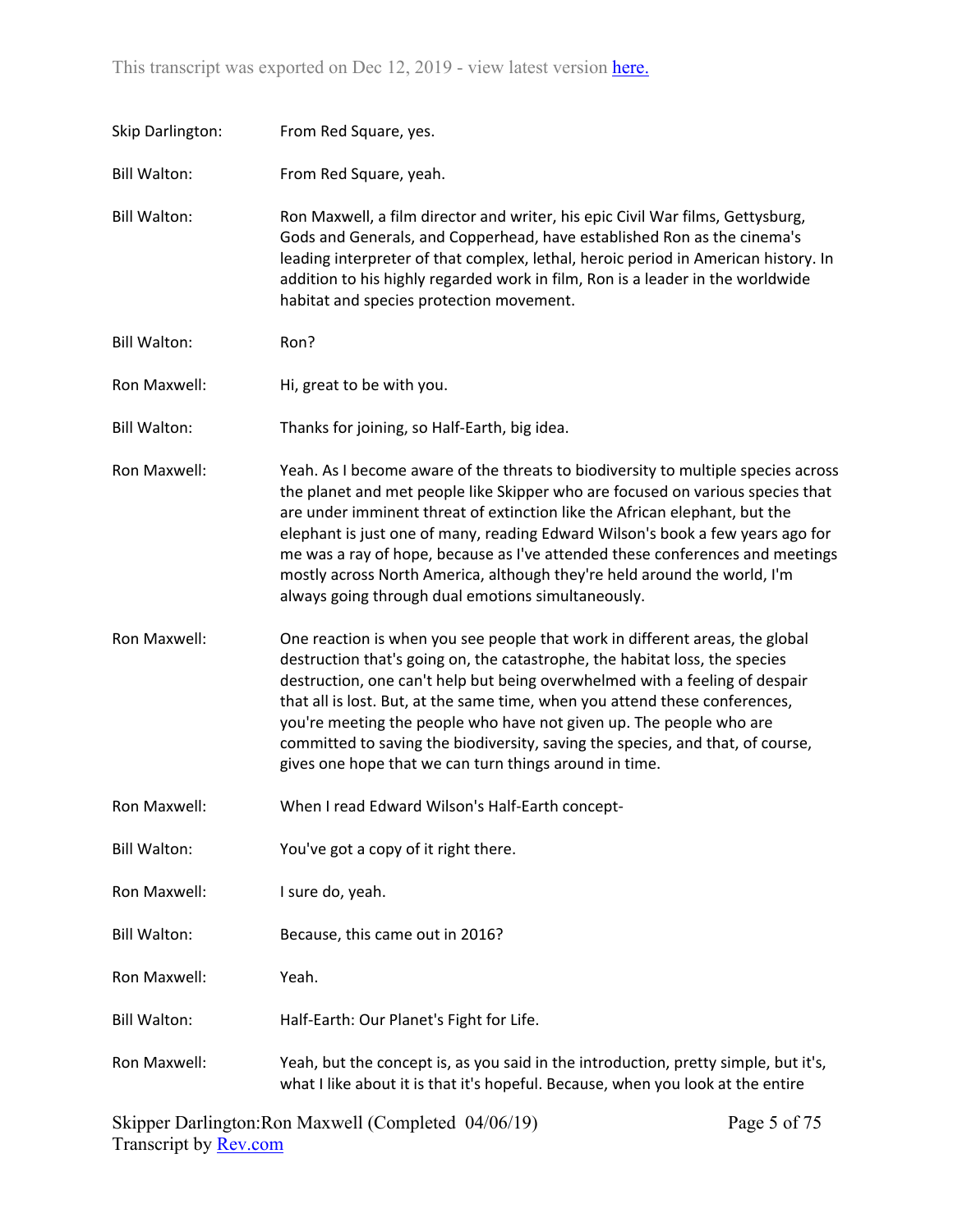Skip Darlington: From Red Square, yes.

Bill Walton: From Red Square, yeah.

Bill Walton: Ron Maxwell, a film director and writer, his epic Civil War films, Gettysburg, Gods and Generals, and Copperhead, have established Ron as the cinema's leading interpreter of that complex, lethal, heroic period in American history. In addition to his highly regarded work in film, Ron is a leader in the worldwide habitat and species protection movement.

Bill Walton: Ron?

Ron Maxwell: Hi, great to be with you.

Bill Walton: Thanks for joining, so Half-Earth, big idea.

Ron Maxwell: Yeah. As I become aware of the threats to biodiversity to multiple species across the planet and met people like Skipper who are focused on various species that are under imminent threat of extinction like the African elephant, but the elephant is just one of many, reading Edward Wilson's book a few years ago for me was a ray of hope, because as I've attended these conferences and meetings mostly across North America, although they're held around the world, I'm always going through dual emotions simultaneously.

Ron Maxwell: One reaction is when you see people that work in different areas, the global destruction that's going on, the catastrophe, the habitat loss, the species destruction, one can't help but being overwhelmed with a feeling of despair that all is lost. But, at the same time, when you attend these conferences, you're meeting the people who have not given up. The people who are committed to saving the biodiversity, saving the species, and that, of course, gives one hope that we can turn things around in time.

Ron Maxwell: When I read Edward Wilson's Half-Earth concept-

Bill Walton: You've got a copy of it right there.

Ron Maxwell: I sure do, yeah.

Bill Walton: Because, this came out in 2016?

Ron Maxwell: Yeah.

Bill Walton: Half-Earth: Our Planet's Fight for Life.

Ron Maxwell: Yeah, but the concept is, as you said in the introduction, pretty simple, but it's, what I like about it is that it's hopeful. Because, when you look at the entire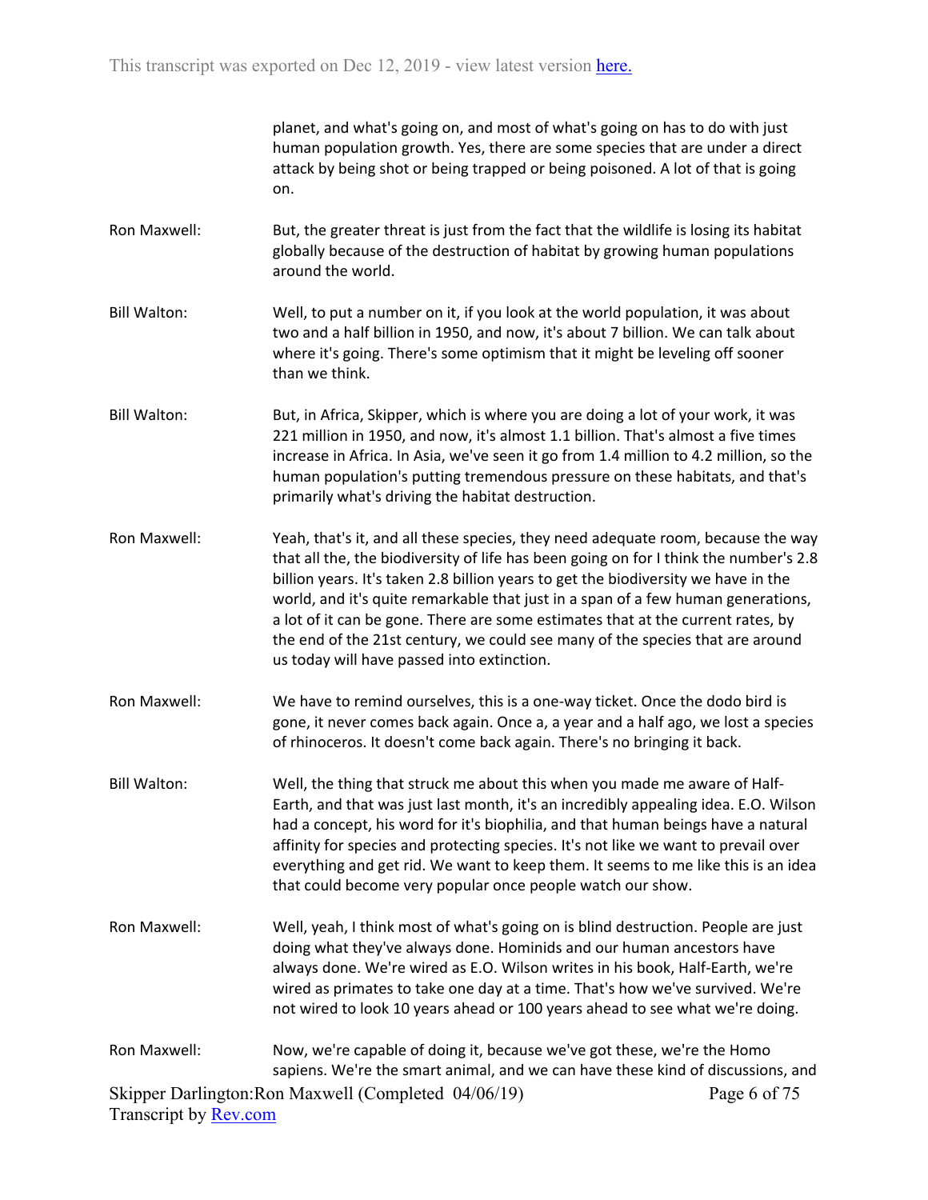planet, and what's going on, and most of what's going on has to do with just human population growth. Yes, there are some species that are under a direct attack by being shot or being trapped or being poisoned. A lot of that is going on.

Ron Maxwell: But, the greater threat is just from the fact that the wildlife is losing its habitat globally because of the destruction of habitat by growing human populations around the world.

Bill Walton: Well, to put a number on it, if you look at the world population, it was about two and a half billion in 1950, and now, it's about 7 billion. We can talk about where it's going. There's some optimism that it might be leveling off sooner than we think.

Bill Walton: But, in Africa, Skipper, which is where you are doing a lot of your work, it was 221 million in 1950, and now, it's almost 1.1 billion. That's almost a five times increase in Africa. In Asia, we've seen it go from 1.4 million to 4.2 million, so the human population's putting tremendous pressure on these habitats, and that's primarily what's driving the habitat destruction.

Ron Maxwell: Yeah, that's it, and all these species, they need adequate room, because the way that all the, the biodiversity of life has been going on for I think the number's 2.8 billion years. It's taken 2.8 billion years to get the biodiversity we have in the world, and it's quite remarkable that just in a span of a few human generations, a lot of it can be gone. There are some estimates that at the current rates, by the end of the 21st century, we could see many of the species that are around us today will have passed into extinction.

Ron Maxwell: We have to remind ourselves, this is a one-way ticket. Once the dodo bird is gone, it never comes back again. Once a, a year and a half ago, we lost a species of rhinoceros. It doesn't come back again. There's no bringing it back.

Bill Walton: Well, the thing that struck me about this when you made me aware of Half-Earth, and that was just last month, it's an incredibly appealing idea. E.O. Wilson had a concept, his word for it's biophilia, and that human beings have a natural affinity for species and protecting species. It's not like we want to prevail over everything and get rid. We want to keep them. It seems to me like this is an idea that could become very popular once people watch our show.

Ron Maxwell: Well, yeah, I think most of what's going on is blind destruction. People are just doing what they've always done. Hominids and our human ancestors have always done. We're wired as E.O. Wilson writes in his book, Half-Earth, we're wired as primates to take one day at a time. That's how we've survived. We're not wired to look 10 years ahead or 100 years ahead to see what we're doing.

Ron Maxwell: Now, we're capable of doing it, because we've got these, we're the Homo sapiens. We're the smart animal, and we can have these kind of discussions, and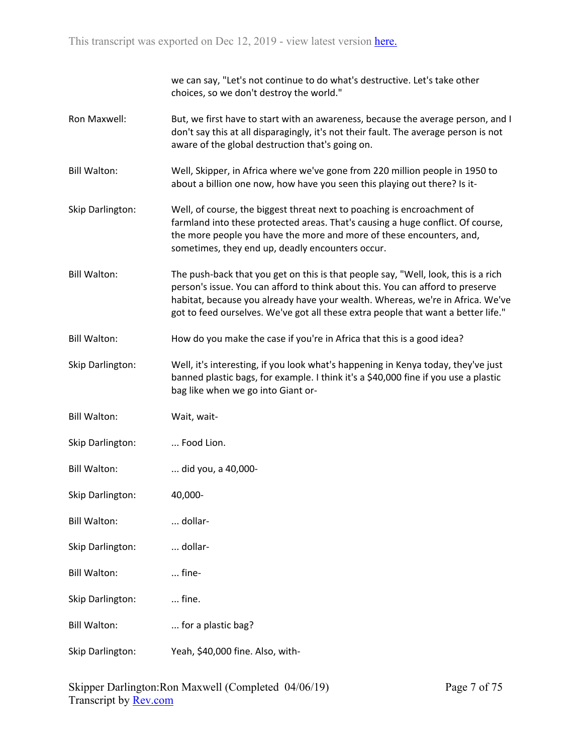we can say, "Let's not continue to do what's destructive. Let's take other choices, so we don't destroy the world."

**Ron Maxwell:** But, we first have to start with an awareness, because the average person, and I don't say this at all disparagingly, it's not their fault. The average person is not aware of the global destruction that's going on.

**Bill Walton:** Well, Skipper, in Africa where we've gone from 220 million people in 1950 to about a billion one now, how have you seen this playing out there? Is it-

**Skip Darlington:** Well, of course, the biggest threat next to poaching is encroachment of farmland into these protected areas. That's causing a huge conflict. Of course, the more people you have the more and more of these encounters, and, sometimes, they end up, deadly encounters occur.

**Bill Walton:** The push-back that you get on this is that people say, "Well, look, this is a rich person's issue. You can afford to think about this. You can afford to preserve habitat, because you already have your wealth. Whereas, we're in Africa. We've got to feed ourselves. We've got all these extra people that want a better life."

**Bill Walton:** How do you make the case if you're in Africa that this is a good idea?

**Skip Darlington:** Well, it's interesting, if you look what's happening in Kenya today, they've just banned plastic bags, for example. I think it's a $40,000 fine if you use a plastic bag like when we go into Giant or-

**Bill Walton:** Wait, wait-

**Skip Darlington:** ... Food Lion.

**Bill Walton:** ... did you, a 40,000-

**Skip Darlington:** 40,000-

**Bill Walton:** ... dollar-

**Skip Darlington:** ... dollar-

**Bill Walton:** ... fine-

**Skip Darlington:** ... fine.

**Bill Walton:** ... for a plastic bag?

**Skip Darlington:** Yeah, $40,000 fine. Also, with-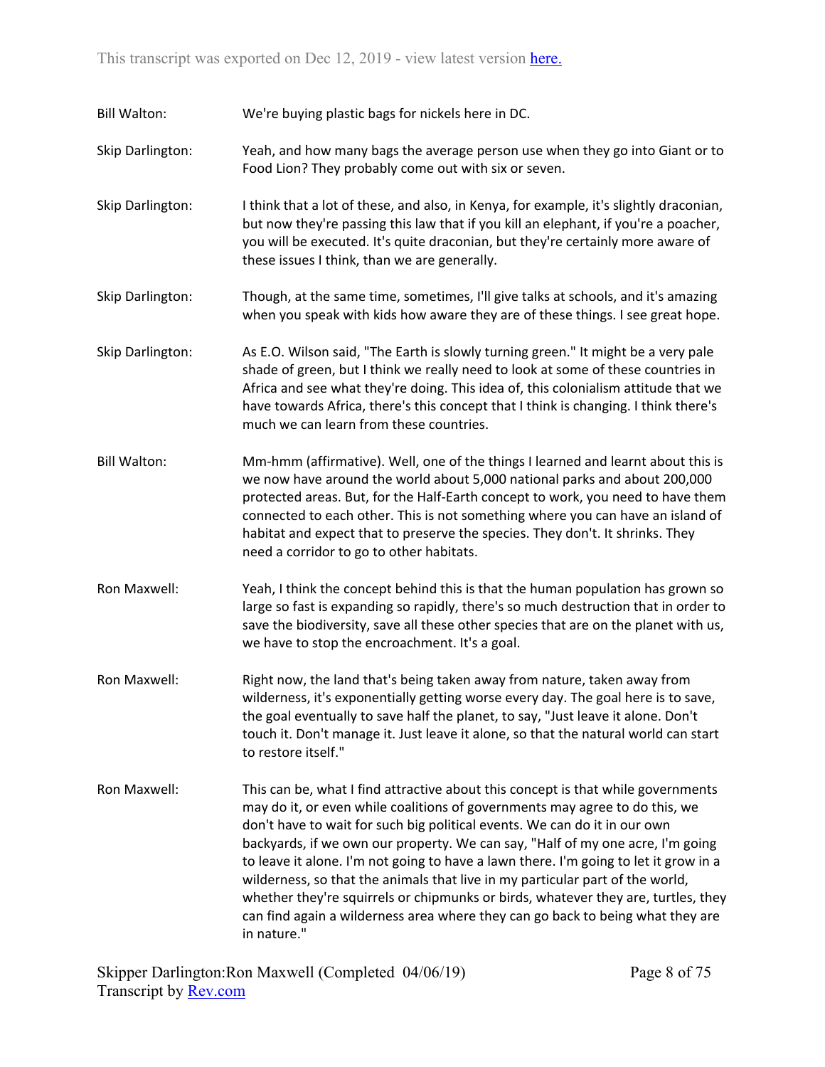Bill Walton: We're buying plastic bags for nickels here in DC.

Skip Darlington: Yeah, and how many bags the average person use when they go into Giant or to Food Lion? They probably come out with six or seven.

Skip Darlington: I think that a lot of these, and also, in Kenya, for example, it's slightly draconian, but now they're passing this law that if you kill an elephant, if you're a poacher, you will be executed. It's quite draconian, but they're certainly more aware of these issues I think, than we are generally.

Skip Darlington: Though, at the same time, sometimes, I'll give talks at schools, and it's amazing when you speak with kids how aware they are of these things. I see great hope.

Skip Darlington: As E.O. Wilson said, "The Earth is slowly turning green." It might be a very pale shade of green, but I think we really need to look at some of these countries in Africa and see what they're doing. This idea of, this colonialism attitude that we have towards Africa, there's this concept that I think is changing. I think there's much we can learn from these countries.

Bill Walton: Mm-hmm (affirmative). Well, one of the things I learned and learnt about this is we now have around the world about 5,000 national parks and about 200,000 protected areas. But, for the Half-Earth concept to work, you need to have them connected to each other. This is not something where you can have an island of habitat and expect that to preserve the species. They don't. It shrinks. They need a corridor to go to other habitats.

Ron Maxwell: Yeah, I think the concept behind this is that the human population has grown so large so fast is expanding so rapidly, there's so much destruction that in order to save the biodiversity, save all these other species that are on the planet with us, we have to stop the encroachment. It's a goal.

Ron Maxwell: Right now, the land that's being taken away from nature, taken away from wilderness, it's exponentially getting worse every day. The goal here is to save, the goal eventually to save half the planet, to say, "Just leave it alone. Don't touch it. Don't manage it. Just leave it alone, so that the natural world can start to restore itself."

Ron Maxwell: This can be, what I find attractive about this concept is that while governments may do it, or even while coalitions of governments may agree to do this, we don't have to wait for such big political events. We can do it in our own backyards, if we own our property. We can say, "Half of my one acre, I'm going to leave it alone. I'm not going to have a lawn there. I'm going to let it grow in a wilderness, so that the animals that live in my particular part of the world, whether they're squirrels or chipmunks or birds, whatever they are, turtles, they can find again a wilderness area where they can go back to being what they are in nature."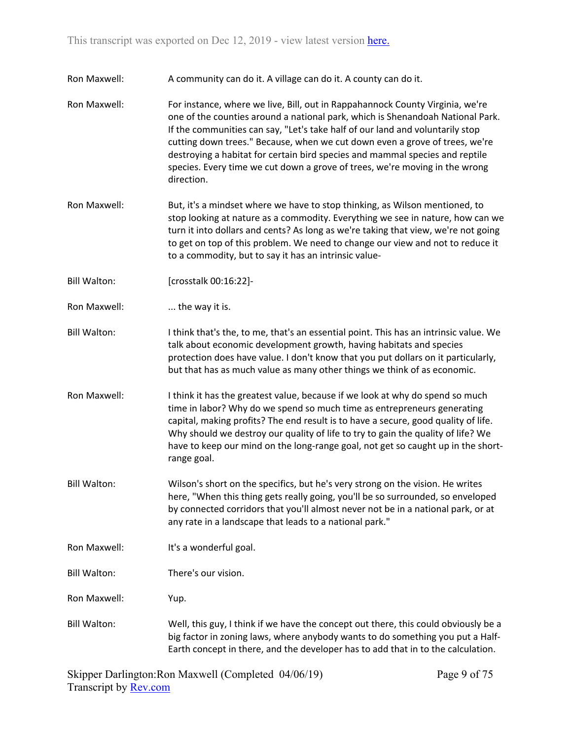Ron Maxwell: A community can do it. A village can do it. A county can do it.

Ron Maxwell: For instance, where we live, Bill, out in Rappahannock County Virginia, we're one of the counties around a national park, which is Shenandoah National Park. If the communities can say, "Let's take half of our land and voluntarily stop cutting down trees." Because, when we cut down even a grove of trees, we're destroying a habitat for certain bird species and mammal species and reptile species. Every time we cut down a grove of trees, we're moving in the wrong direction.

Ron Maxwell: But, it's a mindset where we have to stop thinking, as Wilson mentioned, to stop looking at nature as a commodity. Everything we see in nature, how can we turn it into dollars and cents? As long as we're taking that view, we're not going to get on top of this problem. We need to change our view and not to reduce it to a commodity, but to say it has an intrinsic value-

Bill Walton: [crosstalk 00:16:22]-

Ron Maxwell: ... the way it is.

Bill Walton: I think that's the, to me, that's an essential point. This has an intrinsic value. We talk about economic development growth, having habitats and species protection does have value. I don't know that you put dollars on it particularly, but that has as much value as many other things we think of as economic.

Ron Maxwell: I think it has the greatest value, because if we look at why do spend so much time in labor? Why do we spend so much time as entrepreneurs generating capital, making profits? The end result is to have a secure, good quality of life. Why should we destroy our quality of life to try to gain the quality of life? We have to keep our mind on the long-range goal, not get so caught up in the short-range goal.

Bill Walton: Wilson's short on the specifics, but he's very strong on the vision. He writes here, "When this thing gets really going, you'll be so surrounded, so enveloped by connected corridors that you'll almost never not be in a national park, or at any rate in a landscape that leads to a national park."

Ron Maxwell: It's a wonderful goal.

Bill Walton: There's our vision.

Ron Maxwell: Yup.

Bill Walton: Well, this guy, I think if we have the concept out there, this could obviously be a big factor in zoning laws, where anybody wants to do something you put a Half-Earth concept in there, and the developer has to add that in to the calculation.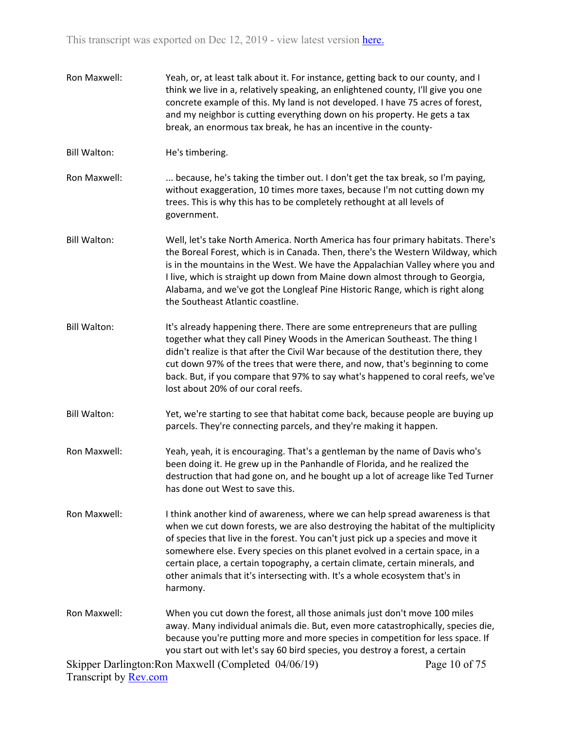Ron Maxwell: Yeah, or, at least talk about it. For instance, getting back to our county, and I think we live in a, relatively speaking, an enlightened county, I'll give you one concrete example of this. My land is not developed. I have 75 acres of forest, and my neighbor is cutting everything down on his property. He gets a tax break, an enormous tax break, he has an incentive in the county-

Bill Walton: He's timbering.

Ron Maxwell: ... because, he's taking the timber out. I don't get the tax break, so I'm paying, without exaggeration, 10 times more taxes, because I'm not cutting down my trees. This is why this has to be completely rethought at all levels of government.

Bill Walton: Well, let's take North America. North America has four primary habitats. There's the Boreal Forest, which is in Canada. Then, there's the Western Wildway, which is in the mountains in the West. We have the Appalachian Valley where you and I live, which is straight up down from Maine down almost through to Georgia, Alabama, and we've got the Longleaf Pine Historic Range, which is right along the Southeast Atlantic coastline.

Bill Walton: It's already happening there. There are some entrepreneurs that are pulling together what they call Piney Woods in the American Southeast. The thing I didn't realize is that after the Civil War because of the destitution there, they cut down 97% of the trees that were there, and now, that's beginning to come back. But, if you compare that 97% to say what's happened to coral reefs, we've lost about 20% of our coral reefs.

Bill Walton: Yet, we're starting to see that habitat come back, because people are buying up parcels. They're connecting parcels, and they're making it happen.

Ron Maxwell: Yeah, yeah, it is encouraging. That's a gentleman by the name of Davis who's been doing it. He grew up in the Panhandle of Florida, and he realized the destruction that had gone on, and he bought up a lot of acreage like Ted Turner has done out West to save this.

Ron Maxwell: I think another kind of awareness, where we can help spread awareness is that when we cut down forests, we are also destroying the habitat of the multiplicity of species that live in the forest. You can't just pick up a species and move it somewhere else. Every species on this planet evolved in a certain space, in a certain place, a certain topography, a certain climate, certain minerals, and other animals that it's intersecting with. It's a whole ecosystem that's in harmony.

Ron Maxwell: When you cut down the forest, all those animals just don't move 100 miles away. Many individual animals die. But, even more catastrophically, species die, because you're putting more and more species in competition for less space. If you start out with let's say 60 bird species, you destroy a forest, a certain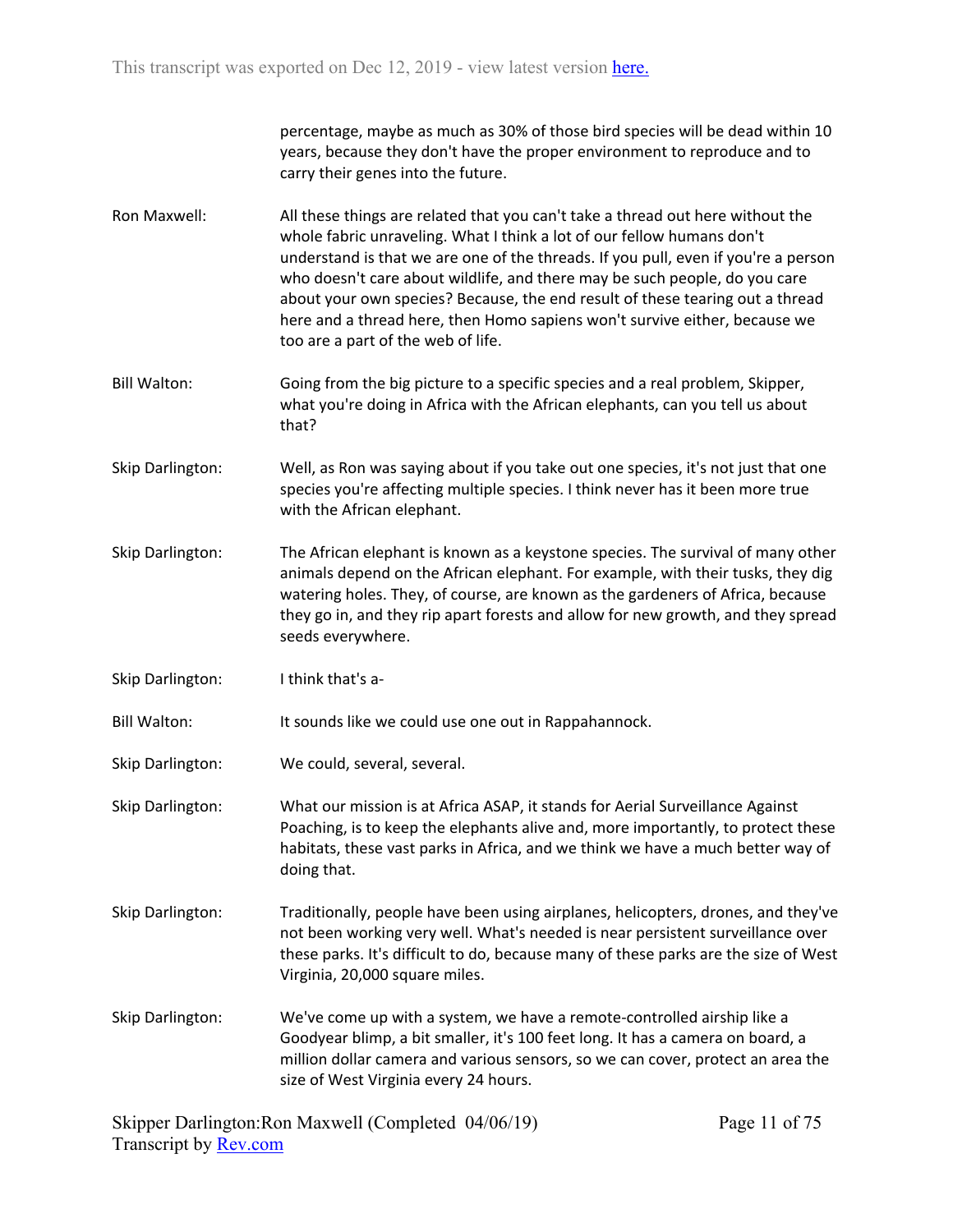percentage, maybe as much as 30% of those bird species will be dead within 10 years, because they don't have the proper environment to reproduce and to carry their genes into the future.

Ron Maxwell: All these things are related that you can't take a thread out here without the whole fabric unraveling. What I think a lot of our fellow humans don't understand is that we are one of the threads. If you pull, even if you're a person who doesn't care about wildlife, and there may be such people, do you care about your own species? Because, the end result of these tearing out a thread here and a thread here, then Homo sapiens won't survive either, because we too are a part of the web of life.

Bill Walton: Going from the big picture to a specific species and a real problem, Skipper, what you're doing in Africa with the African elephants, can you tell us about that?

Skip Darlington: Well, as Ron was saying about if you take out one species, it's not just that one species you're affecting multiple species. I think never has it been more true with the African elephant.

Skip Darlington: The African elephant is known as a keystone species. The survival of many other animals depend on the African elephant. For example, with their tusks, they dig watering holes. They, of course, are known as the gardeners of Africa, because they go in, and they rip apart forests and allow for new growth, and they spread seeds everywhere.

Skip Darlington: I think that's a-

Bill Walton: It sounds like we could use one out in Rappahannock.

Skip Darlington: We could, several, several.

Skip Darlington: What our mission is at Africa ASAP, it stands for Aerial Surveillance Against Poaching, is to keep the elephants alive and, more importantly, to protect these habitats, these vast parks in Africa, and we think we have a much better way of doing that.

Skip Darlington: Traditionally, people have been using airplanes, helicopters, drones, and they've not been working very well. What's needed is near persistent surveillance over these parks. It's difficult to do, because many of these parks are the size of West Virginia, 20,000 square miles.

Skip Darlington: We've come up with a system, we have a remote-controlled airship like a Goodyear blimp, a bit smaller, it's 100 feet long. It has a camera on board, a million dollar camera and various sensors, so we can cover, protect an area the size of West Virginia every 24 hours.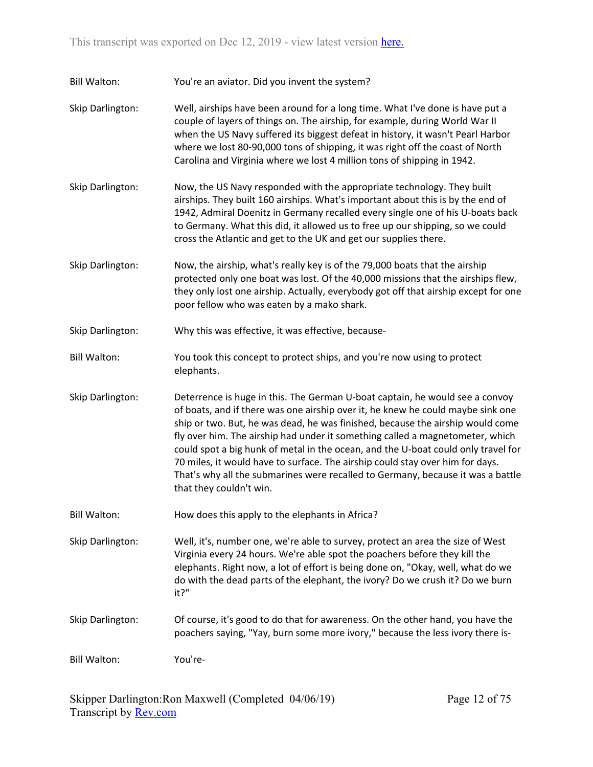Bill Walton: You're an aviator. Did you invent the system?

Skip Darlington: Well, airships have been around for a long time. What I've done is have put a couple of layers of things on. The airship, for example, during World War II when the US Navy suffered its biggest defeat in history, it wasn't Pearl Harbor where we lost 80-90,000 tons of shipping, it was right off the coast of North Carolina and Virginia where we lost 4 million tons of shipping in 1942.

Skip Darlington: Now, the US Navy responded with the appropriate technology. They built airships. They built 160 airships. What's important about this is by the end of 1942, Admiral Doenitz in Germany recalled every single one of his U-boats back to Germany. What this did, it allowed us to free up our shipping, so we could cross the Atlantic and get to the UK and get our supplies there.

Skip Darlington: Now, the airship, what's really key is of the 79,000 boats that the airship protected only one boat was lost. Of the 40,000 missions that the airships flew, they only lost one airship. Actually, everybody got off that airship except for one poor fellow who was eaten by a mako shark.

Skip Darlington: Why this was effective, it was effective, because-

Bill Walton: You took this concept to protect ships, and you're now using to protect elephants.

Skip Darlington: Deterrence is huge in this. The German U-boat captain, he would see a convoy of boats, and if there was one airship over it, he knew he could maybe sink one ship or two. But, he was dead, he was finished, because the airship would come fly over him. The airship had under it something called a magnetometer, which could spot a big hunk of metal in the ocean, and the U-boat could only travel for 70 miles, it would have to surface. The airship could stay over him for days. That's why all the submarines were recalled to Germany, because it was a battle that they couldn't win.

Bill Walton: How does this apply to the elephants in Africa?

Skip Darlington: Well, it's, number one, we're able to survey, protect an area the size of West Virginia every 24 hours. We're able spot the poachers before they kill the elephants. Right now, a lot of effort is being done on, "Okay, well, what do we do with the dead parts of the elephant, the ivory? Do we crush it? Do we burn it?"

Skip Darlington: Of course, it's good to do that for awareness. On the other hand, you have the poachers saying, "Yay, burn some more ivory," because the less ivory there is-

Bill Walton: You're-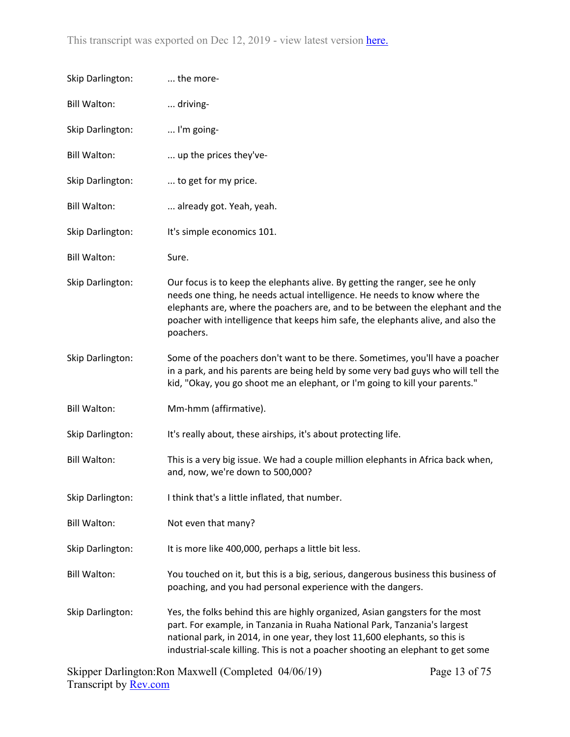Skip Darlington: ... the more-

Bill Walton: ... driving-

Skip Darlington: ... I'm going-

Bill Walton: ... up the prices they've-

Skip Darlington: ... to get for my price.

Bill Walton: ... already got. Yeah, yeah.

Skip Darlington: It's simple economics 101.

Bill Walton: Sure.

Skip Darlington: Our focus is to keep the elephants alive. By getting the ranger, see he only needs one thing, he needs actual intelligence. He needs to know where the elephants are, where the poachers are, and to be between the elephant and the poacher with intelligence that keeps him safe, the elephants alive, and also the poachers.

Skip Darlington: Some of the poachers don't want to be there. Sometimes, you'll have a poacher in a park, and his parents are being held by some very bad guys who will tell the kid, "Okay, you go shoot me an elephant, or I'm going to kill your parents."

Bill Walton: Mm-hmm (affirmative).

Skip Darlington: It's really about, these airships, it's about protecting life.

Bill Walton: This is a very big issue. We had a couple million elephants in Africa back when, and, now, we're down to 500,000?

Skip Darlington: I think that's a little inflated, that number.

Bill Walton: Not even that many?

Skip Darlington: It is more like 400,000, perhaps a little bit less.

Bill Walton: You touched on it, but this is a big, serious, dangerous business this business of poaching, and you had personal experience with the dangers.

Skip Darlington: Yes, the folks behind this are highly organized, Asian gangsters for the most part. For example, in Tanzania in Ruaha National Park, Tanzania's largest national park, in 2014, in one year, they lost 11,600 elephants, so this is industrial-scale killing. This is not a poacher shooting an elephant to get some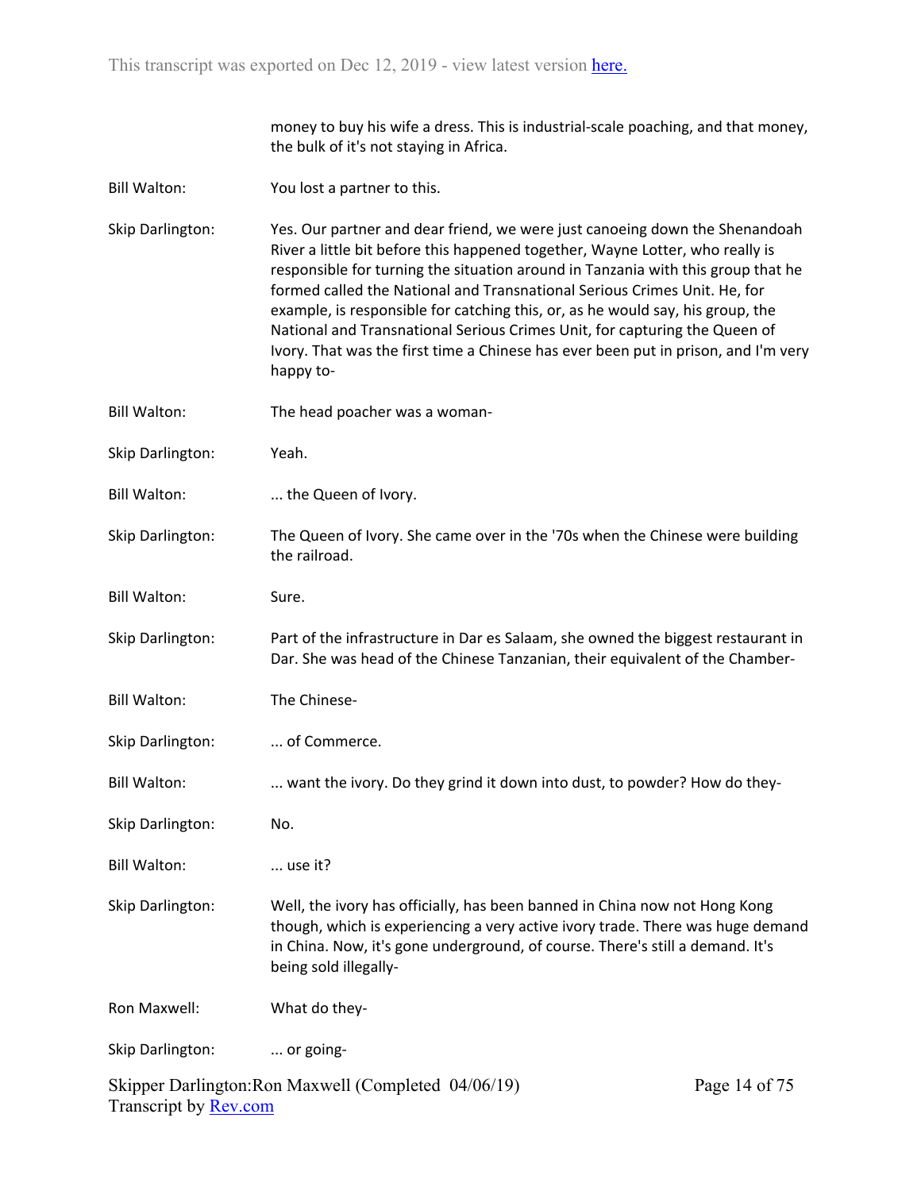money to buy his wife a dress. This is industrial-scale poaching, and that money, the bulk of it's not staying in Africa.

**Bill Walton:** You lost a partner to this.

**Skip Darlington:** Yes. Our partner and dear friend, we were just canoeing down the Shenandoah River a little bit before this happened together, Wayne Lotter, who really is responsible for turning the situation around in Tanzania with this group that he formed called the National and Transnational Serious Crimes Unit. He, for example, is responsible for catching this, or, as he would say, his group, the National and Transnational Serious Crimes Unit, for capturing the Queen of Ivory. That was the first time a Chinese has ever been put in prison, and I'm very happy to-

**Bill Walton:** The head poacher was a woman-

**Skip Darlington:** Yeah.

**Bill Walton:** ... the Queen of Ivory.

**Skip Darlington:** The Queen of Ivory. She came over in the '70s when the Chinese were building the railroad.

**Bill Walton:** Sure.

**Skip Darlington:** Part of the infrastructure in Dar es Salaam, she owned the biggest restaurant in Dar. She was head of the Chinese Tanzanian, their equivalent of the Chamber-

**Bill Walton:** The Chinese-

**Skip Darlington:** ... of Commerce.

**Bill Walton:** ... want the ivory. Do they grind it down into dust, to powder? How do they-

**Skip Darlington:** No.

**Bill Walton:** ... use it?

**Skip Darlington:** Well, the ivory has officially, has been banned in China now not Hong Kong though, which is experiencing a very active ivory trade. There was huge demand in China. Now, it's gone underground, of course. There's still a demand. It's being sold illegally-

**Ron Maxwell:** What do they-

**Skip Darlington:** ... or going-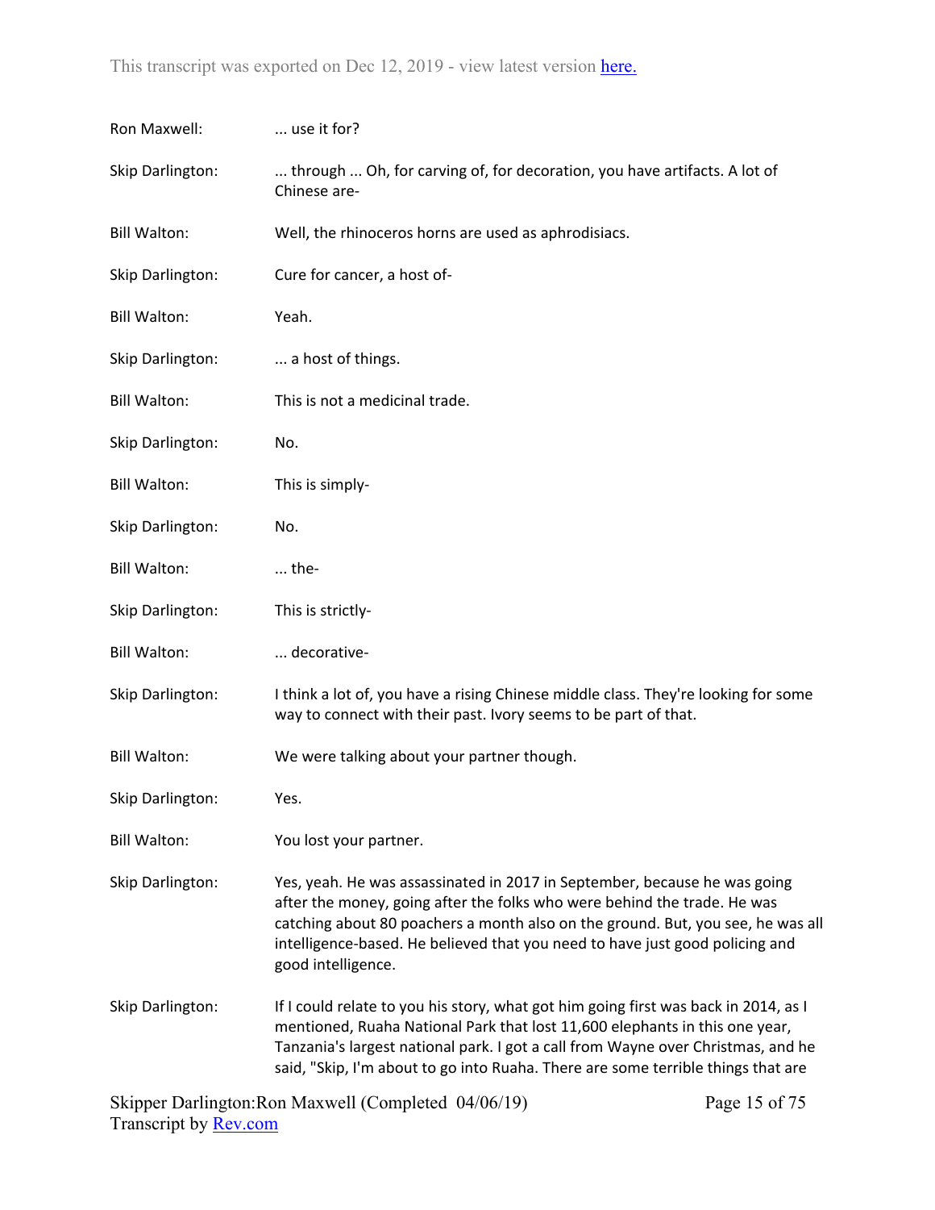Ron Maxwell: ... use it for?

Skip Darlington: ... through ... Oh, for carving of, for decoration, you have artifacts. A lot of Chinese are-

Bill Walton: Well, the rhinoceros horns are used as aphrodisiacs.

Skip Darlington: Cure for cancer, a host of-

Bill Walton: Yeah.

Skip Darlington: ... a host of things.

Bill Walton: This is not a medicinal trade.

Skip Darlington: No.

Bill Walton: This is simply-

Skip Darlington: No.

Bill Walton: ... the-

Skip Darlington: This is strictly-

Bill Walton: ... decorative-

Skip Darlington: I think a lot of, you have a rising Chinese middle class. They're looking for some way to connect with their past. Ivory seems to be part of that.

Bill Walton: We were talking about your partner though.

Skip Darlington: Yes.

Bill Walton: You lost your partner.

Skip Darlington: Yes, yeah. He was assassinated in 2017 in September, because he was going after the money, going after the folks who were behind the trade. He was catching about 80 poachers a month also on the ground. But, you see, he was all intelligence-based. He believed that you need to have just good policing and good intelligence.

Skip Darlington: If I could relate to you his story, what got him going first was back in 2014, as I mentioned, Ruaha National Park that lost 11,600 elephants in this one year, Tanzania's largest national park. I got a call from Wayne over Christmas, and he said, "Skip, I'm about to go into Ruaha. There are some terrible things that are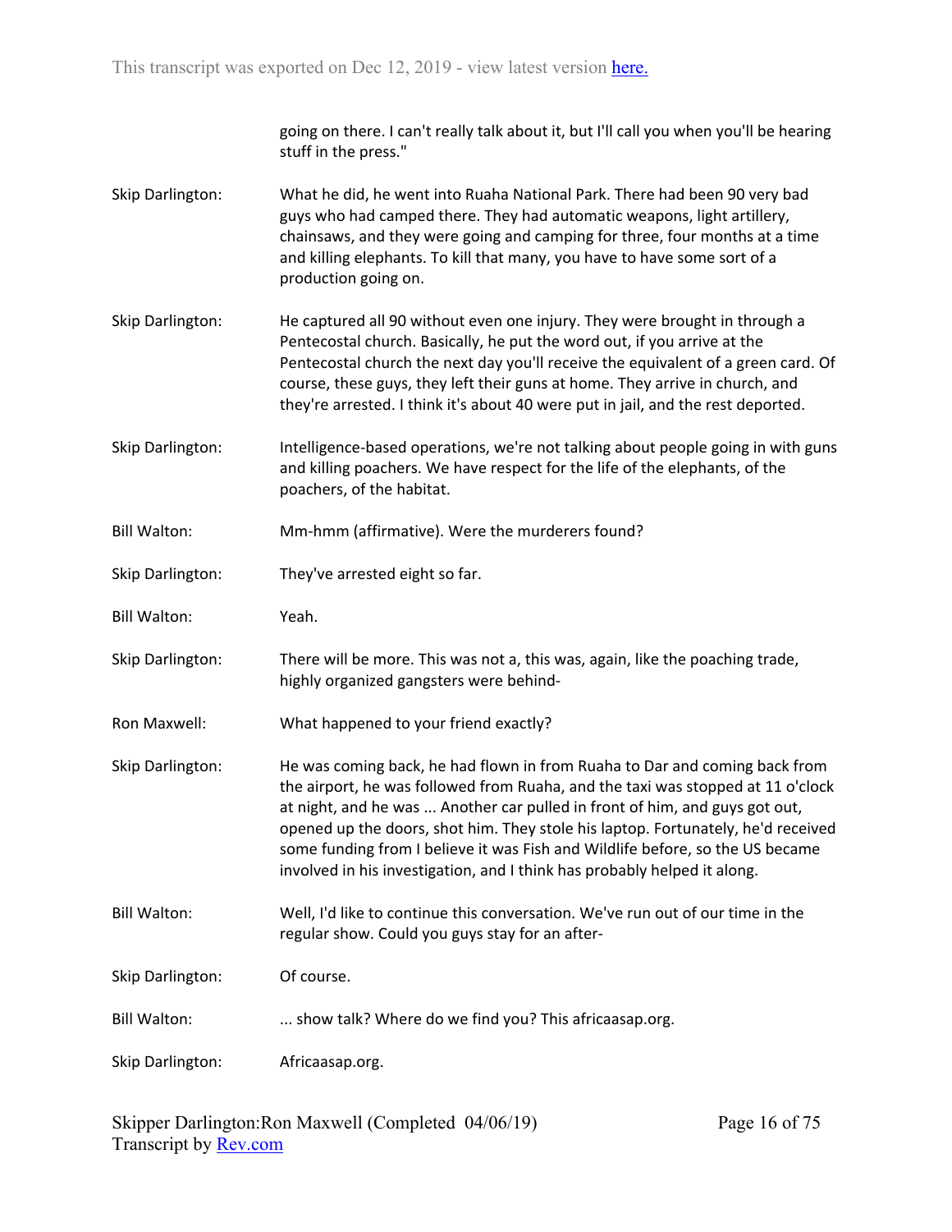going on there. I can't really talk about it, but I'll call you when you'll be hearing stuff in the press."

**Skip Darlington:** What he did, he went into Ruaha National Park. There had been 90 very bad guys who had camped there. They had automatic weapons, light artillery, chainsaws, and they were going and camping for three, four months at a time and killing elephants. To kill that many, you have to have some sort of a production going on.

**Skip Darlington:** He captured all 90 without even one injury. They were brought in through a Pentecostal church. Basically, he put the word out, if you arrive at the Pentecostal church the next day you'll receive the equivalent of a green card. Of course, these guys, they left their guns at home. They arrive in church, and they're arrested. I think it's about 40 were put in jail, and the rest deported.

**Skip Darlington:** Intelligence-based operations, we're not talking about people going in with guns and killing poachers. We have respect for the life of the elephants, of the poachers, of the habitat.

**Bill Walton:** Mm-hmm (affirmative). Were the murderers found?

**Skip Darlington:** They've arrested eight so far.

**Bill Walton:** Yeah.

**Skip Darlington:** There will be more. This was not a, this was, again, like the poaching trade, highly organized gangsters were behind-

**Ron Maxwell:** What happened to your friend exactly?

**Skip Darlington:** He was coming back, he had flown in from Ruaha to Dar and coming back from the airport, he was followed from Ruaha, and the taxi was stopped at 11 o'clock at night, and he was ... Another car pulled in front of him, and guys got out, opened up the doors, shot him. They stole his laptop. Fortunately, he'd received some funding from I believe it was Fish and Wildlife before, so the US became involved in his investigation, and I think has probably helped it along.

**Bill Walton:** Well, I'd like to continue this conversation. We've run out of our time in the regular show. Could you guys stay for an after-

**Skip Darlington:** Of course.

**Bill Walton:** ... show talk? Where do we find you? This africaasap.org.

**Skip Darlington:** Africaasap.org.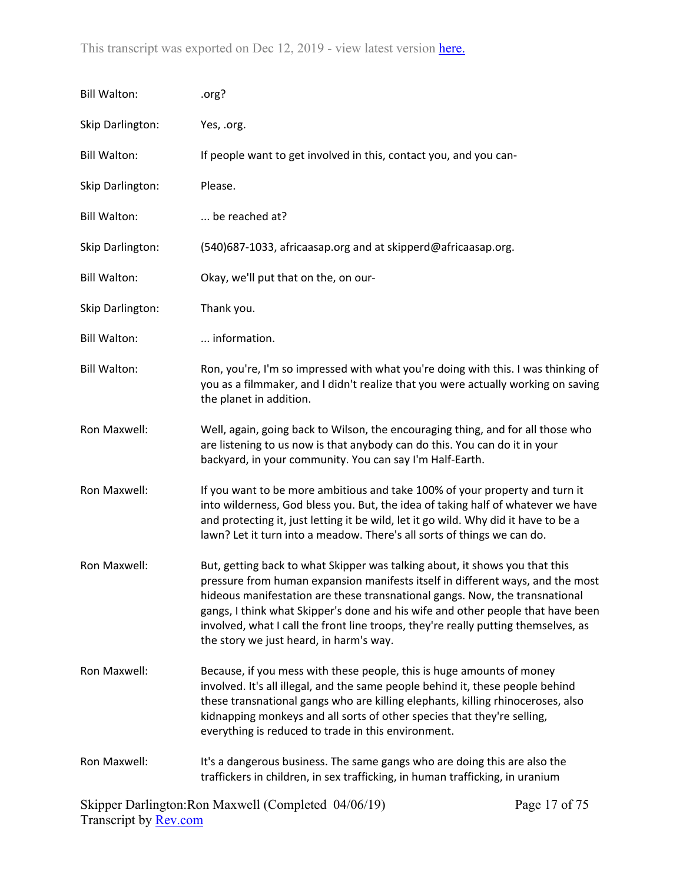Bill Walton: .org?

Skip Darlington: Yes, .org.

Bill Walton: If people want to get involved in this, contact you, and you can-

Skip Darlington: Please.

Bill Walton: ... be reached at?

Skip Darlington: (540)687-1033, africaasap.org and at skipperd@africaasap.org.

Bill Walton: Okay, we'll put that on the, on our-

Skip Darlington: Thank you.

Bill Walton: ... information.

Bill Walton: Ron, you're, I'm so impressed with what you're doing with this. I was thinking of you as a filmmaker, and I didn't realize that you were actually working on saving the planet in addition.

Ron Maxwell: Well, again, going back to Wilson, the encouraging thing, and for all those who are listening to us now is that anybody can do this. You can do it in your backyard, in your community. You can say I'm Half-Earth.

Ron Maxwell: If you want to be more ambitious and take 100% of your property and turn it into wilderness, God bless you. But, the idea of taking half of whatever we have and protecting it, just letting it be wild, let it go wild. Why did it have to be a lawn? Let it turn into a meadow. There's all sorts of things we can do.

Ron Maxwell: But, getting back to what Skipper was talking about, it shows you that this pressure from human expansion manifests itself in different ways, and the most hideous manifestation are these transnational gangs. Now, the transnational gangs, I think what Skipper's done and his wife and other people that have been involved, what I call the front line troops, they're really putting themselves, as the story we just heard, in harm's way.

Ron Maxwell: Because, if you mess with these people, this is huge amounts of money involved. It's all illegal, and the same people behind it, these people behind these transnational gangs who are killing elephants, killing rhinoceroses, also kidnapping monkeys and all sorts of other species that they're selling, everything is reduced to trade in this environment.

Ron Maxwell: It's a dangerous business. The same gangs who are doing this are also the traffickers in children, in sex trafficking, in human trafficking, in uranium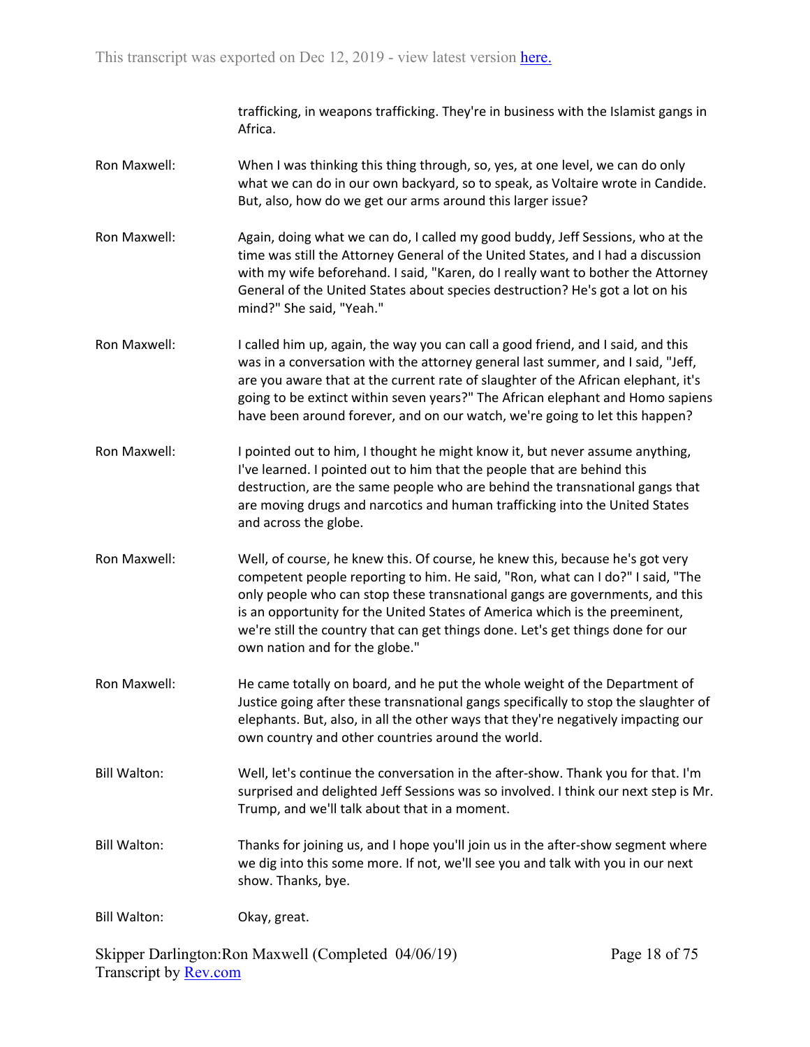trafficking, in weapons trafficking. They're in business with the Islamist gangs in Africa.

Ron Maxwell: When I was thinking this thing through, so, yes, at one level, we can do only what we can do in our own backyard, so to speak, as Voltaire wrote in Candide. But, also, how do we get our arms around this larger issue?

Ron Maxwell: Again, doing what we can do, I called my good buddy, Jeff Sessions, who at the time was still the Attorney General of the United States, and I had a discussion with my wife beforehand. I said, "Karen, do I really want to bother the Attorney General of the United States about species destruction? He's got a lot on his mind?" She said, "Yeah."

Ron Maxwell: I called him up, again, the way you can call a good friend, and I said, and this was in a conversation with the attorney general last summer, and I said, "Jeff, are you aware that at the current rate of slaughter of the African elephant, it's going to be extinct within seven years?" The African elephant and Homo sapiens have been around forever, and on our watch, we're going to let this happen?

Ron Maxwell: I pointed out to him, I thought he might know it, but never assume anything, I've learned. I pointed out to him that the people that are behind this destruction, are the same people who are behind the transnational gangs that are moving drugs and narcotics and human trafficking into the United States and across the globe.

Ron Maxwell: Well, of course, he knew this. Of course, he knew this, because he's got very competent people reporting to him. He said, "Ron, what can I do?" I said, "The only people who can stop these transnational gangs are governments, and this is an opportunity for the United States of America which is the preeminent, we're still the country that can get things done. Let's get things done for our own nation and for the globe."

Ron Maxwell: He came totally on board, and he put the whole weight of the Department of Justice going after these transnational gangs specifically to stop the slaughter of elephants. But, also, in all the other ways that they're negatively impacting our own country and other countries around the world.

Bill Walton: Well, let's continue the conversation in the after-show. Thank you for that. I'm surprised and delighted Jeff Sessions was so involved. I think our next step is Mr. Trump, and we'll talk about that in a moment.

Bill Walton: Thanks for joining us, and I hope you'll join us in the after-show segment where we dig into this some more. If not, we'll see you and talk with you in our next show. Thanks, bye.

Bill Walton: Okay, great.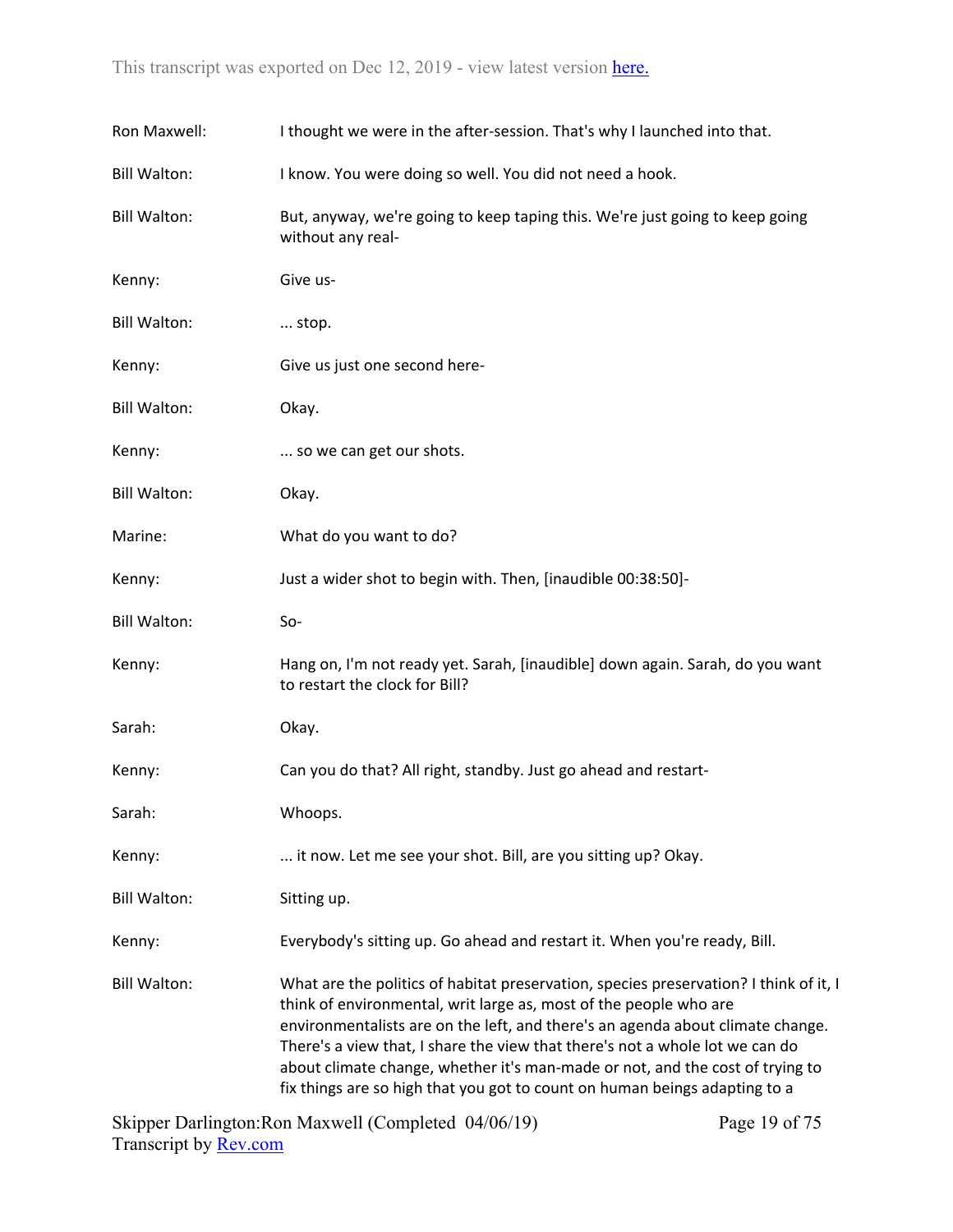Ron Maxwell: I thought we were in the after-session. That's why I launched into that.

Bill Walton: I know. You were doing so well. You did not need a hook.

Bill Walton: But, anyway, we're going to keep taping this. We're just going to keep going without any real-

Kenny: Give us-

Bill Walton: ... stop.

Kenny: Give us just one second here-

Bill Walton: Okay.

Kenny: ... so we can get our shots.

Bill Walton: Okay.

Marine: What do you want to do?

Kenny: Just a wider shot to begin with. Then, [inaudible 00:38:50]-

Bill Walton: So-

Kenny: Hang on, I'm not ready yet. Sarah, [inaudible] down again. Sarah, do you want to restart the clock for Bill?

Sarah: Okay.

Kenny: Can you do that? All right, standby. Just go ahead and restart-

Sarah: Whoops.

Kenny: ... it now. Let me see your shot. Bill, are you sitting up? Okay.

Bill Walton: Sitting up.

Kenny: Everybody's sitting up. Go ahead and restart it. When you're ready, Bill.

Bill Walton: What are the politics of habitat preservation, species preservation? I think of it, I think of environmental, writ large as, most of the people who are environmentalists are on the left, and there's an agenda about climate change. There's a view that, I share the view that there's not a whole lot we can do about climate change, whether it's man-made or not, and the cost of trying to fix things are so high that you got to count on human beings adapting to a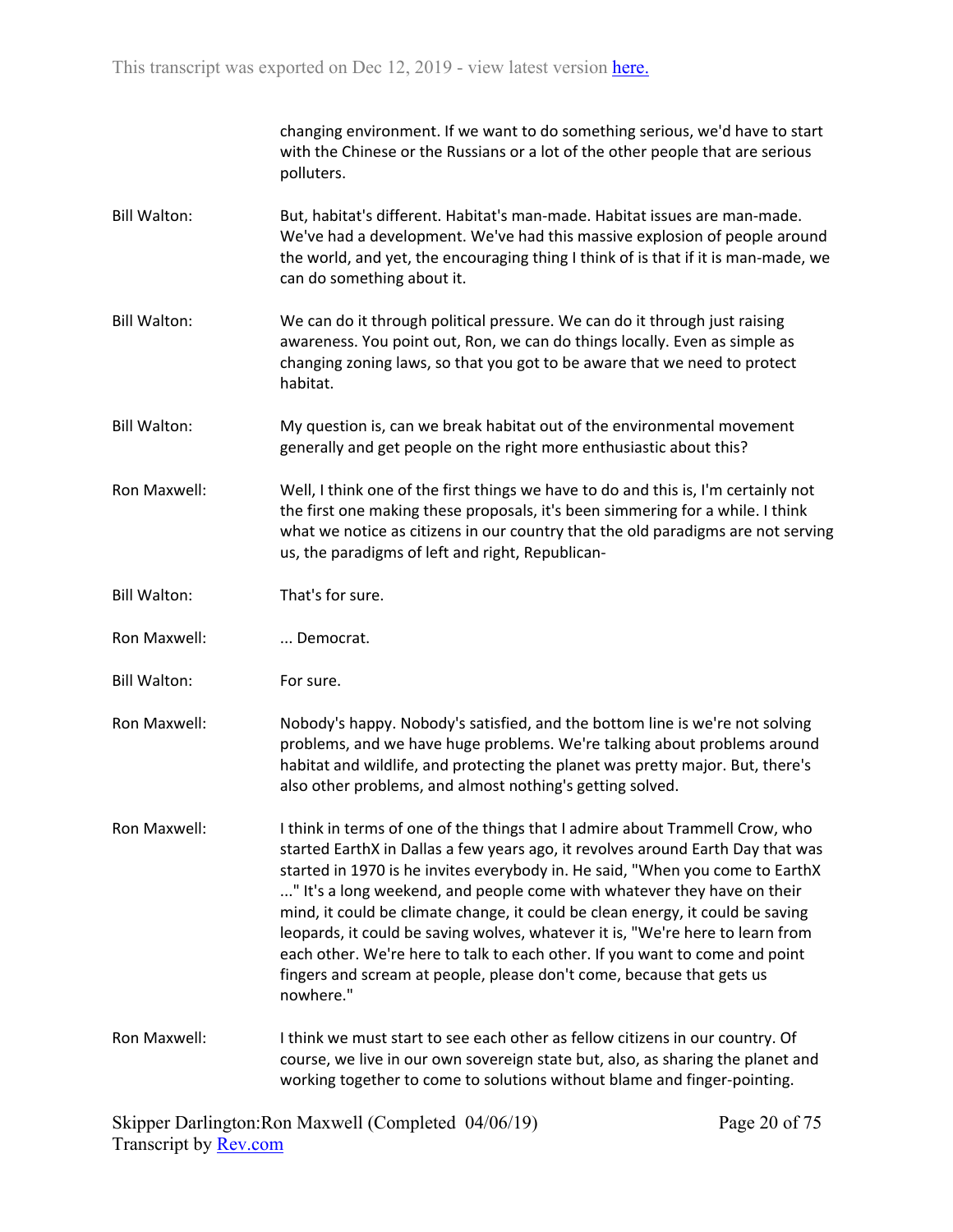changing environment. If we want to do something serious, we'd have to start with the Chinese or the Russians or a lot of the other people that are serious polluters.

Bill Walton: But, habitat's different. Habitat's man-made. Habitat issues are man-made. We've had a development. We've had this massive explosion of people around the world, and yet, the encouraging thing I think of is that if it is man-made, we can do something about it.

Bill Walton: We can do it through political pressure. We can do it through just raising awareness. You point out, Ron, we can do things locally. Even as simple as changing zoning laws, so that you got to be aware that we need to protect habitat.

Bill Walton: My question is, can we break habitat out of the environmental movement generally and get people on the right more enthusiastic about this?

Ron Maxwell: Well, I think one of the first things we have to do and this is, I'm certainly not the first one making these proposals, it's been simmering for a while. I think what we notice as citizens in our country that the old paradigms are not serving us, the paradigms of left and right, Republican-

Bill Walton: That's for sure.

Ron Maxwell: ... Democrat.

Bill Walton: For sure.

Ron Maxwell: Nobody's happy. Nobody's satisfied, and the bottom line is we're not solving problems, and we have huge problems. We're talking about problems around habitat and wildlife, and protecting the planet was pretty major. But, there's also other problems, and almost nothing's getting solved.

Ron Maxwell: I think in terms of one of the things that I admire about Trammell Crow, who started EarthX in Dallas a few years ago, it revolves around Earth Day that was started in 1970 is he invites everybody in. He said, "When you come to EarthX ..." It's a long weekend, and people come with whatever they have on their mind, it could be climate change, it could be clean energy, it could be saving leopards, it could be saving wolves, whatever it is, "We're here to learn from each other. We're here to talk to each other. If you want to come and point fingers and scream at people, please don't come, because that gets us nowhere."

Ron Maxwell: I think we must start to see each other as fellow citizens in our country. Of course, we live in our own sovereign state but, also, as sharing the planet and working together to come to solutions without blame and finger-pointing.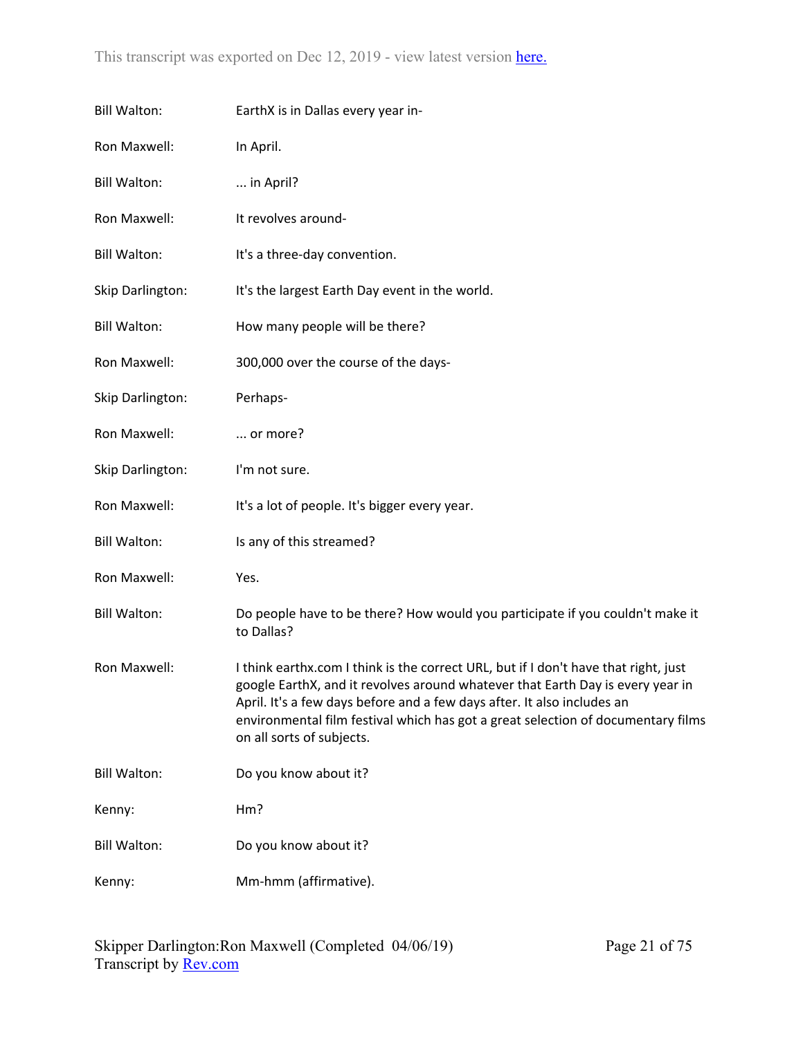| | |
|---|---|
| Bill Walton: | EarthX is in Dallas every year in- |
| Ron Maxwell: | In April. |
| Bill Walton: | ... in April? |
| Ron Maxwell: | It revolves around- |
| Bill Walton: | It's a three-day convention. |
| Skip Darlington: | It's the largest Earth Day event in the world. |
| Bill Walton: | How many people will be there? |
| Ron Maxwell: | 300,000 over the course of the days- |
| Skip Darlington: | Perhaps- |
| Ron Maxwell: | ... or more? |
| Skip Darlington: | I'm not sure. |
| Ron Maxwell: | It's a lot of people. It's bigger every year. |
| Bill Walton: | Is any of this streamed? |
| Ron Maxwell: | Yes. |
| Bill Walton: | Do people have to be there? How would you participate if you couldn't make it to Dallas? |
| Ron Maxwell: | I think earthx.com I think is the correct URL, but if I don't have that right, just google EarthX, and it revolves around whatever that Earth Day is every year in April. It's a few days before and a few days after. It also includes an environmental film festival which has got a great selection of documentary films on all sorts of subjects. |
| Bill Walton: | Do you know about it? |
| Kenny: | Hm? |
| Bill Walton: | Do you know about it? |
| Kenny: | Mm-hmm (affirmative). |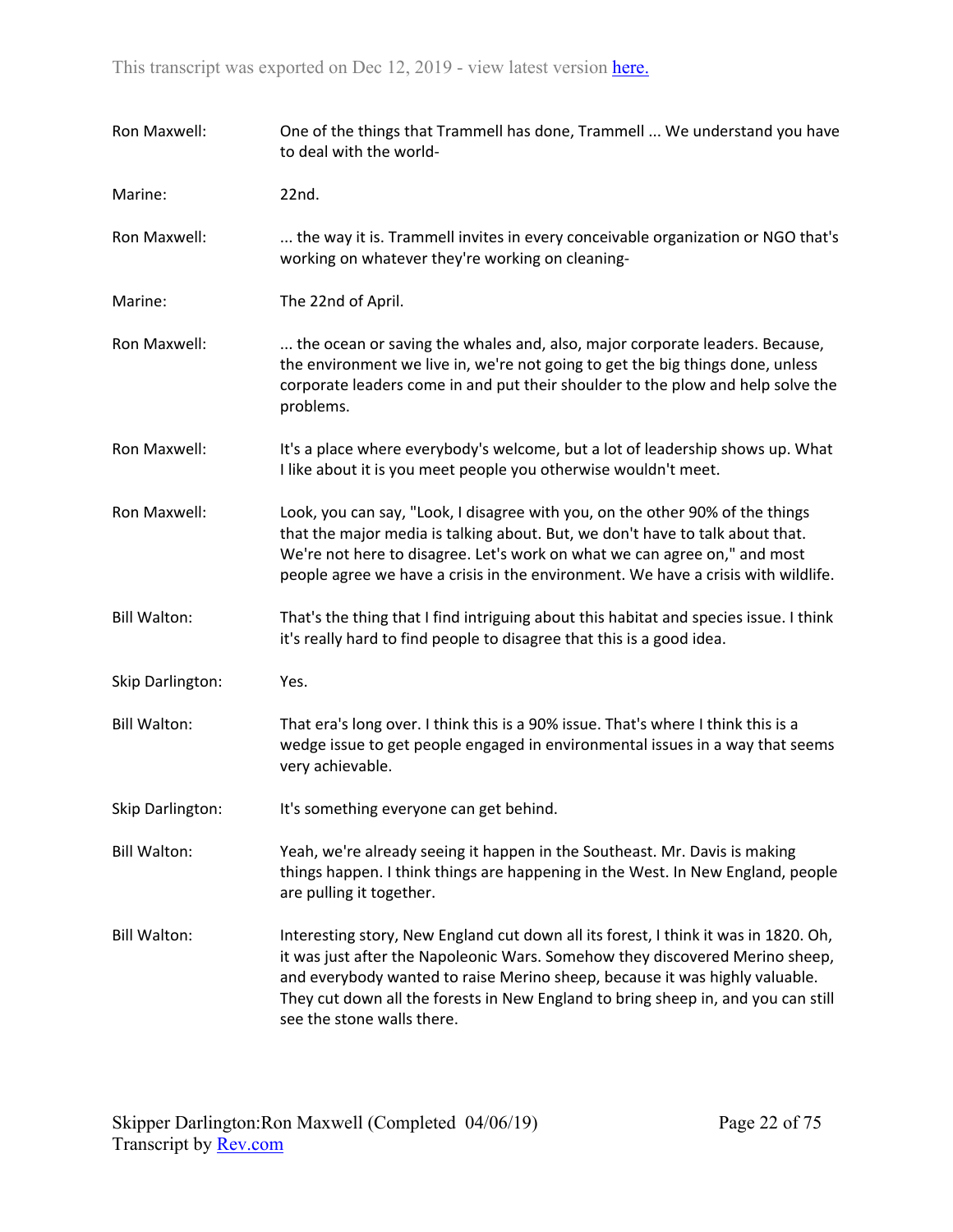Ron Maxwell: One of the things that Trammell has done, Trammell ... We understand you have to deal with the world-

Marine: 22nd.

Ron Maxwell: ... the way it is. Trammell invites in every conceivable organization or NGO that's working on whatever they're working on cleaning-

Marine: The 22nd of April.

Ron Maxwell: ... the ocean or saving the whales and, also, major corporate leaders. Because, the environment we live in, we're not going to get the big things done, unless corporate leaders come in and put their shoulder to the plow and help solve the problems.

Ron Maxwell: It's a place where everybody's welcome, but a lot of leadership shows up. What I like about it is you meet people you otherwise wouldn't meet.

Ron Maxwell: Look, you can say, "Look, I disagree with you, on the other 90% of the things that the major media is talking about. But, we don't have to talk about that. We're not here to disagree. Let's work on what we can agree on," and most people agree we have a crisis in the environment. We have a crisis with wildlife.

Bill Walton: That's the thing that I find intriguing about this habitat and species issue. I think it's really hard to find people to disagree that this is a good idea.

Skip Darlington: Yes.

Bill Walton: That era's long over. I think this is a 90% issue. That's where I think this is a wedge issue to get people engaged in environmental issues in a way that seems very achievable.

Skip Darlington: It's something everyone can get behind.

Bill Walton: Yeah, we're already seeing it happen in the Southeast. Mr. Davis is making things happen. I think things are happening in the West. In New England, people are pulling it together.

Bill Walton: Interesting story, New England cut down all its forest, I think it was in 1820. Oh, it was just after the Napoleonic Wars. Somehow they discovered Merino sheep, and everybody wanted to raise Merino sheep, because it was highly valuable. They cut down all the forests in New England to bring sheep in, and you can still see the stone walls there.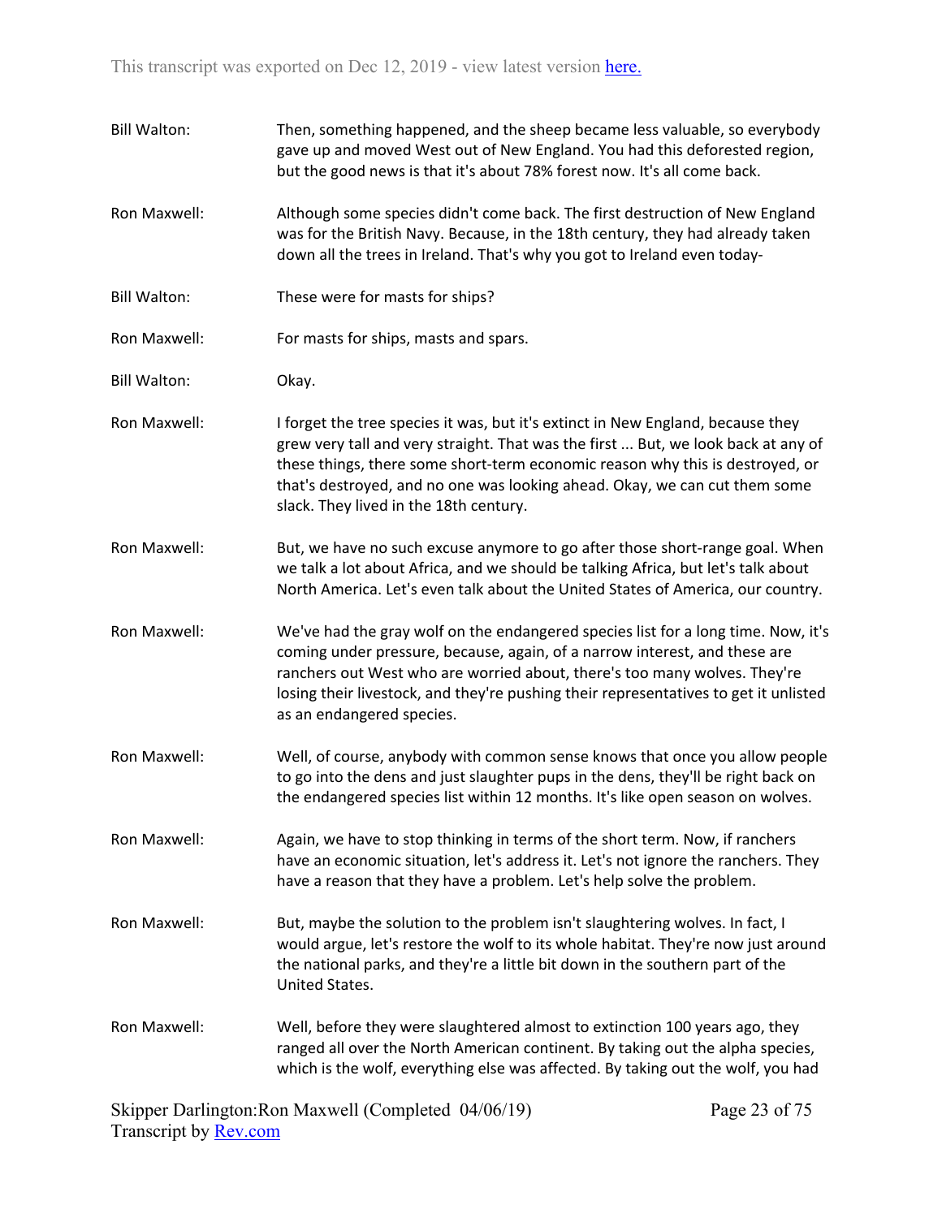Bill Walton: Then, something happened, and the sheep became less valuable, so everybody gave up and moved West out of New England. You had this deforested region, but the good news is that it's about 78% forest now. It's all come back.

Ron Maxwell: Although some species didn't come back. The first destruction of New England was for the British Navy. Because, in the 18th century, they had already taken down all the trees in Ireland. That's why you got to Ireland even today-

Bill Walton: These were for masts for ships?

Ron Maxwell: For masts for ships, masts and spars.

Bill Walton: Okay.

Ron Maxwell: I forget the tree species it was, but it's extinct in New England, because they grew very tall and very straight. That was the first ... But, we look back at any of these things, there some short-term economic reason why this is destroyed, or that's destroyed, and no one was looking ahead. Okay, we can cut them some slack. They lived in the 18th century.

Ron Maxwell: But, we have no such excuse anymore to go after those short-range goal. When we talk a lot about Africa, and we should be talking Africa, but let's talk about North America. Let's even talk about the United States of America, our country.

Ron Maxwell: We've had the gray wolf on the endangered species list for a long time. Now, it's coming under pressure, because, again, of a narrow interest, and these are ranchers out West who are worried about, there's too many wolves. They're losing their livestock, and they're pushing their representatives to get it unlisted as an endangered species.

Ron Maxwell: Well, of course, anybody with common sense knows that once you allow people to go into the dens and just slaughter pups in the dens, they'll be right back on the endangered species list within 12 months. It's like open season on wolves.

Ron Maxwell: Again, we have to stop thinking in terms of the short term. Now, if ranchers have an economic situation, let's address it. Let's not ignore the ranchers. They have a reason that they have a problem. Let's help solve the problem.

Ron Maxwell: But, maybe the solution to the problem isn't slaughtering wolves. In fact, I would argue, let's restore the wolf to its whole habitat. They're now just around the national parks, and they're a little bit down in the southern part of the United States.

Ron Maxwell: Well, before they were slaughtered almost to extinction 100 years ago, they ranged all over the North American continent. By taking out the alpha species, which is the wolf, everything else was affected. By taking out the wolf, you had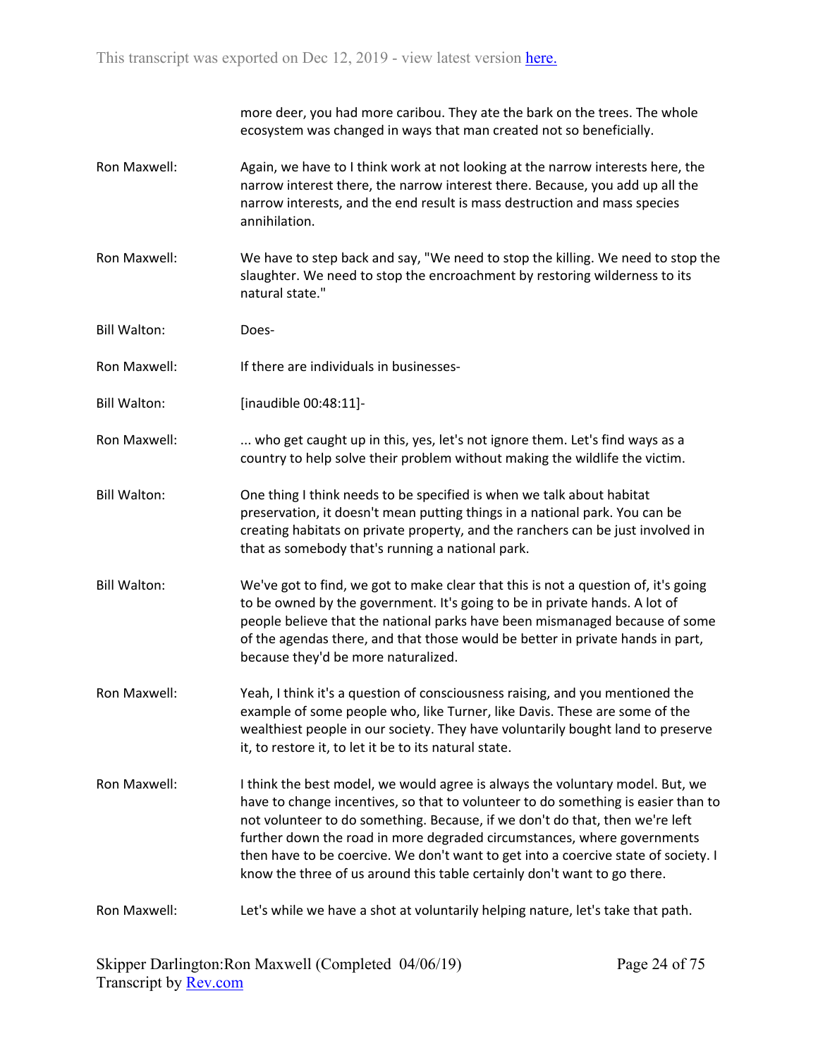more deer, you had more caribou. They ate the bark on the trees. The whole ecosystem was changed in ways that man created not so beneficially.

Ron Maxwell: Again, we have to I think work at not looking at the narrow interests here, the narrow interest there, the narrow interest there. Because, you add up all the narrow interests, and the end result is mass destruction and mass species annihilation.

Ron Maxwell: We have to step back and say, "We need to stop the killing. We need to stop the slaughter. We need to stop the encroachment by restoring wilderness to its natural state."

Bill Walton: Does-

Ron Maxwell: If there are individuals in businesses-

Bill Walton: [inaudible 00:48:11]-

Ron Maxwell: ... who get caught up in this, yes, let's not ignore them. Let's find ways as a country to help solve their problem without making the wildlife the victim.

Bill Walton: One thing I think needs to be specified is when we talk about habitat preservation, it doesn't mean putting things in a national park. You can be creating habitats on private property, and the ranchers can be just involved in that as somebody that's running a national park.

Bill Walton: We've got to find, we got to make clear that this is not a question of, it's going to be owned by the government. It's going to be in private hands. A lot of people believe that the national parks have been mismanaged because of some of the agendas there, and that those would be better in private hands in part, because they'd be more naturalized.

Ron Maxwell: Yeah, I think it's a question of consciousness raising, and you mentioned the example of some people who, like Turner, like Davis. These are some of the wealthiest people in our society. They have voluntarily bought land to preserve it, to restore it, to let it be to its natural state.

Ron Maxwell: I think the best model, we would agree is always the voluntary model. But, we have to change incentives, so that to volunteer to do something is easier than to not volunteer to do something. Because, if we don't do that, then we're left further down the road in more degraded circumstances, where governments then have to be coercive. We don't want to get into a coercive state of society. I know the three of us around this table certainly don't want to go there.

Ron Maxwell: Let's while we have a shot at voluntarily helping nature, let's take that path.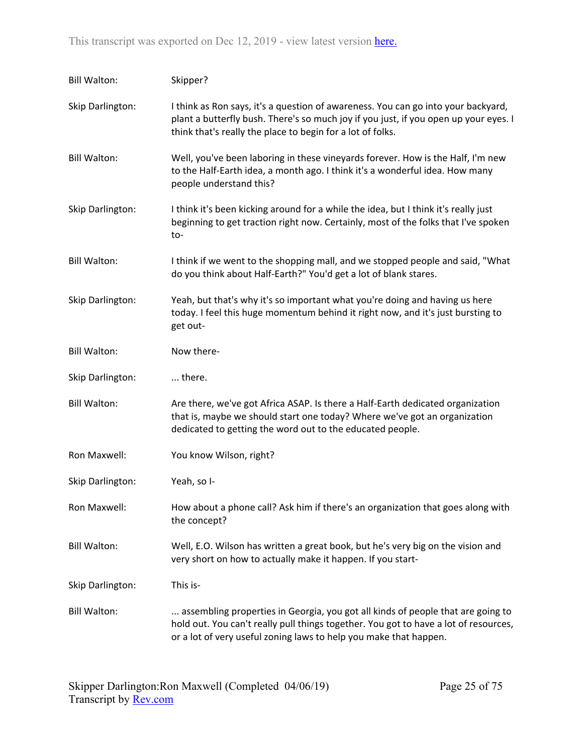Bill Walton: Skipper?

Skip Darlington: I think as Ron says, it's a question of awareness. You can go into your backyard, plant a butterfly bush. There's so much joy if you just, if you open up your eyes. I think that's really the place to begin for a lot of folks.

Bill Walton: Well, you've been laboring in these vineyards forever. How is the Half, I'm new to the Half-Earth idea, a month ago. I think it's a wonderful idea. How many people understand this?

Skip Darlington: I think it's been kicking around for a while the idea, but I think it's really just beginning to get traction right now. Certainly, most of the folks that I've spoken to-

Bill Walton: I think if we went to the shopping mall, and we stopped people and said, "What do you think about Half-Earth?" You'd get a lot of blank stares.

Skip Darlington: Yeah, but that's why it's so important what you're doing and having us here today. I feel this huge momentum behind it right now, and it's just bursting to get out-

Bill Walton: Now there-

Skip Darlington: ... there.

Bill Walton: Are there, we've got Africa ASAP. Is there a Half-Earth dedicated organization that is, maybe we should start one today? Where we've got an organization dedicated to getting the word out to the educated people.

Ron Maxwell: You know Wilson, right?

Skip Darlington: Yeah, so I-

Ron Maxwell: How about a phone call? Ask him if there's an organization that goes along with the concept?

Bill Walton: Well, E.O. Wilson has written a great book, but he's very big on the vision and very short on how to actually make it happen. If you start-

Skip Darlington: This is-

Bill Walton: ... assembling properties in Georgia, you got all kinds of people that are going to hold out. You can't really pull things together. You got to have a lot of resources, or a lot of very useful zoning laws to help you make that happen.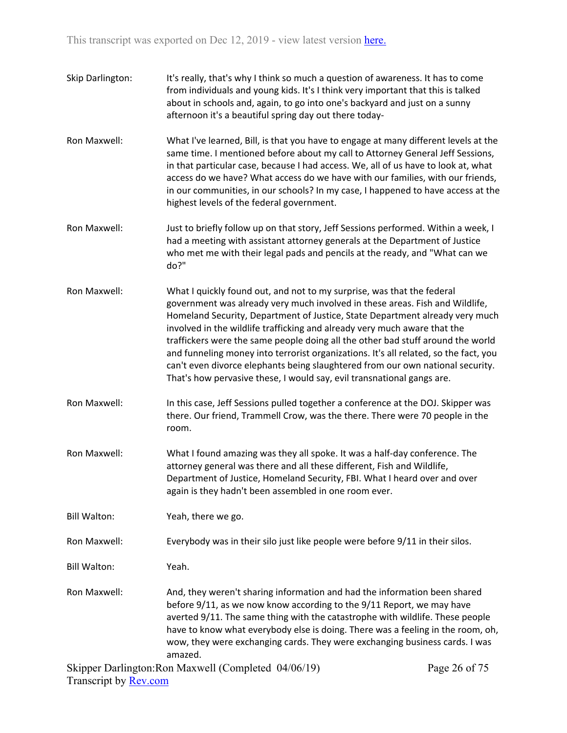Skip Darlington: It's really, that's why I think so much a question of awareness. It has to come from individuals and young kids. It's I think very important that this is talked about in schools and, again, to go into one's backyard and just on a sunny afternoon it's a beautiful spring day out there today-

Ron Maxwell: What I've learned, Bill, is that you have to engage at many different levels at the same time. I mentioned before about my call to Attorney General Jeff Sessions, in that particular case, because I had access. We, all of us have to look at, what access do we have? What access do we have with our families, with our friends, in our communities, in our schools? In my case, I happened to have access at the highest levels of the federal government.

Ron Maxwell: Just to briefly follow up on that story, Jeff Sessions performed. Within a week, I had a meeting with assistant attorney generals at the Department of Justice who met me with their legal pads and pencils at the ready, and "What can we do?"

Ron Maxwell: What I quickly found out, and not to my surprise, was that the federal government was already very much involved in these areas. Fish and Wildlife, Homeland Security, Department of Justice, State Department already very much involved in the wildlife trafficking and already very much aware that the traffickers were the same people doing all the other bad stuff around the world and funneling money into terrorist organizations. It's all related, so the fact, you can't even divorce elephants being slaughtered from our own national security. That's how pervasive these, I would say, evil transnational gangs are.

Ron Maxwell: In this case, Jeff Sessions pulled together a conference at the DOJ. Skipper was there. Our friend, Trammell Crow, was the there. There were 70 people in the room.

Ron Maxwell: What I found amazing was they all spoke. It was a half-day conference. The attorney general was there and all these different, Fish and Wildlife, Department of Justice, Homeland Security, FBI. What I heard over and over again is they hadn't been assembled in one room ever.

Bill Walton: Yeah, there we go.

Ron Maxwell: Everybody was in their silo just like people were before 9/11 in their silos.

Bill Walton: Yeah.

Ron Maxwell: And, they weren't sharing information and had the information been shared before 9/11, as we now know according to the 9/11 Report, we may have averted 9/11. The same thing with the catastrophe with wildlife. These people have to know what everybody else is doing. There was a feeling in the room, oh, wow, they were exchanging cards. They were exchanging business cards. I was amazed.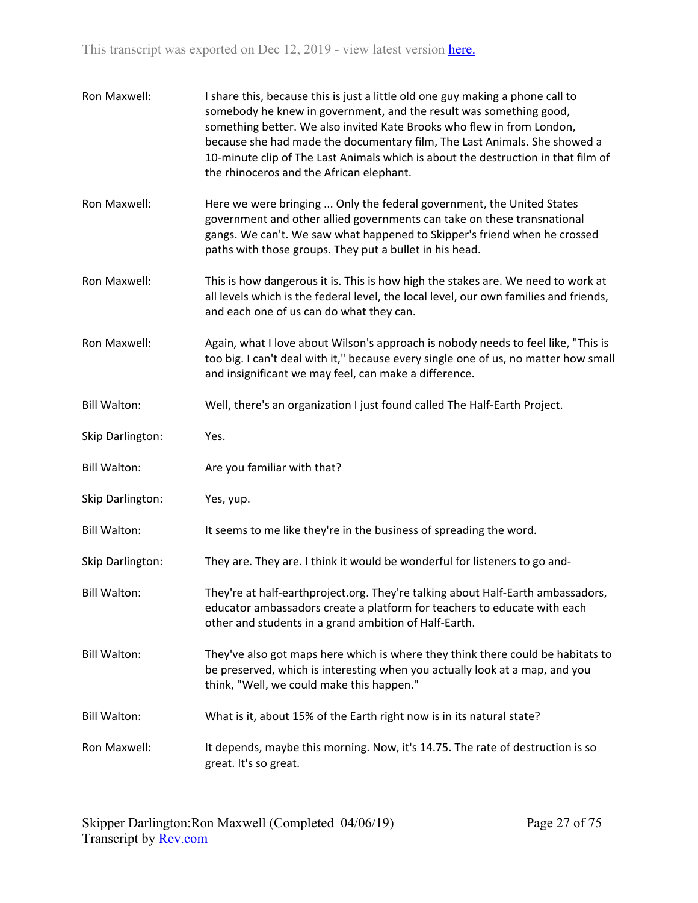Ron Maxwell: I share this, because this is just a little old one guy making a phone call to somebody he knew in government, and the result was something good, something better. We also invited Kate Brooks who flew in from London, because she had made the documentary film, The Last Animals. She showed a 10-minute clip of The Last Animals which is about the destruction in that film of the rhinoceros and the African elephant.

Ron Maxwell: Here we were bringing ... Only the federal government, the United States government and other allied governments can take on these transnational gangs. We can't. We saw what happened to Skipper's friend when he crossed paths with those groups. They put a bullet in his head.

Ron Maxwell: This is how dangerous it is. This is how high the stakes are. We need to work at all levels which is the federal level, the local level, our own families and friends, and each one of us can do what they can.

Ron Maxwell: Again, what I love about Wilson's approach is nobody needs to feel like, "This is too big. I can't deal with it," because every single one of us, no matter how small and insignificant we may feel, can make a difference.

Bill Walton: Well, there's an organization I just found called The Half-Earth Project.

Skip Darlington: Yes.

Bill Walton: Are you familiar with that?

Skip Darlington: Yes, yup.

Bill Walton: It seems to me like they're in the business of spreading the word.

Skip Darlington: They are. They are. I think it would be wonderful for listeners to go and-

Bill Walton: They're at half-earthproject.org. They're talking about Half-Earth ambassadors, educator ambassadors create a platform for teachers to educate with each other and students in a grand ambition of Half-Earth.

Bill Walton: They've also got maps here which is where they think there could be habitats to be preserved, which is interesting when you actually look at a map, and you think, "Well, we could make this happen."

Bill Walton: What is it, about 15% of the Earth right now is in its natural state?

Ron Maxwell: It depends, maybe this morning. Now, it's 14.75. The rate of destruction is so great. It's so great.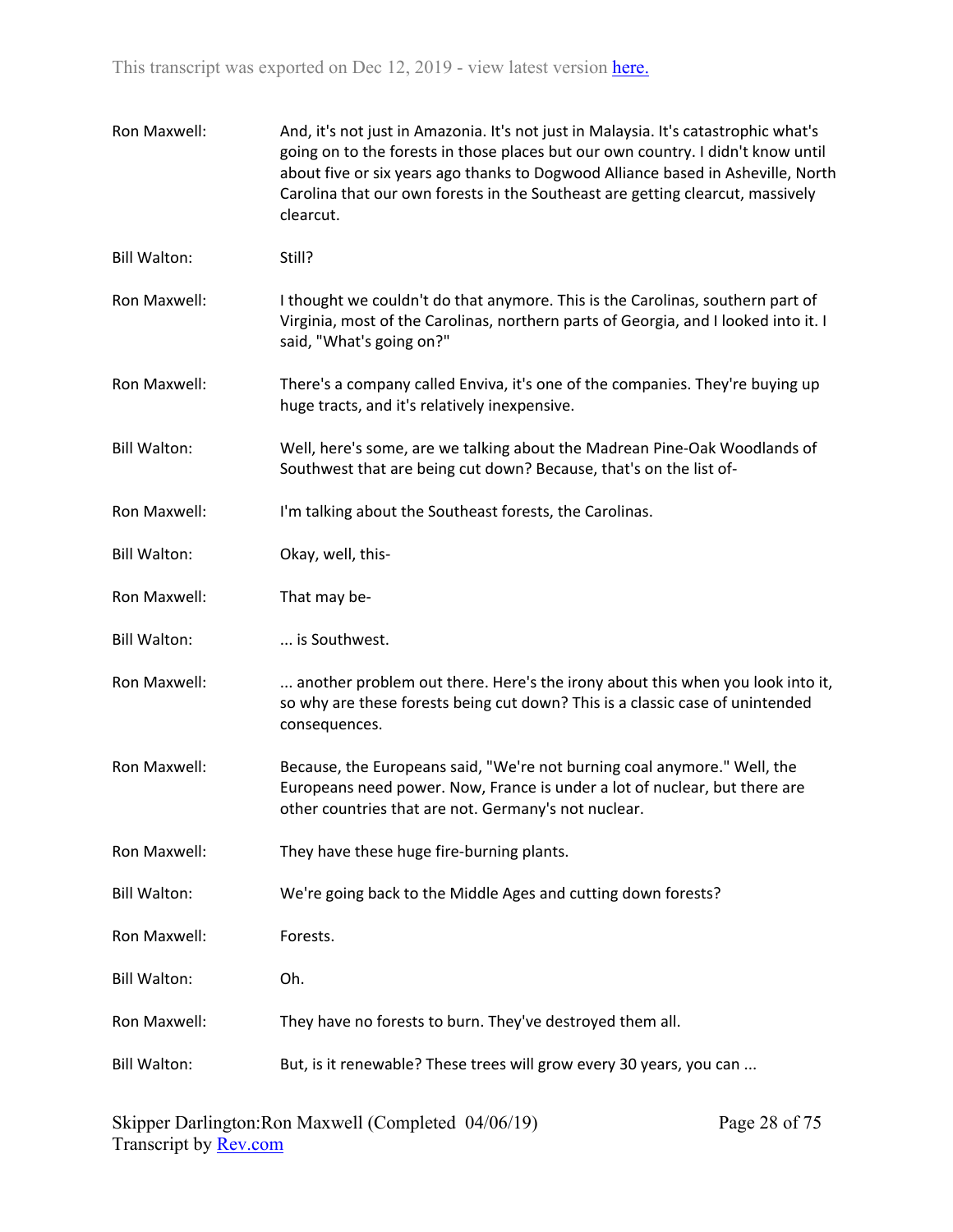Ron Maxwell: And, it's not just in Amazonia. It's not just in Malaysia. It's catastrophic what's going on to the forests in those places but our own country. I didn't know until about five or six years ago thanks to Dogwood Alliance based in Asheville, North Carolina that our own forests in the Southeast are getting clearcut, massively clearcut.

Bill Walton: Still?

Ron Maxwell: I thought we couldn't do that anymore. This is the Carolinas, southern part of Virginia, most of the Carolinas, northern parts of Georgia, and I looked into it. I said, "What's going on?"

Ron Maxwell: There's a company called Enviva, it's one of the companies. They're buying up huge tracts, and it's relatively inexpensive.

Bill Walton: Well, here's some, are we talking about the Madrean Pine-Oak Woodlands of Southwest that are being cut down? Because, that's on the list of-

Ron Maxwell: I'm talking about the Southeast forests, the Carolinas.

Bill Walton: Okay, well, this-

Ron Maxwell: That may be-

Bill Walton: ... is Southwest.

Ron Maxwell: ... another problem out there. Here's the irony about this when you look into it, so why are these forests being cut down? This is a classic case of unintended consequences.

Ron Maxwell: Because, the Europeans said, "We're not burning coal anymore." Well, the Europeans need power. Now, France is under a lot of nuclear, but there are other countries that are not. Germany's not nuclear.

Ron Maxwell: They have these huge fire-burning plants.

Bill Walton: We're going back to the Middle Ages and cutting down forests?

Ron Maxwell: Forests.

Bill Walton: Oh.

Ron Maxwell: They have no forests to burn. They've destroyed them all.

Bill Walton: But, is it renewable? These trees will grow every 30 years, you can ...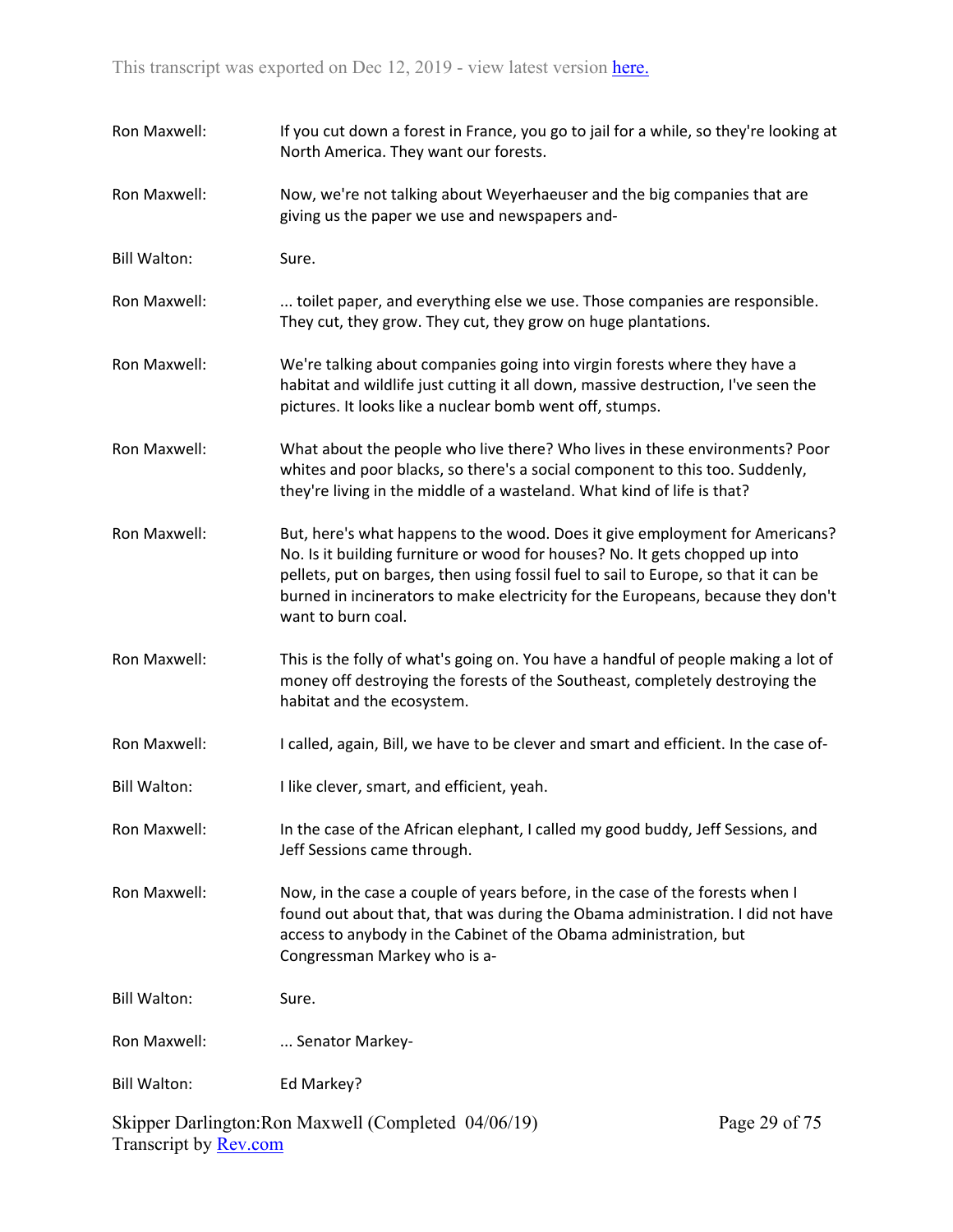Ron Maxwell: If you cut down a forest in France, you go to jail for a while, so they're looking at North America. They want our forests.

Ron Maxwell: Now, we're not talking about Weyerhaeuser and the big companies that are giving us the paper we use and newspapers and-

Bill Walton: Sure.

Ron Maxwell: ... toilet paper, and everything else we use. Those companies are responsible. They cut, they grow. They cut, they grow on huge plantations.

Ron Maxwell: We're talking about companies going into virgin forests where they have a habitat and wildlife just cutting it all down, massive destruction, I've seen the pictures. It looks like a nuclear bomb went off, stumps.

Ron Maxwell: What about the people who live there? Who lives in these environments? Poor whites and poor blacks, so there's a social component to this too. Suddenly, they're living in the middle of a wasteland. What kind of life is that?

Ron Maxwell: But, here's what happens to the wood. Does it give employment for Americans? No. Is it building furniture or wood for houses? No. It gets chopped up into pellets, put on barges, then using fossil fuel to sail to Europe, so that it can be burned in incinerators to make electricity for the Europeans, because they don't want to burn coal.

Ron Maxwell: This is the folly of what's going on. You have a handful of people making a lot of money off destroying the forests of the Southeast, completely destroying the habitat and the ecosystem.

Ron Maxwell: I called, again, Bill, we have to be clever and smart and efficient. In the case of-

Bill Walton: I like clever, smart, and efficient, yeah.

Ron Maxwell: In the case of the African elephant, I called my good buddy, Jeff Sessions, and Jeff Sessions came through.

Ron Maxwell: Now, in the case a couple of years before, in the case of the forests when I found out about that, that was during the Obama administration. I did not have access to anybody in the Cabinet of the Obama administration, but Congressman Markey who is a-

Bill Walton: Sure.

Ron Maxwell: ... Senator Markey-

Bill Walton: Ed Markey?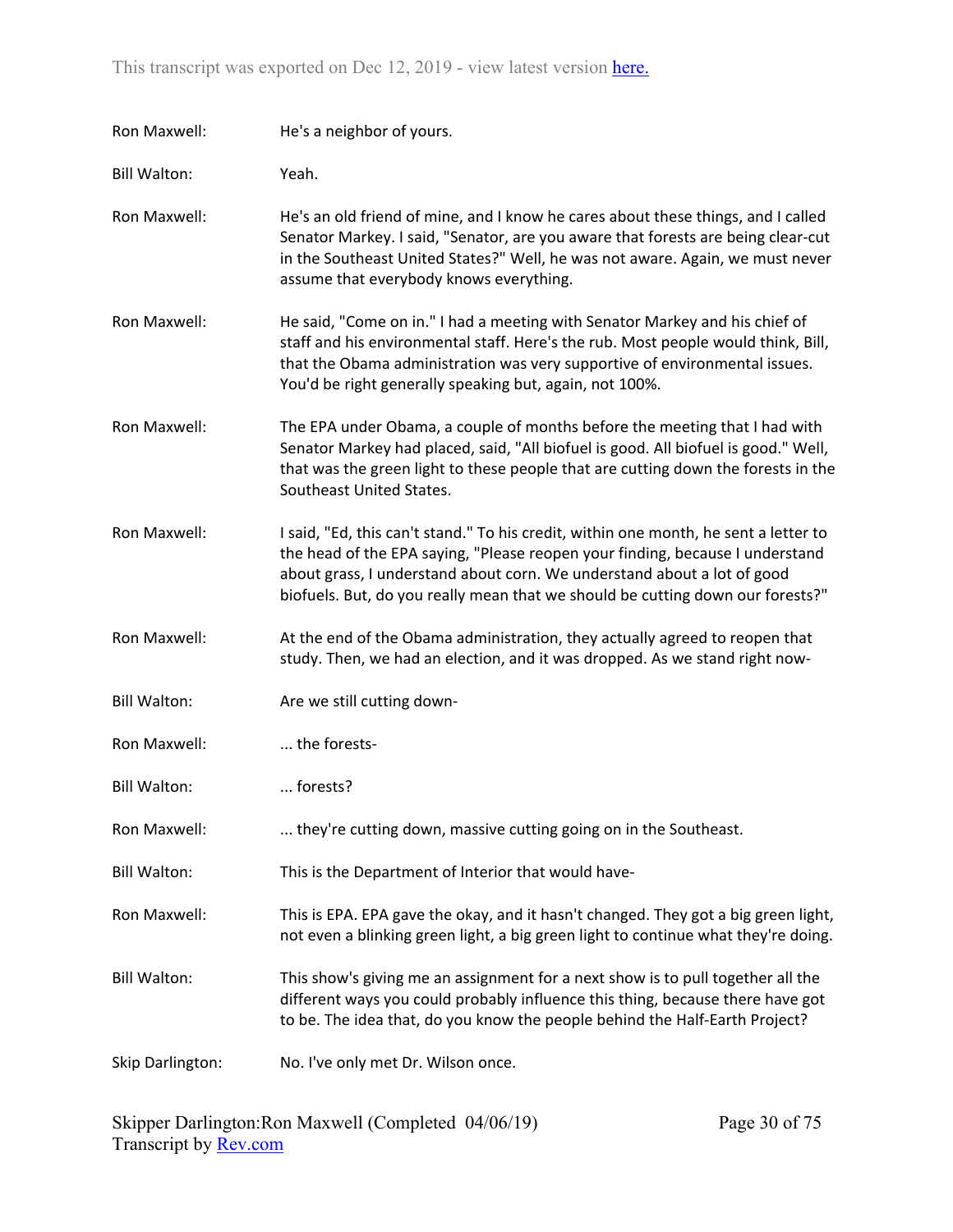Ron Maxwell: He's a neighbor of yours.

Bill Walton: Yeah.

Ron Maxwell: He's an old friend of mine, and I know he cares about these things, and I called Senator Markey. I said, "Senator, are you aware that forests are being clear-cut in the Southeast United States?" Well, he was not aware. Again, we must never assume that everybody knows everything.

Ron Maxwell: He said, "Come on in." I had a meeting with Senator Markey and his chief of staff and his environmental staff. Here's the rub. Most people would think, Bill, that the Obama administration was very supportive of environmental issues. You'd be right generally speaking but, again, not 100%.

Ron Maxwell: The EPA under Obama, a couple of months before the meeting that I had with Senator Markey had placed, said, "All biofuel is good. All biofuel is good." Well, that was the green light to these people that are cutting down the forests in the Southeast United States.

Ron Maxwell: I said, "Ed, this can't stand." To his credit, within one month, he sent a letter to the head of the EPA saying, "Please reopen your finding, because I understand about grass, I understand about corn. We understand about a lot of good biofuels. But, do you really mean that we should be cutting down our forests?"

Ron Maxwell: At the end of the Obama administration, they actually agreed to reopen that study. Then, we had an election, and it was dropped. As we stand right now-

Bill Walton: Are we still cutting down-

Ron Maxwell: ... the forests-

Bill Walton: ... forests?

Ron Maxwell: ... they're cutting down, massive cutting going on in the Southeast.

Bill Walton: This is the Department of Interior that would have-

Ron Maxwell: This is EPA. EPA gave the okay, and it hasn't changed. They got a big green light, not even a blinking green light, a big green light to continue what they're doing.

Bill Walton: This show's giving me an assignment for a next show is to pull together all the different ways you could probably influence this thing, because there have got to be. The idea that, do you know the people behind the Half-Earth Project?

Skip Darlington: No. I've only met Dr. Wilson once.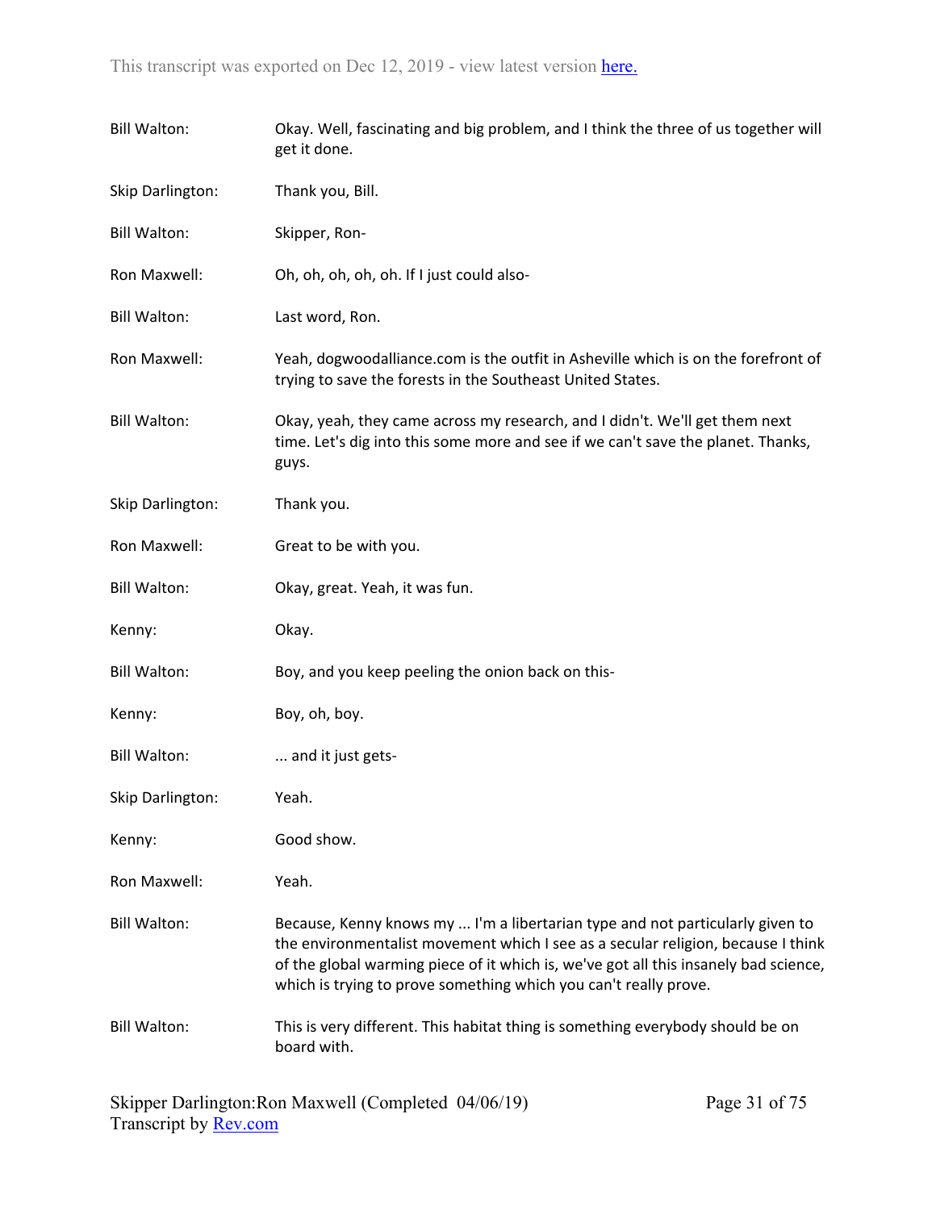**Bill Walton:** Okay. Well, fascinating and big problem, and I think the three of us together will get it done.

**Skip Darlington:** Thank you, Bill.

**Bill Walton:** Skipper, Ron-

**Ron Maxwell:** Oh, oh, oh, oh, oh. If I just could also-

**Bill Walton:** Last word, Ron.

**Ron Maxwell:** Yeah, dogwoodalliance.com is the outfit in Asheville which is on the forefront of trying to save the forests in the Southeast United States.

**Bill Walton:** Okay, yeah, they came across my research, and I didn't. We'll get them next time. Let's dig into this some more and see if we can't save the planet. Thanks, guys.

**Skip Darlington:** Thank you.

**Ron Maxwell:** Great to be with you.

**Bill Walton:** Okay, great. Yeah, it was fun.

**Kenny:** Okay.

**Bill Walton:** Boy, and you keep peeling the onion back on this-

**Kenny:** Boy, oh, boy.

**Bill Walton:** ... and it just gets-

**Skip Darlington:** Yeah.

**Kenny:** Good show.

**Ron Maxwell:** Yeah.

**Bill Walton:** Because, Kenny knows my ... I'm a libertarian type and not particularly given to the environmentalist movement which I see as a secular religion, because I think of the global warming piece of it which is, we've got all this insanely bad science, which is trying to prove something which you can't really prove.

**Bill Walton:** This is very different. This habitat thing is something everybody should be on board with.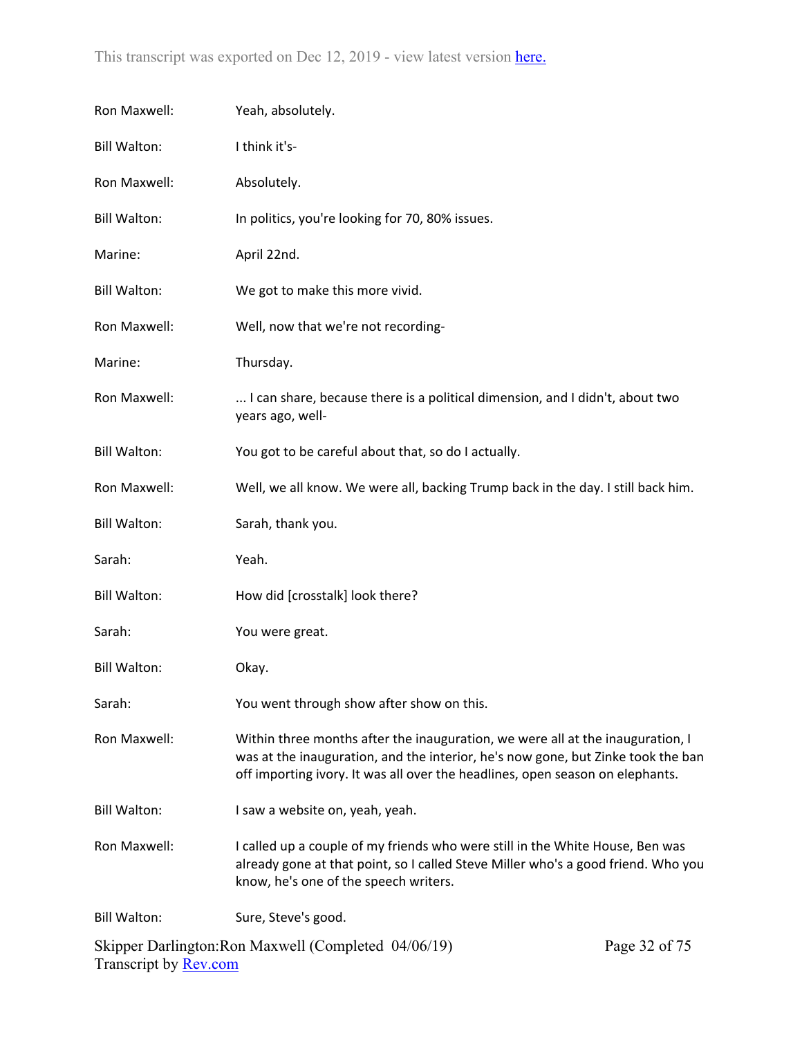Ron Maxwell: Yeah, absolutely.

Bill Walton: I think it's-

Ron Maxwell: Absolutely.

Bill Walton: In politics, you're looking for 70, 80% issues.

Marine: April 22nd.

Bill Walton: We got to make this more vivid.

Ron Maxwell: Well, now that we're not recording-

Marine: Thursday.

Ron Maxwell: ... I can share, because there is a political dimension, and I didn't, about two years ago, well-

Bill Walton: You got to be careful about that, so do I actually.

Ron Maxwell: Well, we all know. We were all, backing Trump back in the day. I still back him.

Bill Walton: Sarah, thank you.

Sarah: Yeah.

Bill Walton: How did [crosstalk] look there?

Sarah: You were great.

Bill Walton: Okay.

Sarah: You went through show after show on this.

Ron Maxwell: Within three months after the inauguration, we were all at the inauguration, I was at the inauguration, and the interior, he's now gone, but Zinke took the ban off importing ivory. It was all over the headlines, open season on elephants.

Bill Walton: I saw a website on, yeah, yeah.

Ron Maxwell: I called up a couple of my friends who were still in the White House, Ben was already gone at that point, so I called Steve Miller who's a good friend. Who you know, he's one of the speech writers.

Bill Walton: Sure, Steve's good.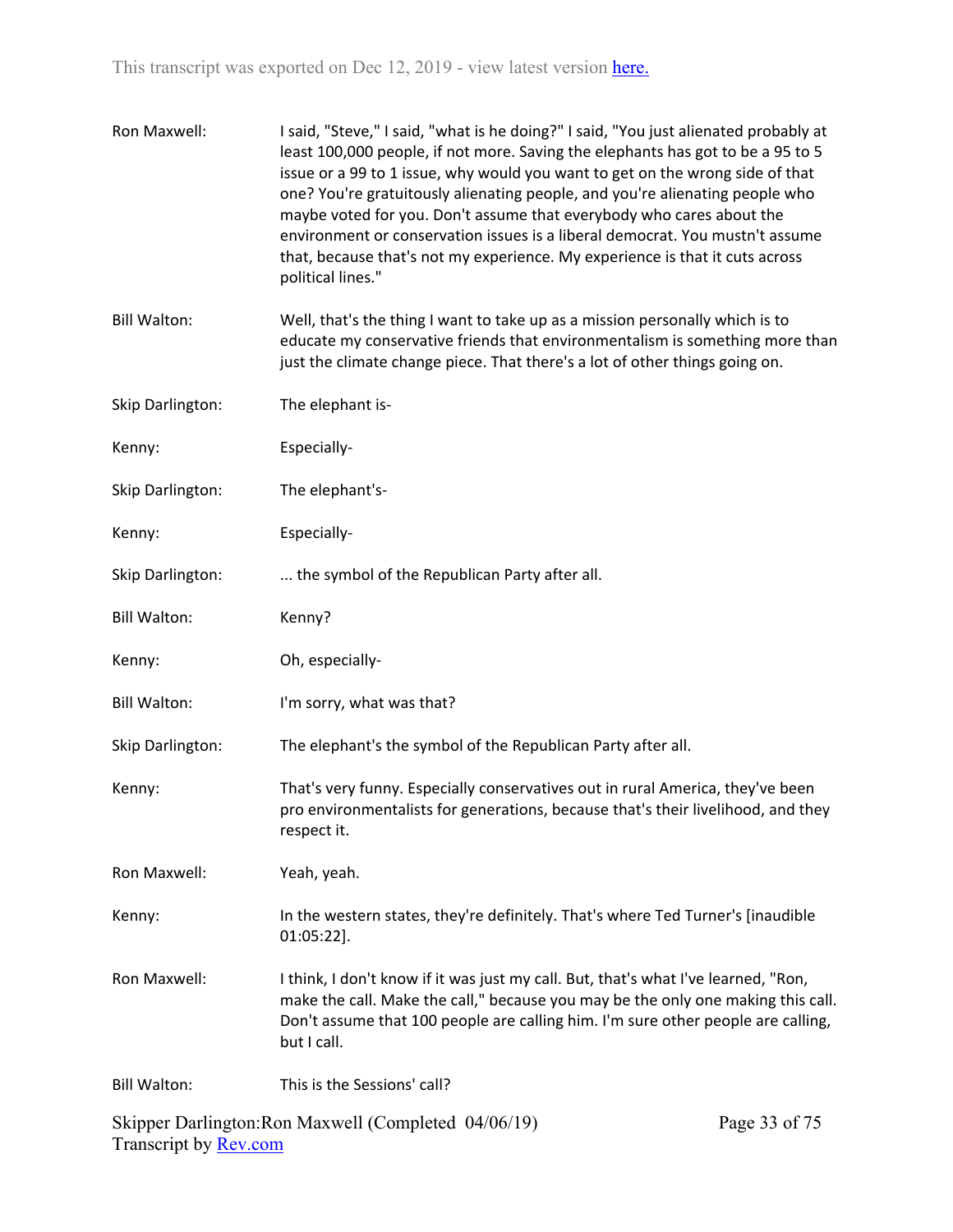Ron Maxwell: I said, "Steve," I said, "what is he doing?" I said, "You just alienated probably at least 100,000 people, if not more. Saving the elephants has got to be a 95 to 5 issue or a 99 to 1 issue, why would you want to get on the wrong side of that one? You're gratuitously alienating people, and you're alienating people who maybe voted for you. Don't assume that everybody who cares about the environment or conservation issues is a liberal democrat. You mustn't assume that, because that's not my experience. My experience is that it cuts across political lines."

Bill Walton: Well, that's the thing I want to take up as a mission personally which is to educate my conservative friends that environmentalism is something more than just the climate change piece. That there's a lot of other things going on.

Skip Darlington: The elephant is-

Kenny: Especially-

Skip Darlington: The elephant's-

Kenny: Especially-

Skip Darlington: ... the symbol of the Republican Party after all.

Bill Walton: Kenny?

Kenny: Oh, especially-

Bill Walton: I'm sorry, what was that?

Skip Darlington: The elephant's the symbol of the Republican Party after all.

Kenny: That's very funny. Especially conservatives out in rural America, they've been pro environmentalists for generations, because that's their livelihood, and they respect it.

Ron Maxwell: Yeah, yeah.

Kenny: In the western states, they're definitely. That's where Ted Turner's [inaudible 01:05:22].

Ron Maxwell: I think, I don't know if it was just my call. But, that's what I've learned, "Ron, make the call. Make the call," because you may be the only one making this call. Don't assume that 100 people are calling him. I'm sure other people are calling, but I call.

Bill Walton: This is the Sessions' call?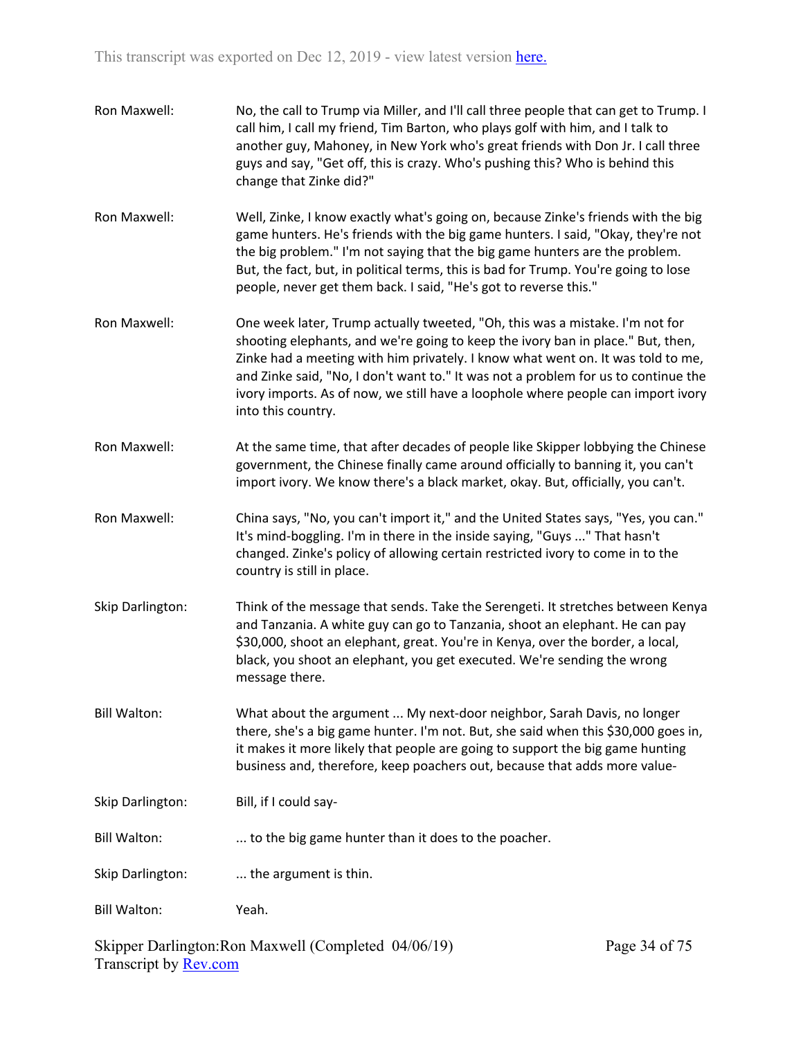Ron Maxwell: No, the call to Trump via Miller, and I'll call three people that can get to Trump. I call him, I call my friend, Tim Barton, who plays golf with him, and I talk to another guy, Mahoney, in New York who's great friends with Don Jr. I call three guys and say, "Get off, this is crazy. Who's pushing this? Who is behind this change that Zinke did?"

Ron Maxwell: Well, Zinke, I know exactly what's going on, because Zinke's friends with the big game hunters. He's friends with the big game hunters. I said, "Okay, they're not the big problem." I'm not saying that the big game hunters are the problem. But, the fact, but, in political terms, this is bad for Trump. You're going to lose people, never get them back. I said, "He's got to reverse this."

Ron Maxwell: One week later, Trump actually tweeted, "Oh, this was a mistake. I'm not for shooting elephants, and we're going to keep the ivory ban in place." But, then, Zinke had a meeting with him privately. I know what went on. It was told to me, and Zinke said, "No, I don't want to." It was not a problem for us to continue the ivory imports. As of now, we still have a loophole where people can import ivory into this country.

Ron Maxwell: At the same time, that after decades of people like Skipper lobbying the Chinese government, the Chinese finally came around officially to banning it, you can't import ivory. We know there's a black market, okay. But, officially, you can't.

Ron Maxwell: China says, "No, you can't import it," and the United States says, "Yes, you can." It's mind-boggling. I'm in there in the inside saying, "Guys ..." That hasn't changed. Zinke's policy of allowing certain restricted ivory to come in to the country is still in place.

Skip Darlington: Think of the message that sends. Take the Serengeti. It stretches between Kenya and Tanzania. A white guy can go to Tanzania, shoot an elephant. He can pay $30,000, shoot an elephant, great. You're in Kenya, over the border, a local, black, you shoot an elephant, you get executed. We're sending the wrong message there.

Bill Walton: What about the argument ... My next-door neighbor, Sarah Davis, no longer there, she's a big game hunter. I'm not. But, she said when this $30,000 goes in, it makes it more likely that people are going to support the big game hunting business and, therefore, keep poachers out, because that adds more value-

Skip Darlington: Bill, if I could say-

Bill Walton: ... to the big game hunter than it does to the poacher.

Skip Darlington: ... the argument is thin.

Bill Walton: Yeah.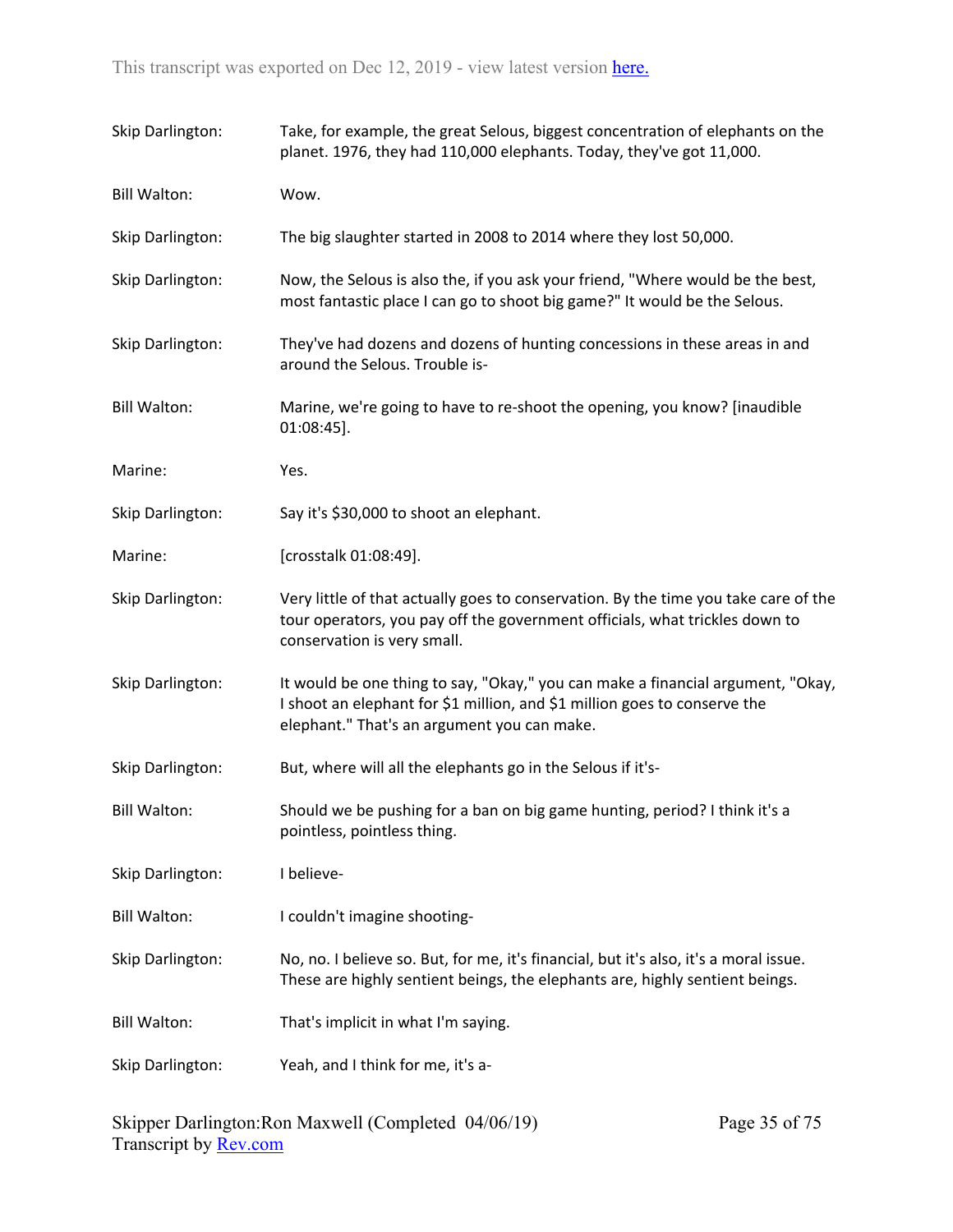Skip Darlington: Take, for example, the great Selous, biggest concentration of elephants on the planet. 1976, they had 110,000 elephants. Today, they've got 11,000.

Bill Walton: Wow.

Skip Darlington: The big slaughter started in 2008 to 2014 where they lost 50,000.

Skip Darlington: Now, the Selous is also the, if you ask your friend, "Where would be the best, most fantastic place I can go to shoot big game?" It would be the Selous.

Skip Darlington: They've had dozens and dozens of hunting concessions in these areas in and around the Selous. Trouble is-

Bill Walton: Marine, we're going to have to re-shoot the opening, you know? [inaudible 01:08:45].

Marine: Yes.

Skip Darlington: Say it's $30,000 to shoot an elephant.

Marine: [crosstalk 01:08:49].

Skip Darlington: Very little of that actually goes to conservation. By the time you take care of the tour operators, you pay off the government officials, what trickles down to conservation is very small.

Skip Darlington: It would be one thing to say, "Okay," you can make a financial argument, "Okay, I shoot an elephant for $1 million, and $1 million goes to conserve the elephant." That's an argument you can make.

Skip Darlington: But, where will all the elephants go in the Selous if it's-

Bill Walton: Should we be pushing for a ban on big game hunting, period? I think it's a pointless, pointless thing.

Skip Darlington: I believe-

Bill Walton: I couldn't imagine shooting-

Skip Darlington: No, no. I believe so. But, for me, it's financial, but it's also, it's a moral issue. These are highly sentient beings, the elephants are, highly sentient beings.

Bill Walton: That's implicit in what I'm saying.

Skip Darlington: Yeah, and I think for me, it's a-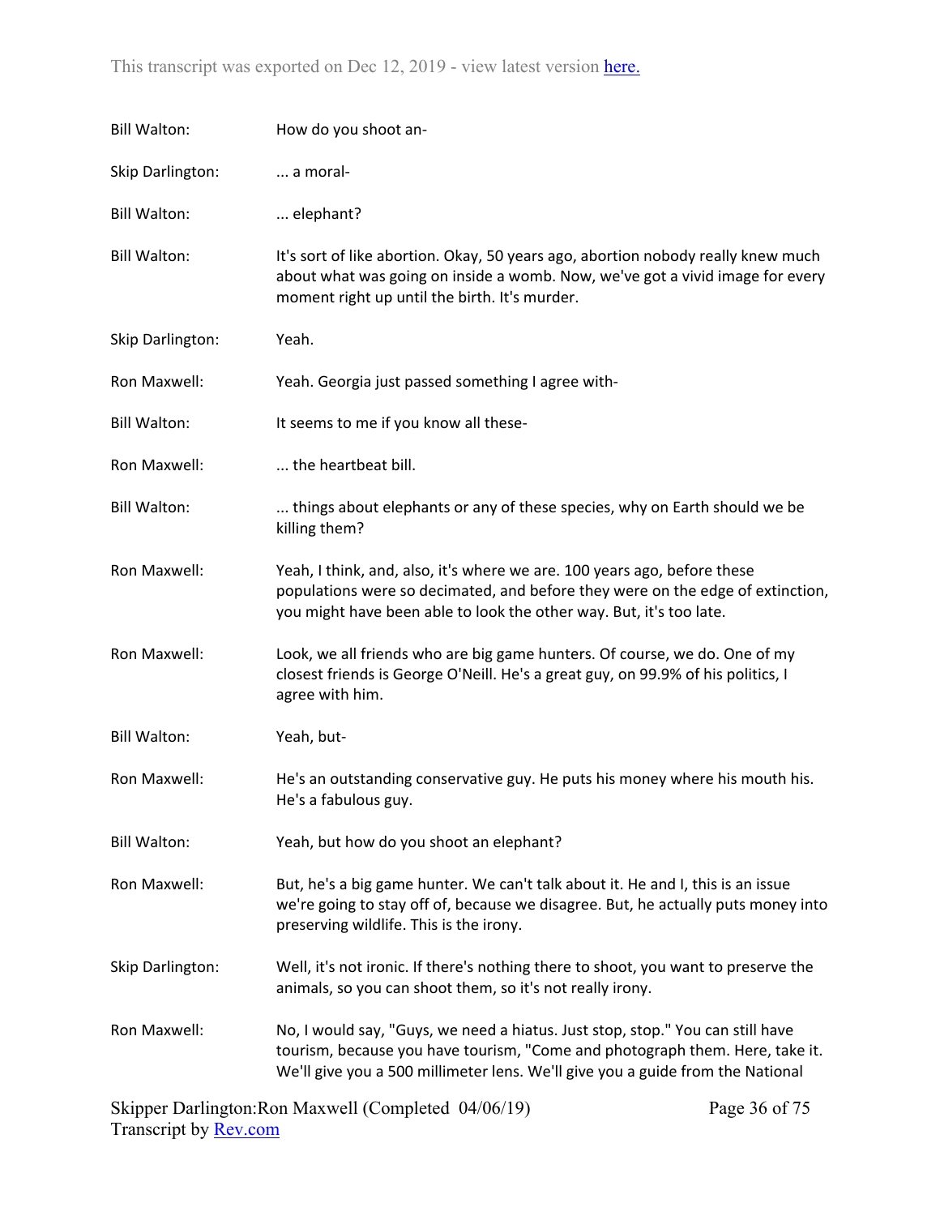Bill Walton: How do you shoot an-

Skip Darlington: ... a moral-

Bill Walton: ... elephant?

Bill Walton: It's sort of like abortion. Okay, 50 years ago, abortion nobody really knew much about what was going on inside a womb. Now, we've got a vivid image for every moment right up until the birth. It's murder.

Skip Darlington: Yeah.

Ron Maxwell: Yeah. Georgia just passed something I agree with-

Bill Walton: It seems to me if you know all these-

Ron Maxwell: ... the heartbeat bill.

Bill Walton: ... things about elephants or any of these species, why on Earth should we be killing them?

Ron Maxwell: Yeah, I think, and, also, it's where we are. 100 years ago, before these populations were so decimated, and before they were on the edge of extinction, you might have been able to look the other way. But, it's too late.

Ron Maxwell: Look, we all friends who are big game hunters. Of course, we do. One of my closest friends is George O'Neill. He's a great guy, on 99.9% of his politics, I agree with him.

Bill Walton: Yeah, but-

Ron Maxwell: He's an outstanding conservative guy. He puts his money where his mouth his. He's a fabulous guy.

Bill Walton: Yeah, but how do you shoot an elephant?

Ron Maxwell: But, he's a big game hunter. We can't talk about it. He and I, this is an issue we're going to stay off of, because we disagree. But, he actually puts money into preserving wildlife. This is the irony.

Skip Darlington: Well, it's not ironic. If there's nothing there to shoot, you want to preserve the animals, so you can shoot them, so it's not really irony.

Ron Maxwell: No, I would say, "Guys, we need a hiatus. Just stop, stop." You can still have tourism, because you have tourism, "Come and photograph them. Here, take it. We'll give you a 500 millimeter lens. We'll give you a guide from the National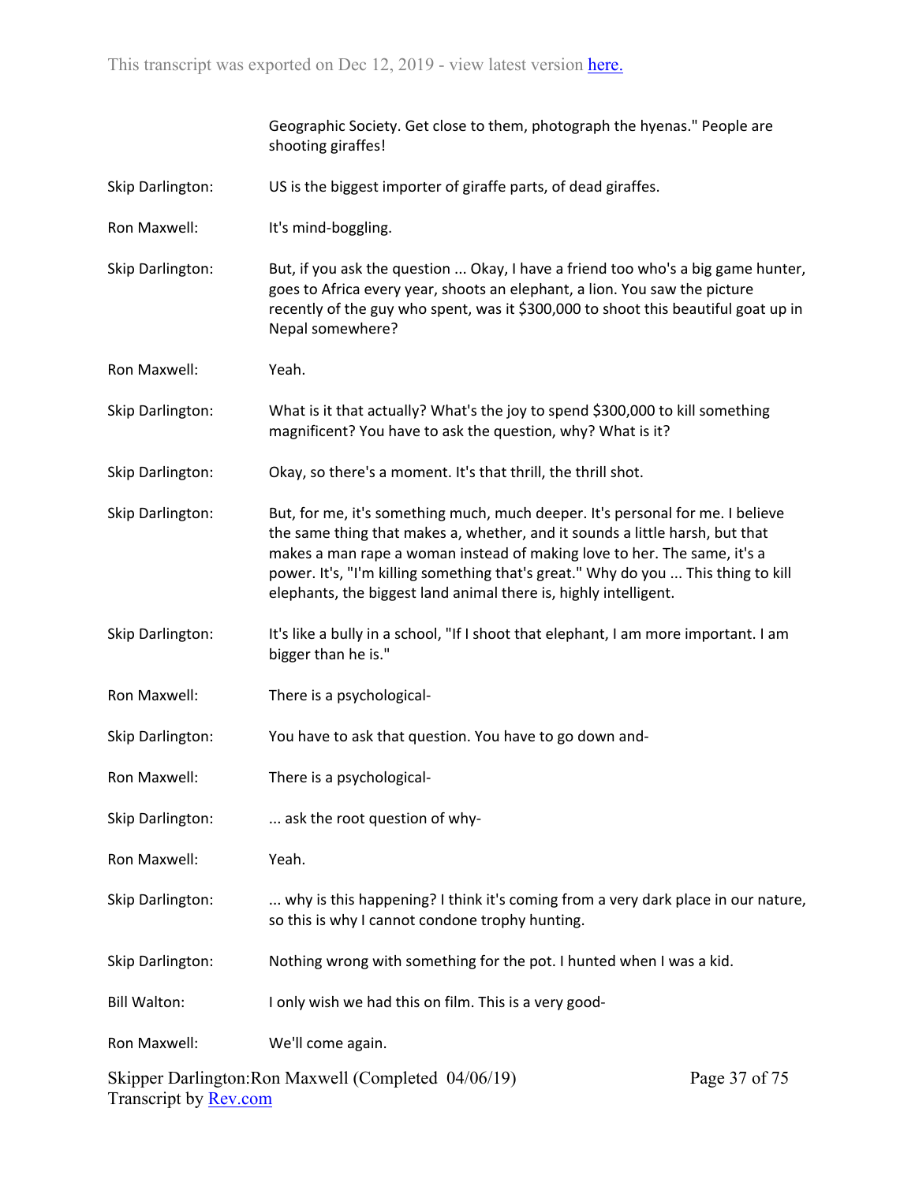Geographic Society. Get close to them, photograph the hyenas." People are shooting giraffes!

Skip Darlington: US is the biggest importer of giraffe parts, of dead giraffes.

Ron Maxwell: It's mind-boggling.

Skip Darlington: But, if you ask the question ... Okay, I have a friend too who's a big game hunter, goes to Africa every year, shoots an elephant, a lion. You saw the picture recently of the guy who spent, was it $300,000 to shoot this beautiful goat up in Nepal somewhere?

Ron Maxwell: Yeah.

Skip Darlington: What is it that actually? What's the joy to spend $300,000 to kill something magnificent? You have to ask the question, why? What is it?

Skip Darlington: Okay, so there's a moment. It's that thrill, the thrill shot.

Skip Darlington: But, for me, it's something much, much deeper. It's personal for me. I believe the same thing that makes a, whether, and it sounds a little harsh, but that makes a man rape a woman instead of making love to her. The same, it's a power. It's, "I'm killing something that's great." Why do you ... This thing to kill elephants, the biggest land animal there is, highly intelligent.

Skip Darlington: It's like a bully in a school, "If I shoot that elephant, I am more important. I am bigger than he is."

Ron Maxwell: There is a psychological-

Skip Darlington: You have to ask that question. You have to go down and-

Ron Maxwell: There is a psychological-

Skip Darlington: ... ask the root question of why-

Ron Maxwell: Yeah.

Skip Darlington: ... why is this happening? I think it's coming from a very dark place in our nature, so this is why I cannot condone trophy hunting.

Skip Darlington: Nothing wrong with something for the pot. I hunted when I was a kid.

Bill Walton: I only wish we had this on film. This is a very good-

Ron Maxwell: We'll come again.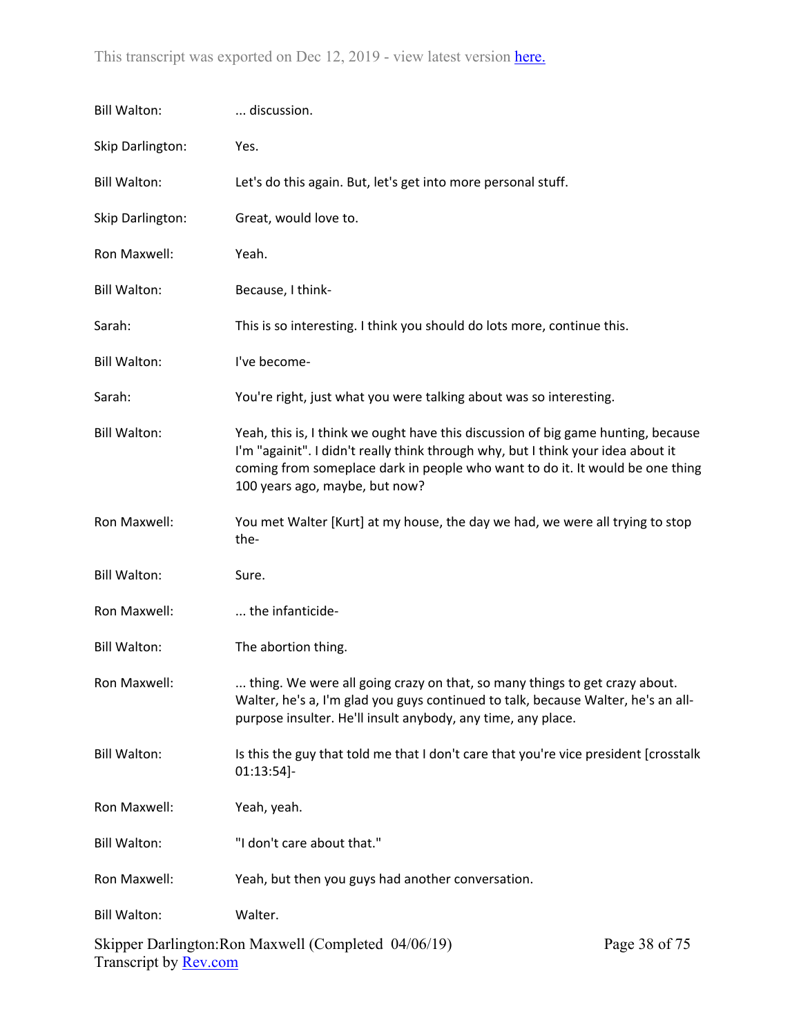Bill Walton: ... discussion.

Skip Darlington: Yes.

Bill Walton: Let's do this again. But, let's get into more personal stuff.

Skip Darlington: Great, would love to.

Ron Maxwell: Yeah.

Bill Walton: Because, I think-

Sarah: This is so interesting. I think you should do lots more, continue this.

Bill Walton: I've become-

Sarah: You're right, just what you were talking about was so interesting.

Bill Walton: Yeah, this is, I think we ought have this discussion of big game hunting, because I'm "againit". I didn't really think through why, but I think your idea about it coming from someplace dark in people who want to do it. It would be one thing 100 years ago, maybe, but now?

Ron Maxwell: You met Walter [Kurt] at my house, the day we had, we were all trying to stop the-

Bill Walton: Sure.

Ron Maxwell: ... the infanticide-

Bill Walton: The abortion thing.

Ron Maxwell: ... thing. We were all going crazy on that, so many things to get crazy about. Walter, he's a, I'm glad you guys continued to talk, because Walter, he's an all-purpose insulter. He'll insult anybody, any time, any place.

Bill Walton: Is this the guy that told me that I don't care that you're vice president [crosstalk 01:13:54]-

Ron Maxwell: Yeah, yeah.

Bill Walton: "I don't care about that."

Ron Maxwell: Yeah, but then you guys had another conversation.

Bill Walton: Walter.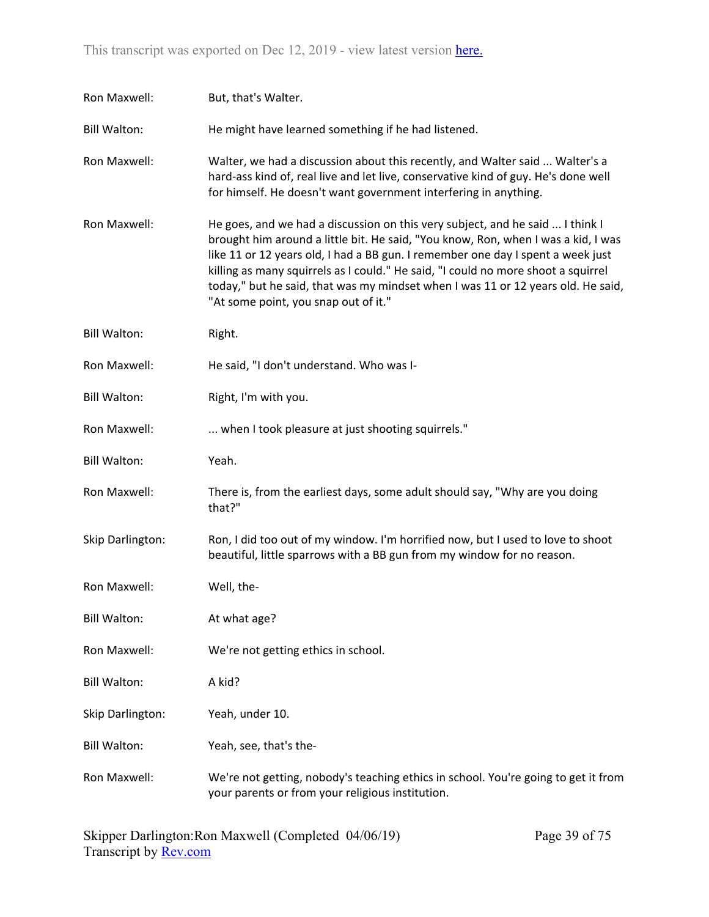Ron Maxwell: But, that's Walter.

Bill Walton: He might have learned something if he had listened.

Ron Maxwell: Walter, we had a discussion about this recently, and Walter said ... Walter's a hard-ass kind of, real live and let live, conservative kind of guy. He's done well for himself. He doesn't want government interfering in anything.

Ron Maxwell: He goes, and we had a discussion on this very subject, and he said ... I think I brought him around a little bit. He said, "You know, Ron, when I was a kid, I was like 11 or 12 years old, I had a BB gun. I remember one day I spent a week just killing as many squirrels as I could." He said, "I could no more shoot a squirrel today," but he said, that was my mindset when I was 11 or 12 years old. He said, "At some point, you snap out of it."

Bill Walton: Right.

Ron Maxwell: He said, "I don't understand. Who was I-

Bill Walton: Right, I'm with you.

Ron Maxwell: ... when I took pleasure at just shooting squirrels."

Bill Walton: Yeah.

Ron Maxwell: There is, from the earliest days, some adult should say, "Why are you doing that?"

Skip Darlington: Ron, I did too out of my window. I'm horrified now, but I used to love to shoot beautiful, little sparrows with a BB gun from my window for no reason.

Ron Maxwell: Well, the-

Bill Walton: At what age?

Ron Maxwell: We're not getting ethics in school.

Bill Walton: A kid?

Skip Darlington: Yeah, under 10.

Bill Walton: Yeah, see, that's the-

Ron Maxwell: We're not getting, nobody's teaching ethics in school. You're going to get it from your parents or from your religious institution.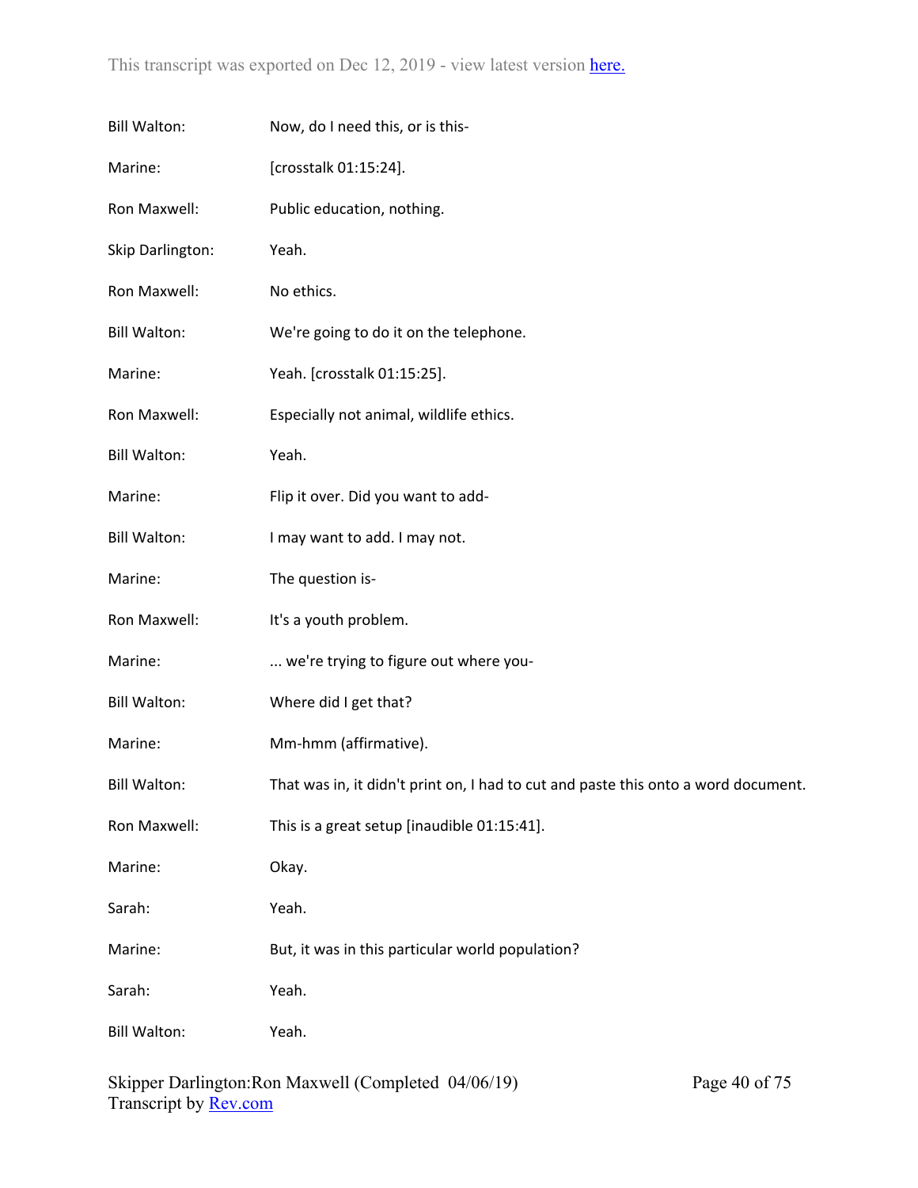Bill Walton: Now, do I need this, or is this-

Marine: [crosstalk 01:15:24].

Ron Maxwell: Public education, nothing.

Skip Darlington: Yeah.

Ron Maxwell: No ethics.

Bill Walton: We're going to do it on the telephone.

Marine: Yeah. [crosstalk 01:15:25].

Ron Maxwell: Especially not animal, wildlife ethics.

Bill Walton: Yeah.

Marine: Flip it over. Did you want to add-

Bill Walton: I may want to add. I may not.

Marine: The question is-

Ron Maxwell: It's a youth problem.

Marine: ... we're trying to figure out where you-

Bill Walton: Where did I get that?

Marine: Mm-hmm (affirmative).

Bill Walton: That was in, it didn't print on, I had to cut and paste this onto a word document.

Ron Maxwell: This is a great setup [inaudible 01:15:41].

Marine: Okay.

Sarah: Yeah.

Marine: But, it was in this particular world population?

Sarah: Yeah.

Bill Walton: Yeah.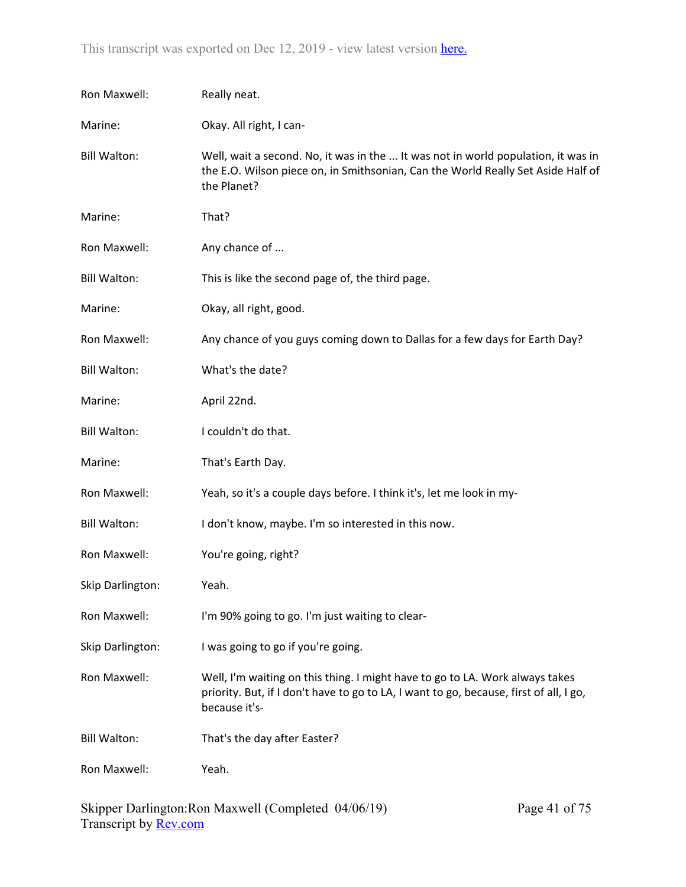Ron Maxwell: Really neat.

Marine: Okay. All right, I can-

Bill Walton: Well, wait a second. No, it was in the ... It was not in world population, it was in the E.O. Wilson piece on, in Smithsonian, Can the World Really Set Aside Half of the Planet?

Marine: That?

Ron Maxwell: Any chance of ...

Bill Walton: This is like the second page of, the third page.

Marine: Okay, all right, good.

Ron Maxwell: Any chance of you guys coming down to Dallas for a few days for Earth Day?

Bill Walton: What's the date?

Marine: April 22nd.

Bill Walton: I couldn't do that.

Marine: That's Earth Day.

Ron Maxwell: Yeah, so it's a couple days before. I think it's, let me look in my-

Bill Walton: I don't know, maybe. I'm so interested in this now.

Ron Maxwell: You're going, right?

Skip Darlington: Yeah.

Ron Maxwell: I'm 90% going to go. I'm just waiting to clear-

Skip Darlington: I was going to go if you're going.

Ron Maxwell: Well, I'm waiting on this thing. I might have to go to LA. Work always takes priority. But, if I don't have to go to LA, I want to go, because, first of all, I go, because it's-

Bill Walton: That's the day after Easter?

Ron Maxwell: Yeah.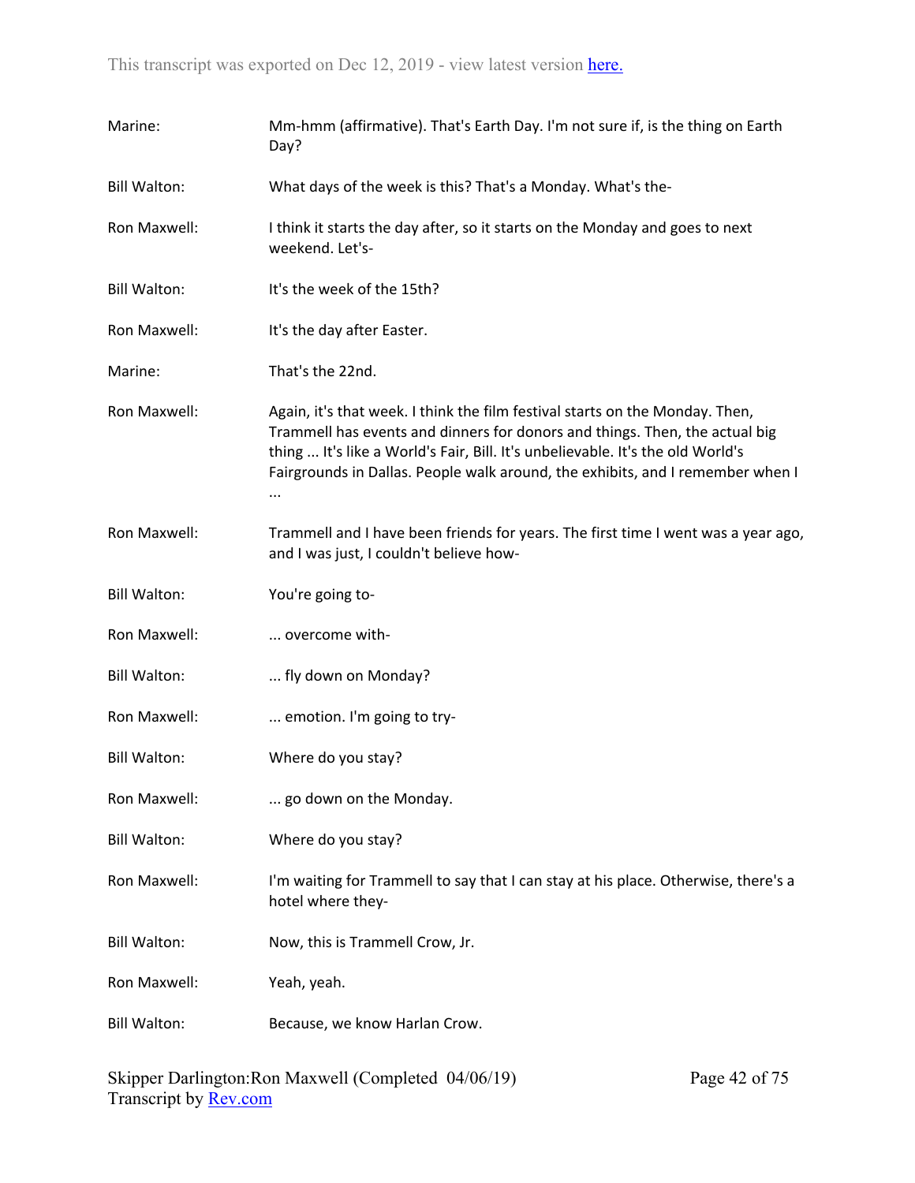Marine: Mm-hmm (affirmative). That's Earth Day. I'm not sure if, is the thing on Earth Day?

Bill Walton: What days of the week is this? That's a Monday. What's the-

Ron Maxwell: I think it starts the day after, so it starts on the Monday and goes to next weekend. Let's-

Bill Walton: It's the week of the 15th?

Ron Maxwell: It's the day after Easter.

Marine: That's the 22nd.

Ron Maxwell: Again, it's that week. I think the film festival starts on the Monday. Then, Trammell has events and dinners for donors and things. Then, the actual big thing ... It's like a World's Fair, Bill. It's unbelievable. It's the old World's Fairgrounds in Dallas. People walk around, the exhibits, and I remember when I ...

Ron Maxwell: Trammell and I have been friends for years. The first time I went was a year ago, and I was just, I couldn't believe how-

Bill Walton: You're going to-

Ron Maxwell: ... overcome with-

Bill Walton: ... fly down on Monday?

Ron Maxwell: ... emotion. I'm going to try-

Bill Walton: Where do you stay?

Ron Maxwell: ... go down on the Monday.

Bill Walton: Where do you stay?

Ron Maxwell: I'm waiting for Trammell to say that I can stay at his place. Otherwise, there's a hotel where they-

Bill Walton: Now, this is Trammell Crow, Jr.

Ron Maxwell: Yeah, yeah.

Bill Walton: Because, we know Harlan Crow.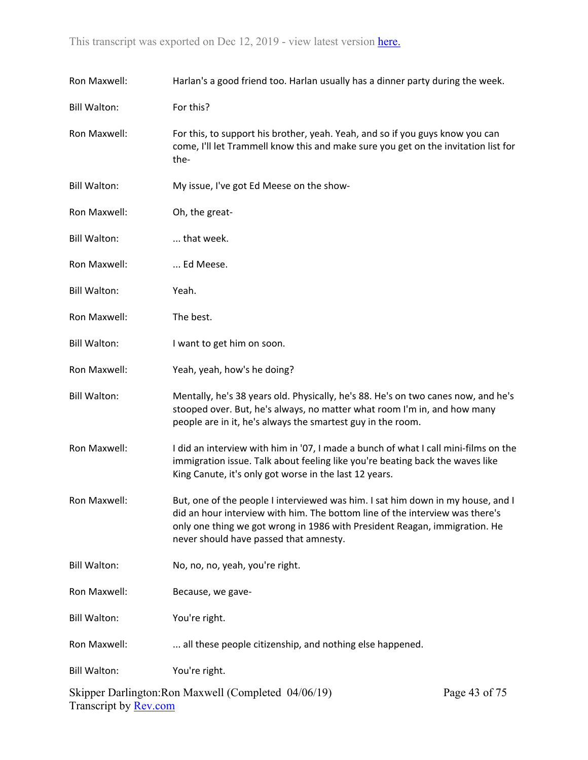Ron Maxwell: Harlan's a good friend too. Harlan usually has a dinner party during the week.

Bill Walton: For this?

Ron Maxwell: For this, to support his brother, yeah. Yeah, and so if you guys know you can come, I'll let Trammell know this and make sure you get on the invitation list for the-

Bill Walton: My issue, I've got Ed Meese on the show-

Ron Maxwell: Oh, the great-

Bill Walton: ... that week.

Ron Maxwell: ... Ed Meese.

Bill Walton: Yeah.

Ron Maxwell: The best.

Bill Walton: I want to get him on soon.

Ron Maxwell: Yeah, yeah, how's he doing?

Bill Walton: Mentally, he's 38 years old. Physically, he's 88. He's on two canes now, and he's stooped over. But, he's always, no matter what room I'm in, and how many people are in it, he's always the smartest guy in the room.

Ron Maxwell: I did an interview with him in '07, I made a bunch of what I call mini-films on the immigration issue. Talk about feeling like you're beating back the waves like King Canute, it's only got worse in the last 12 years.

Ron Maxwell: But, one of the people I interviewed was him. I sat him down in my house, and I did an hour interview with him. The bottom line of the interview was there's only one thing we got wrong in 1986 with President Reagan, immigration. He never should have passed that amnesty.

Bill Walton: No, no, no, yeah, you're right.

Ron Maxwell: Because, we gave-

Bill Walton: You're right.

Ron Maxwell: ... all these people citizenship, and nothing else happened.

Bill Walton: You're right.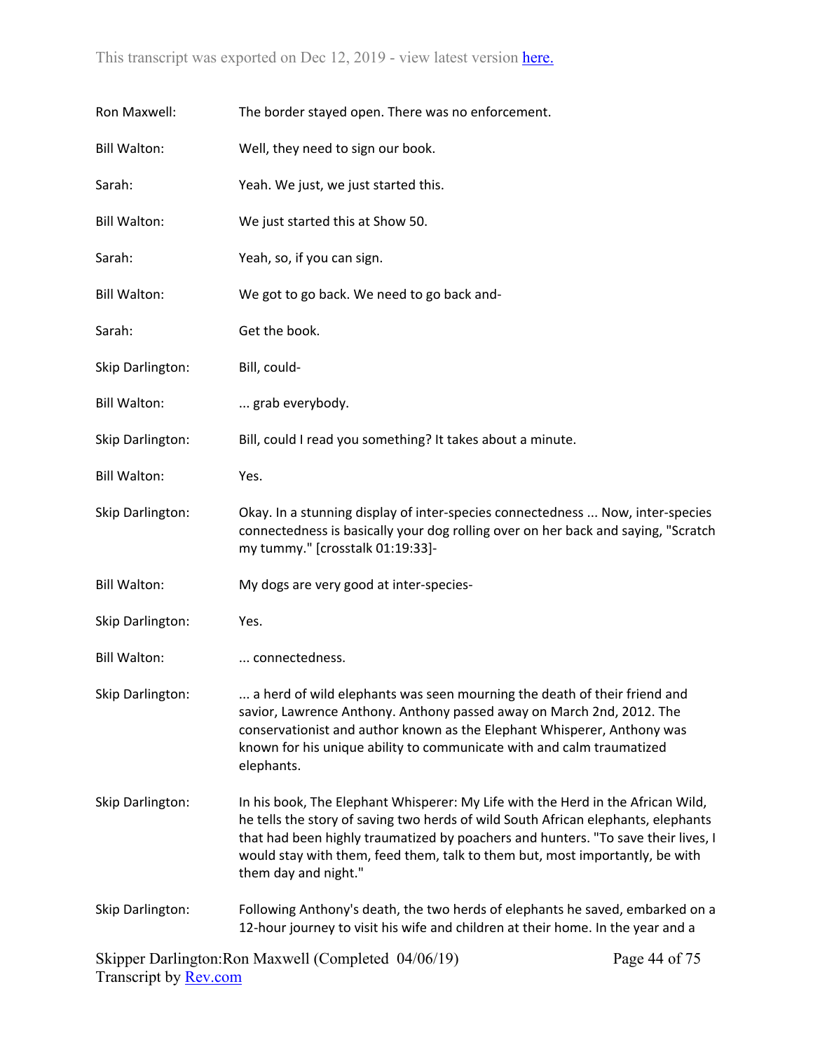Ron Maxwell: The border stayed open. There was no enforcement.

Bill Walton: Well, they need to sign our book.

Sarah: Yeah. We just, we just started this.

Bill Walton: We just started this at Show 50.

Sarah: Yeah, so, if you can sign.

Bill Walton: We got to go back. We need to go back and-

Sarah: Get the book.

Skip Darlington: Bill, could-

Bill Walton: ... grab everybody.

Skip Darlington: Bill, could I read you something? It takes about a minute.

Bill Walton: Yes.

Skip Darlington: Okay. In a stunning display of inter-species connectedness ... Now, inter-species connectedness is basically your dog rolling over on her back and saying, "Scratch my tummy." [crosstalk 01:19:33]-

Bill Walton: My dogs are very good at inter-species-

Skip Darlington: Yes.

Bill Walton: ... connectedness.

Skip Darlington: ... a herd of wild elephants was seen mourning the death of their friend and savior, Lawrence Anthony. Anthony passed away on March 2nd, 2012. The conservationist and author known as the Elephant Whisperer, Anthony was known for his unique ability to communicate with and calm traumatized elephants.

Skip Darlington: In his book, The Elephant Whisperer: My Life with the Herd in the African Wild, he tells the story of saving two herds of wild South African elephants, elephants that had been highly traumatized by poachers and hunters. "To save their lives, I would stay with them, feed them, talk to them but, most importantly, be with them day and night."

Skip Darlington: Following Anthony's death, the two herds of elephants he saved, embarked on a 12-hour journey to visit his wife and children at their home. In the year and a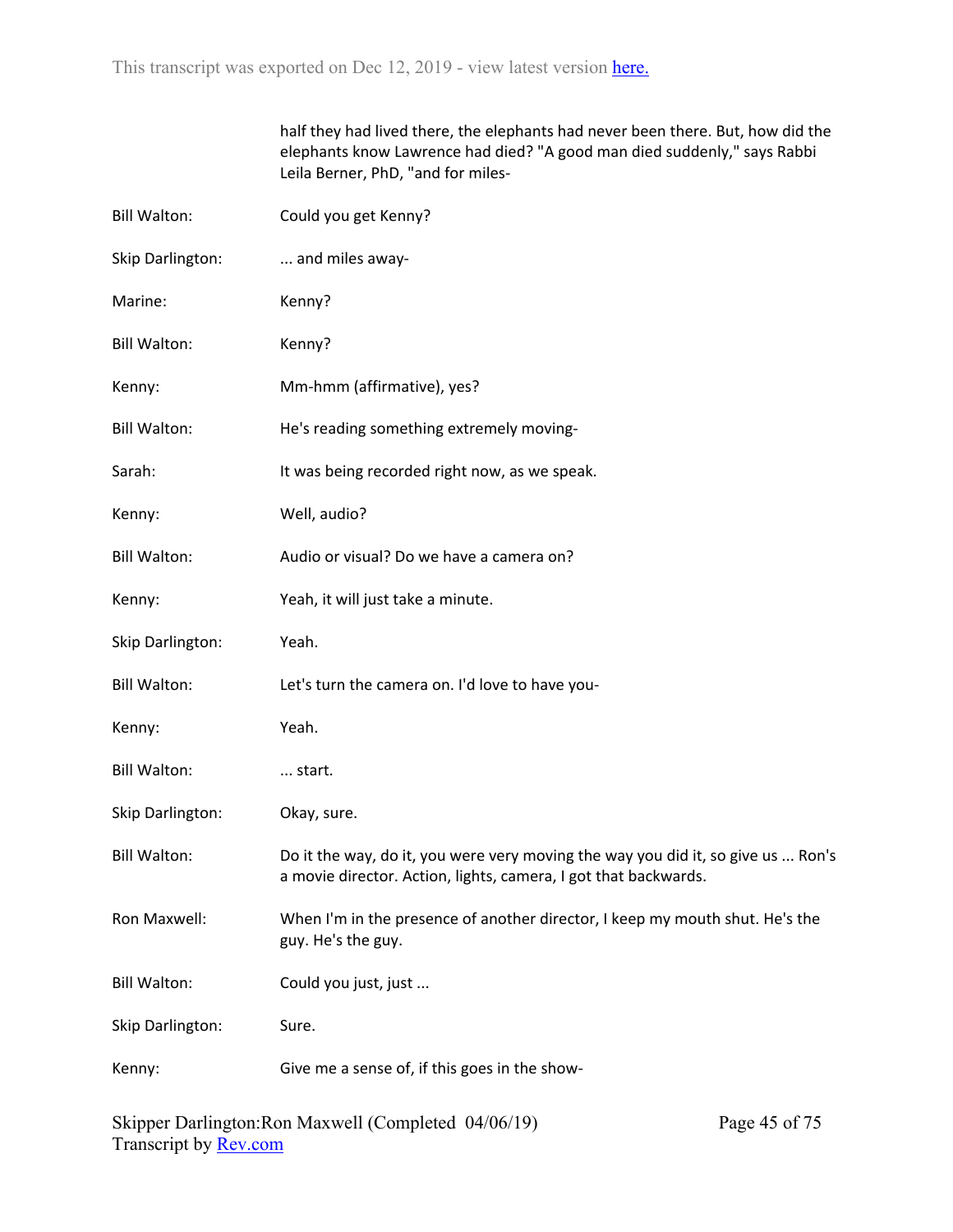half they had lived there, the elephants had never been there. But, how did the elephants know Lawrence had died? "A good man died suddenly," says Rabbi Leila Berner, PhD, "and for miles-

Bill Walton: Could you get Kenny?

Skip Darlington: ... and miles away-

Marine: Kenny?

Bill Walton: Kenny?

Kenny: Mm-hmm (affirmative), yes?

Bill Walton: He's reading something extremely moving-

Sarah: It was being recorded right now, as we speak.

Kenny: Well, audio?

Bill Walton: Audio or visual? Do we have a camera on?

Kenny: Yeah, it will just take a minute.

Skip Darlington: Yeah.

Bill Walton: Let's turn the camera on. I'd love to have you-

Kenny: Yeah.

Bill Walton: ... start.

Skip Darlington: Okay, sure.

Bill Walton: Do it the way, do it, you were very moving the way you did it, so give us ... Ron's a movie director. Action, lights, camera, I got that backwards.

Ron Maxwell: When I'm in the presence of another director, I keep my mouth shut. He's the guy. He's the guy.

Bill Walton: Could you just, just ...

Skip Darlington: Sure.

Kenny: Give me a sense of, if this goes in the show-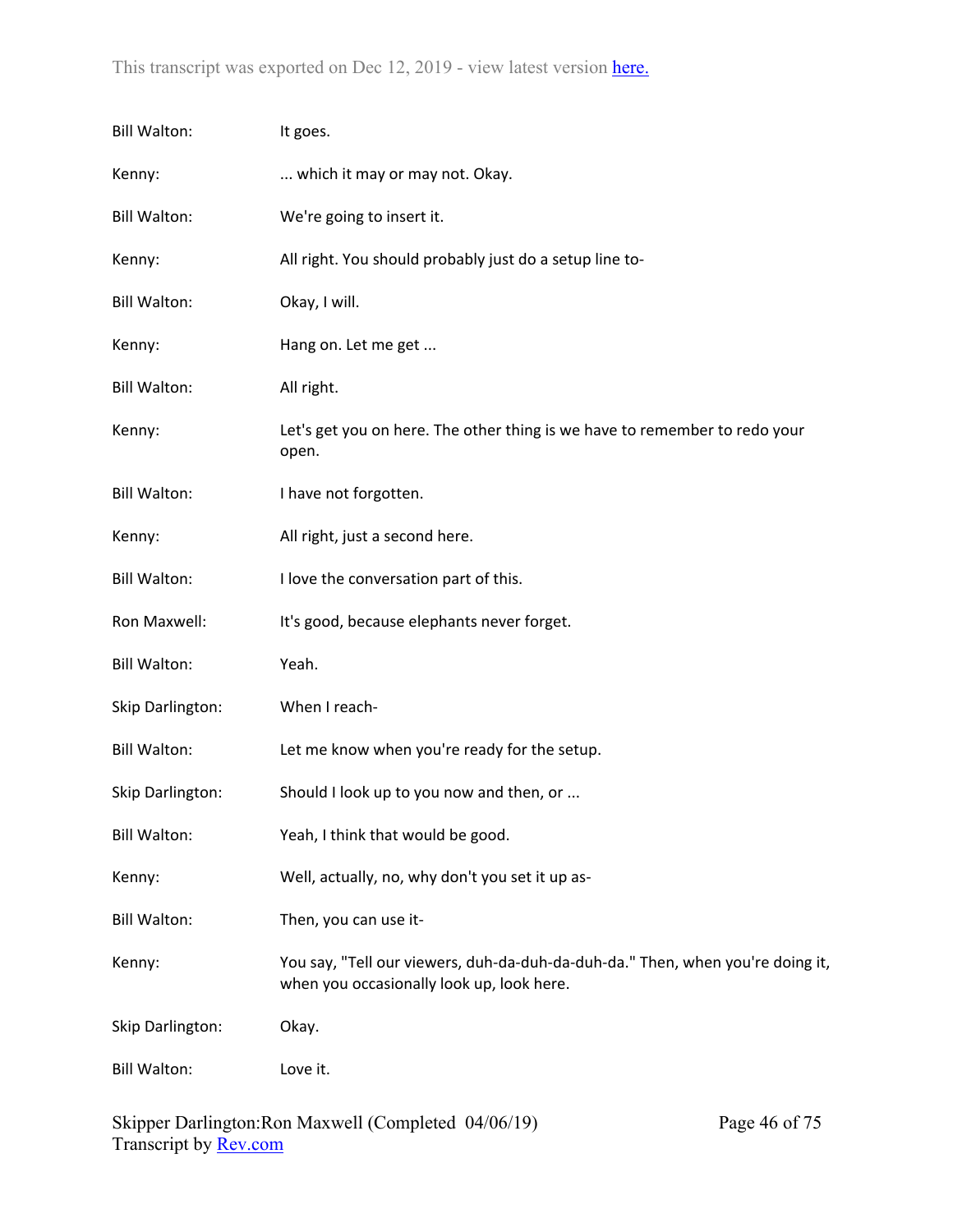Bill Walton: It goes.

Kenny: ... which it may or may not. Okay.

Bill Walton: We're going to insert it.

Kenny: All right. You should probably just do a setup line to-

Bill Walton: Okay, I will.

Kenny: Hang on. Let me get ...

Bill Walton: All right.

Kenny: Let's get you on here. The other thing is we have to remember to redo your open.

Bill Walton: I have not forgotten.

Kenny: All right, just a second here.

Bill Walton: I love the conversation part of this.

Ron Maxwell: It's good, because elephants never forget.

Bill Walton: Yeah.

Skip Darlington: When I reach-

Bill Walton: Let me know when you're ready for the setup.

Skip Darlington: Should I look up to you now and then, or ...

Bill Walton: Yeah, I think that would be good.

Kenny: Well, actually, no, why don't you set it up as-

Bill Walton: Then, you can use it-

Kenny: You say, "Tell our viewers, duh-da-duh-da-duh-da." Then, when you're doing it, when you occasionally look up, look here.

Skip Darlington: Okay.

Bill Walton: Love it.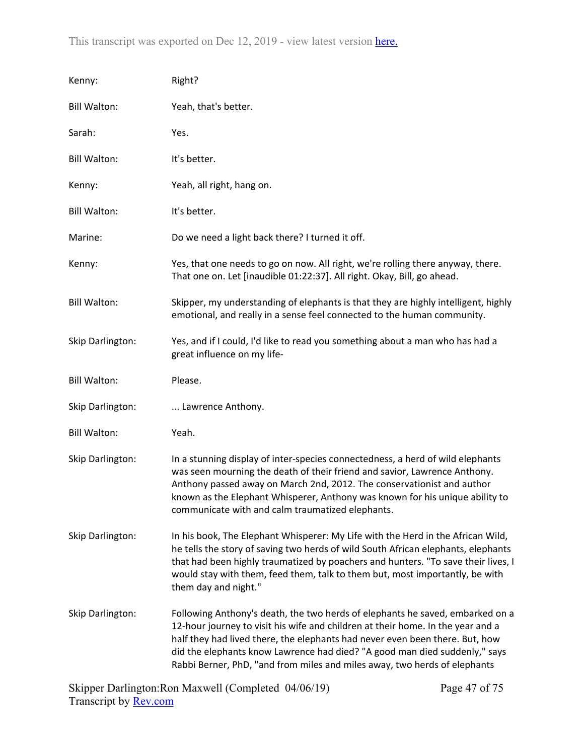| | |
|---|---|
| Kenny: | Right? |
| Bill Walton: | Yeah, that's better. |
| Sarah: | Yes. |
| Bill Walton: | It's better. |
| Kenny: | Yeah, all right, hang on. |
| Bill Walton: | It's better. |
| Marine: | Do we need a light back there? I turned it off. |
| Kenny: | Yes, that one needs to go on now. All right, we're rolling there anyway, there. That one on. Let [inaudible 01:22:37]. All right. Okay, Bill, go ahead. |
| Bill Walton: | Skipper, my understanding of elephants is that they are highly intelligent, highly emotional, and really in a sense feel connected to the human community. |
| Skip Darlington: | Yes, and if I could, I'd like to read you something about a man who has had a great influence on my life- |
| Bill Walton: | Please. |
| Skip Darlington: | ... Lawrence Anthony. |
| Bill Walton: | Yeah. |
| Skip Darlington: | In a stunning display of inter-species connectedness, a herd of wild elephants was seen mourning the death of their friend and savior, Lawrence Anthony. Anthony passed away on March 2nd, 2012. The conservationist and author known as the Elephant Whisperer, Anthony was known for his unique ability to communicate with and calm traumatized elephants. |
| Skip Darlington: | In his book, The Elephant Whisperer: My Life with the Herd in the African Wild, he tells the story of saving two herds of wild South African elephants, elephants that had been highly traumatized by poachers and hunters. "To save their lives, I would stay with them, feed them, talk to them but, most importantly, be with them day and night." |
| Skip Darlington: | Following Anthony's death, the two herds of elephants he saved, embarked on a 12-hour journey to visit his wife and children at their home. In the year and a half they had lived there, the elephants had never even been there. But, how did the elephants know Lawrence had died? "A good man died suddenly," says Rabbi Berner, PhD, "and from miles and miles away, two herds of elephants |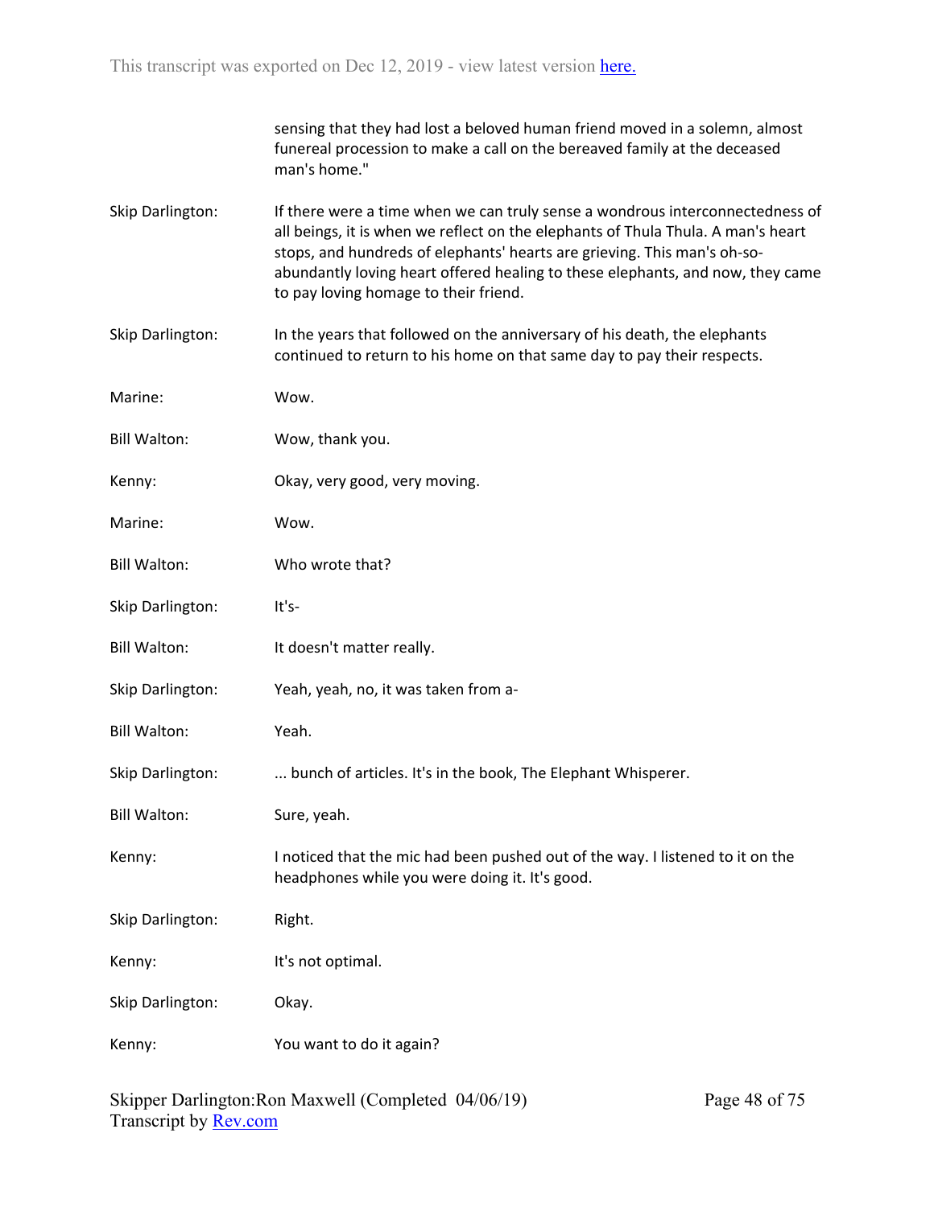sensing that they had lost a beloved human friend moved in a solemn, almost funereal procession to make a call on the bereaved family at the deceased man's home."

Skip Darlington: If there were a time when we can truly sense a wondrous interconnectedness of all beings, it is when we reflect on the elephants of Thula Thula. A man's heart stops, and hundreds of elephants' hearts are grieving. This man's oh-so-abundantly loving heart offered healing to these elephants, and now, they came to pay loving homage to their friend.

Skip Darlington: In the years that followed on the anniversary of his death, the elephants continued to return to his home on that same day to pay their respects.

Marine: Wow.

Bill Walton: Wow, thank you.

Kenny: Okay, very good, very moving.

Marine: Wow.

Bill Walton: Who wrote that?

Skip Darlington: It's-

Bill Walton: It doesn't matter really.

Skip Darlington: Yeah, yeah, no, it was taken from a-

Bill Walton: Yeah.

Skip Darlington: ... bunch of articles. It's in the book, The Elephant Whisperer.

Bill Walton: Sure, yeah.

Kenny: I noticed that the mic had been pushed out of the way. I listened to it on the headphones while you were doing it. It's good.

Skip Darlington: Right.

Kenny: It's not optimal.

Skip Darlington: Okay.

Kenny: You want to do it again?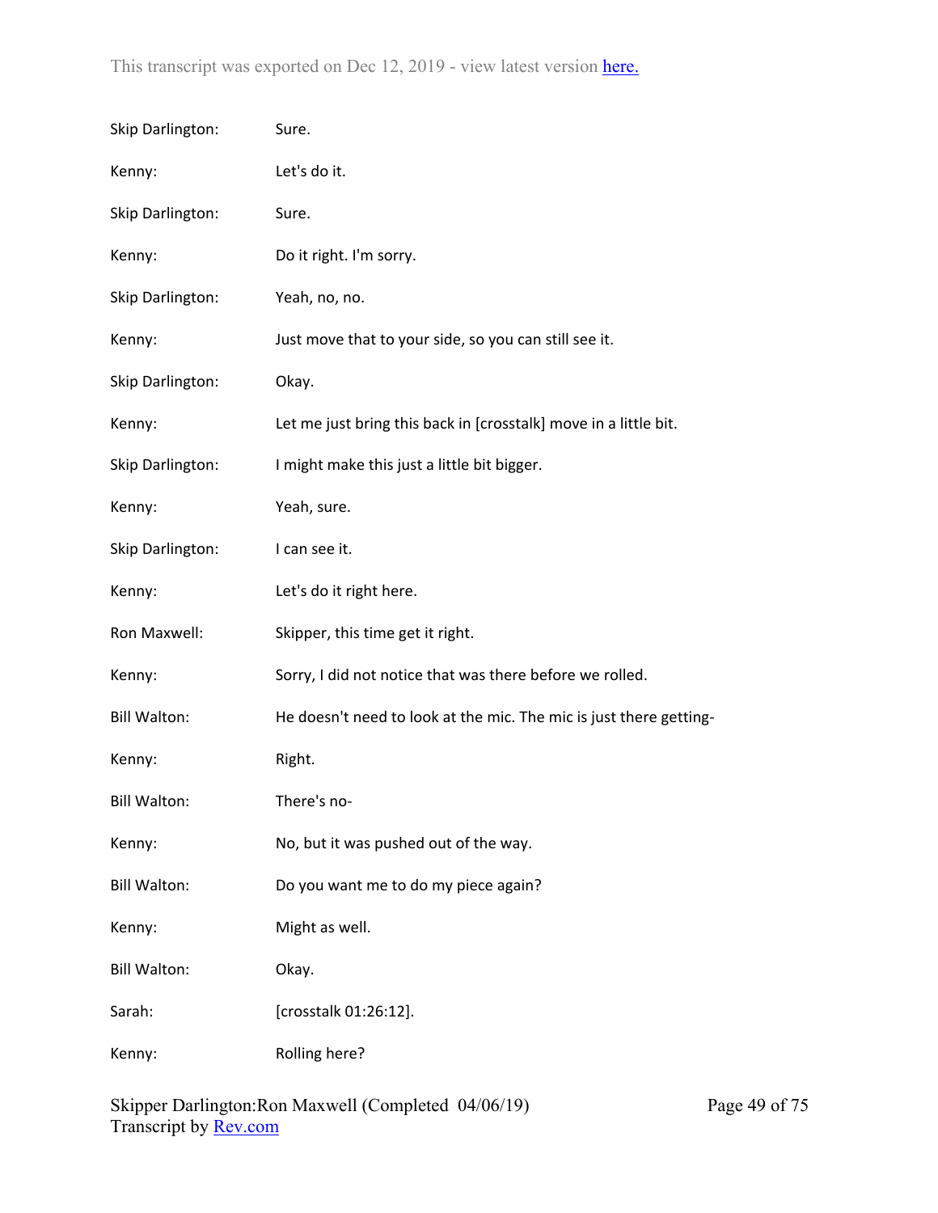Skip Darlington: Sure.

Kenny: Let's do it.

Skip Darlington: Sure.

Kenny: Do it right. I'm sorry.

Skip Darlington: Yeah, no, no.

Kenny: Just move that to your side, so you can still see it.

Skip Darlington: Okay.

Kenny: Let me just bring this back in [crosstalk] move in a little bit.

Skip Darlington: I might make this just a little bit bigger.

Kenny: Yeah, sure.

Skip Darlington: I can see it.

Kenny: Let's do it right here.

Ron Maxwell: Skipper, this time get it right.

Kenny: Sorry, I did not notice that was there before we rolled.

Bill Walton: He doesn't need to look at the mic. The mic is just there getting-

Kenny: Right.

Bill Walton: There's no-

Kenny: No, but it was pushed out of the way.

Bill Walton: Do you want me to do my piece again?

Kenny: Might as well.

Bill Walton: Okay.

Sarah: [crosstalk 01:26:12].

Kenny: Rolling here?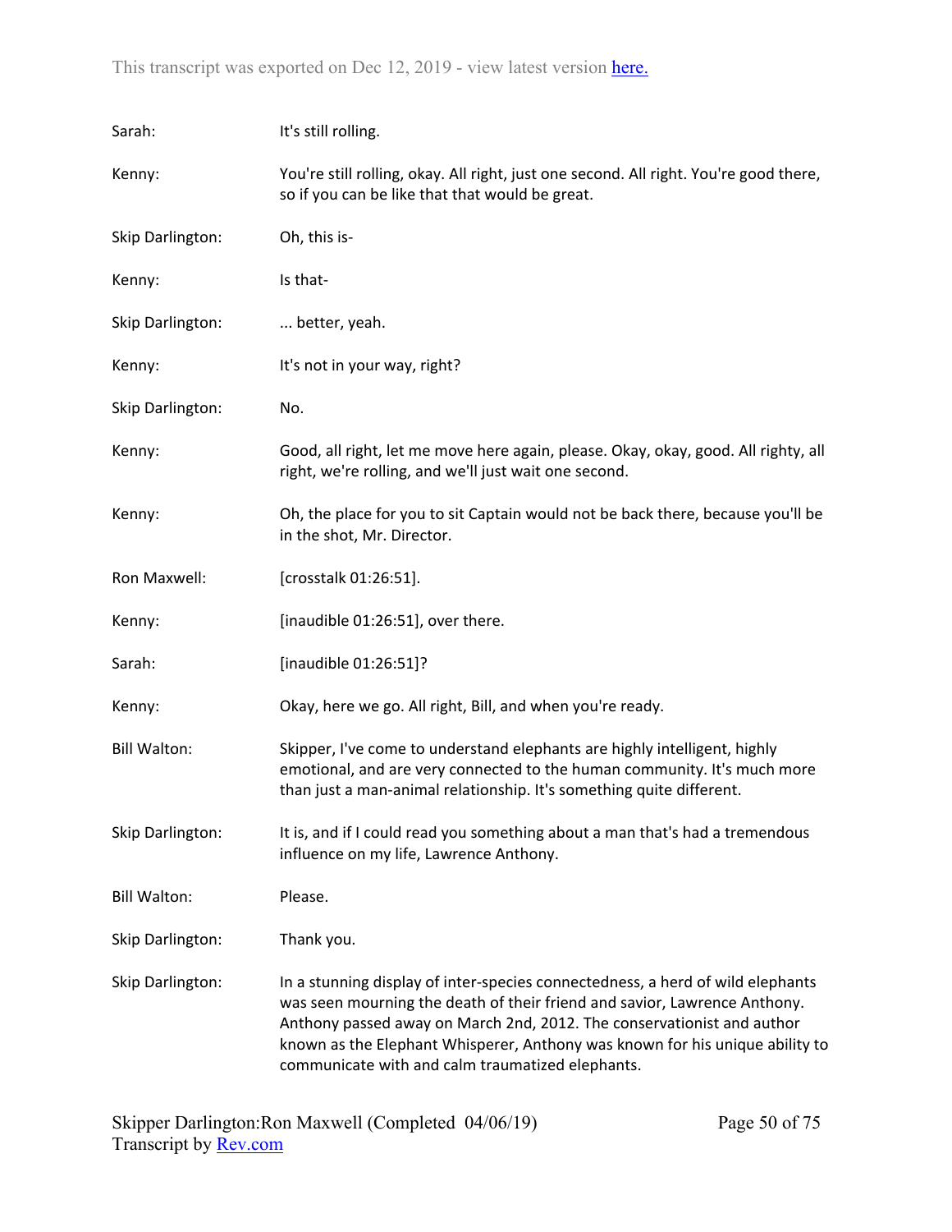Sarah: It's still rolling.

Kenny: You're still rolling, okay. All right, just one second. All right. You're good there, so if you can be like that that would be great.

Skip Darlington: Oh, this is-

Kenny: Is that-

Skip Darlington: ... better, yeah.

Kenny: It's not in your way, right?

Skip Darlington: No.

Kenny: Good, all right, let me move here again, please. Okay, okay, good. All righty, all right, we're rolling, and we'll just wait one second.

Kenny: Oh, the place for you to sit Captain would not be back there, because you'll be in the shot, Mr. Director.

Ron Maxwell: [crosstalk 01:26:51].

Kenny: [inaudible 01:26:51], over there.

Sarah: [inaudible 01:26:51]?

Kenny: Okay, here we go. All right, Bill, and when you're ready.

Bill Walton: Skipper, I've come to understand elephants are highly intelligent, highly emotional, and are very connected to the human community. It's much more than just a man-animal relationship. It's something quite different.

Skip Darlington: It is, and if I could read you something about a man that's had a tremendous influence on my life, Lawrence Anthony.

Bill Walton: Please.

Skip Darlington: Thank you.

Skip Darlington: In a stunning display of inter-species connectedness, a herd of wild elephants was seen mourning the death of their friend and savior, Lawrence Anthony. Anthony passed away on March 2nd, 2012. The conservationist and author known as the Elephant Whisperer, Anthony was known for his unique ability to communicate with and calm traumatized elephants.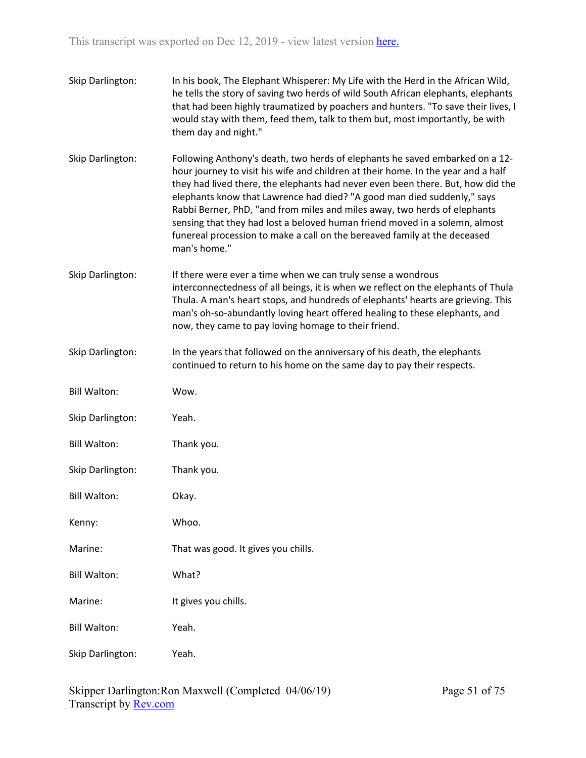**Skip Darlington:** In his book, The Elephant Whisperer: My Life with the Herd in the African Wild, he tells the story of saving two herds of wild South African elephants, elephants that had been highly traumatized by poachers and hunters. "To save their lives, I would stay with them, feed them, talk to them but, most importantly, be with them day and night."

**Skip Darlington:** Following Anthony's death, two herds of elephants he saved embarked on a 12-hour journey to visit his wife and children at their home. In the year and a half they had lived there, the elephants had never even been there. But, how did the elephants know that Lawrence had died? "A good man died suddenly," says Rabbi Berner, PhD, "and from miles and miles away, two herds of elephants sensing that they had lost a beloved human friend moved in a solemn, almost funereal procession to make a call on the bereaved family at the deceased man's home."

**Skip Darlington:** If there were ever a time when we can truly sense a wondrous interconnectedness of all beings, it is when we reflect on the elephants of Thula Thula. A man's heart stops, and hundreds of elephants' hearts are grieving. This man's oh-so-abundantly loving heart offered healing to these elephants, and now, they came to pay loving homage to their friend.

**Skip Darlington:** In the years that followed on the anniversary of his death, the elephants continued to return to his home on the same day to pay their respects.

**Bill Walton:** Wow.

**Skip Darlington:** Yeah.

**Bill Walton:** Thank you.

**Skip Darlington:** Thank you.

**Bill Walton:** Okay.

**Kenny:** Whoo.

**Marine:** That was good. It gives you chills.

**Bill Walton:** What?

**Marine:** It gives you chills.

**Bill Walton:** Yeah.

**Skip Darlington:** Yeah.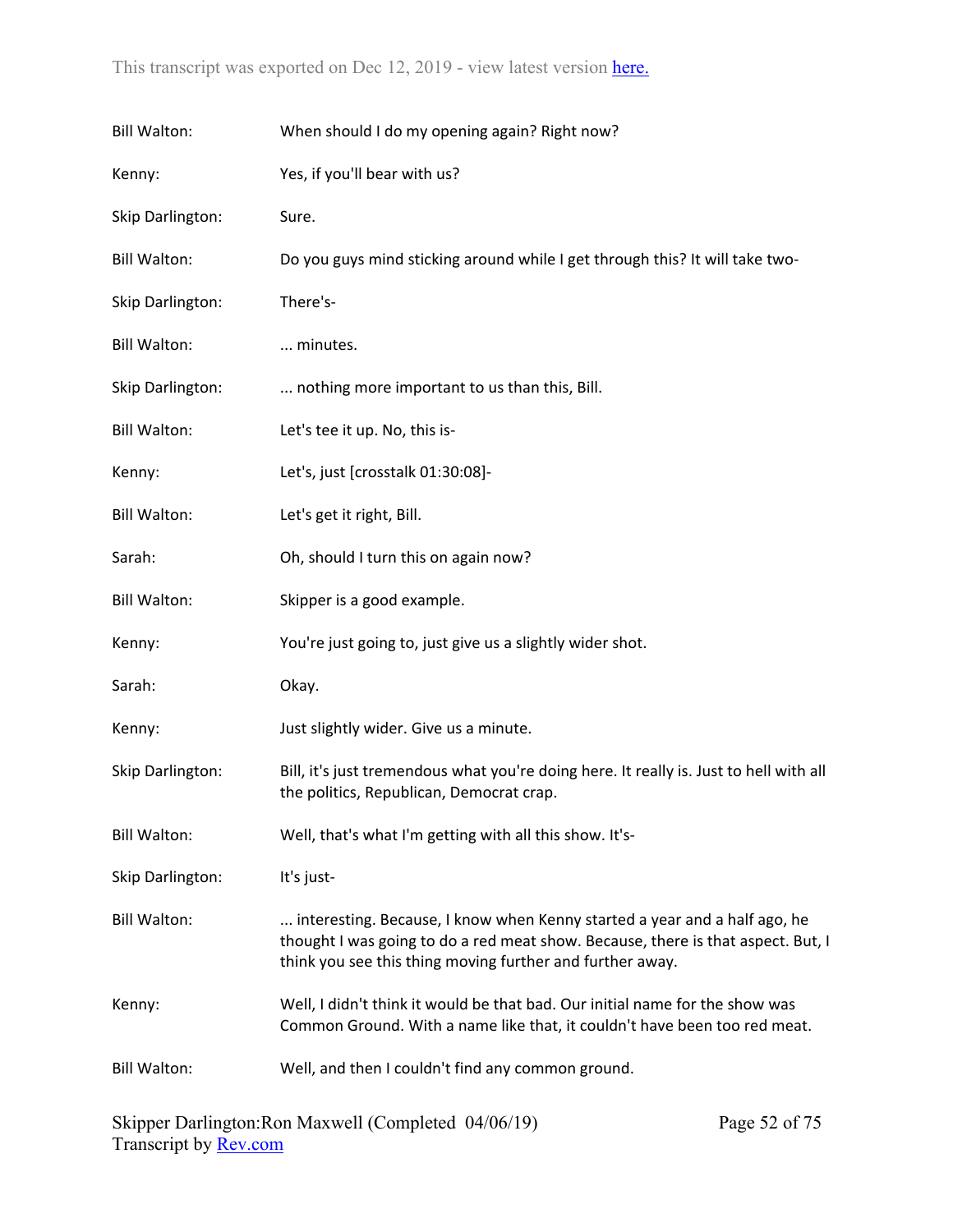**Bill Walton:** When should I do my opening again? Right now?

**Kenny:** Yes, if you'll bear with us?

**Skip Darlington:** Sure.

**Bill Walton:** Do you guys mind sticking around while I get through this? It will take two-

**Skip Darlington:** There's-

**Bill Walton:** ... minutes.

**Skip Darlington:** ... nothing more important to us than this, Bill.

**Bill Walton:** Let's tee it up. No, this is-

**Kenny:** Let's, just [crosstalk 01:30:08]-

**Bill Walton:** Let's get it right, Bill.

**Sarah:** Oh, should I turn this on again now?

**Bill Walton:** Skipper is a good example.

**Kenny:** You're just going to, just give us a slightly wider shot.

**Sarah:** Okay.

**Kenny:** Just slightly wider. Give us a minute.

**Skip Darlington:** Bill, it's just tremendous what you're doing here. It really is. Just to hell with all the politics, Republican, Democrat crap.

**Bill Walton:** Well, that's what I'm getting with all this show. It's-

**Skip Darlington:** It's just-

**Bill Walton:** ... interesting. Because, I know when Kenny started a year and a half ago, he thought I was going to do a red meat show. Because, there is that aspect. But, I think you see this thing moving further and further away.

**Kenny:** Well, I didn't think it would be that bad. Our initial name for the show was Common Ground. With a name like that, it couldn't have been too red meat.

**Bill Walton:** Well, and then I couldn't find any common ground.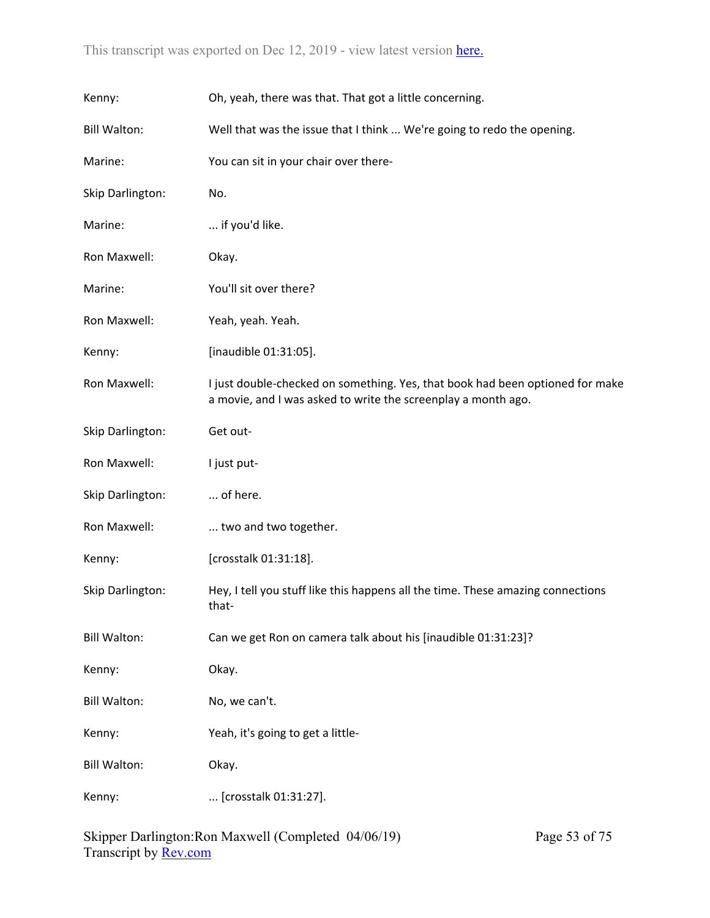Kenny: Oh, yeah, there was that. That got a little concerning.

Bill Walton: Well that was the issue that I think ... We're going to redo the opening.

Marine: You can sit in your chair over there-

Skip Darlington: No.

Marine: ... if you'd like.

Ron Maxwell: Okay.

Marine: You'll sit over there?

Ron Maxwell: Yeah, yeah. Yeah.

Kenny: [inaudible 01:31:05].

Ron Maxwell: I just double-checked on something. Yes, that book had been optioned for make a movie, and I was asked to write the screenplay a month ago.

Skip Darlington: Get out-

Ron Maxwell: I just put-

Skip Darlington: ... of here.

Ron Maxwell: ... two and two together.

Kenny: [crosstalk 01:31:18].

Skip Darlington: Hey, I tell you stuff like this happens all the time. These amazing connections that-

Bill Walton: Can we get Ron on camera talk about his [inaudible 01:31:23]?

Kenny: Okay.

Bill Walton: No, we can't.

Kenny: Yeah, it's going to get a little-

Bill Walton: Okay.

Kenny: ... [crosstalk 01:31:27].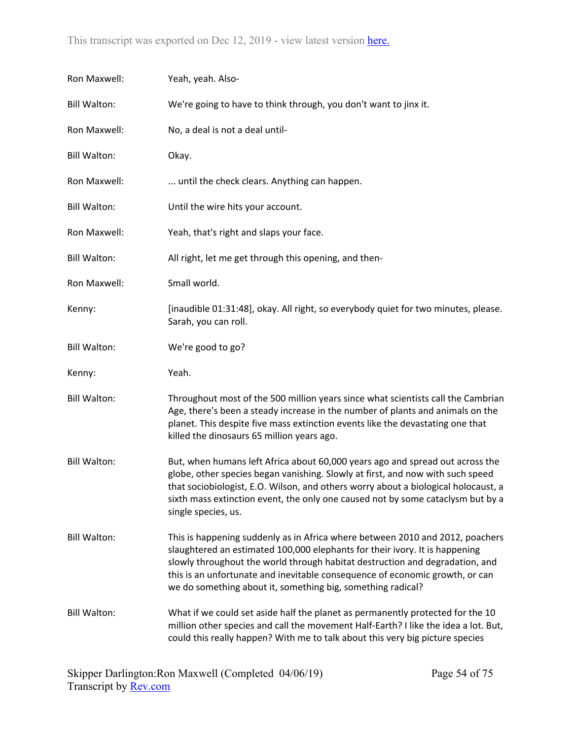Ron Maxwell: Yeah, yeah. Also-

Bill Walton: We're going to have to think through, you don't want to jinx it.

Ron Maxwell: No, a deal is not a deal until-

Bill Walton: Okay.

Ron Maxwell: ... until the check clears. Anything can happen.

Bill Walton: Until the wire hits your account.

Ron Maxwell: Yeah, that's right and slaps your face.

Bill Walton: All right, let me get through this opening, and then-

Ron Maxwell: Small world.

Kenny: [inaudible 01:31:48], okay. All right, so everybody quiet for two minutes, please. Sarah, you can roll.

Bill Walton: We're good to go?

Kenny: Yeah.

Bill Walton: Throughout most of the 500 million years since what scientists call the Cambrian Age, there's been a steady increase in the number of plants and animals on the planet. This despite five mass extinction events like the devastating one that killed the dinosaurs 65 million years ago.

Bill Walton: But, when humans left Africa about 60,000 years ago and spread out across the globe, other species began vanishing. Slowly at first, and now with such speed that sociobiologist, E.O. Wilson, and others worry about a biological holocaust, a sixth mass extinction event, the only one caused not by some cataclysm but by a single species, us.

Bill Walton: This is happening suddenly as in Africa where between 2010 and 2012, poachers slaughtered an estimated 100,000 elephants for their ivory. It is happening slowly throughout the world through habitat destruction and degradation, and this is an unfortunate and inevitable consequence of economic growth, or can we do something about it, something big, something radical?

Bill Walton: What if we could set aside half the planet as permanently protected for the 10 million other species and call the movement Half-Earth? I like the idea a lot. But, could this really happen? With me to talk about this very big picture species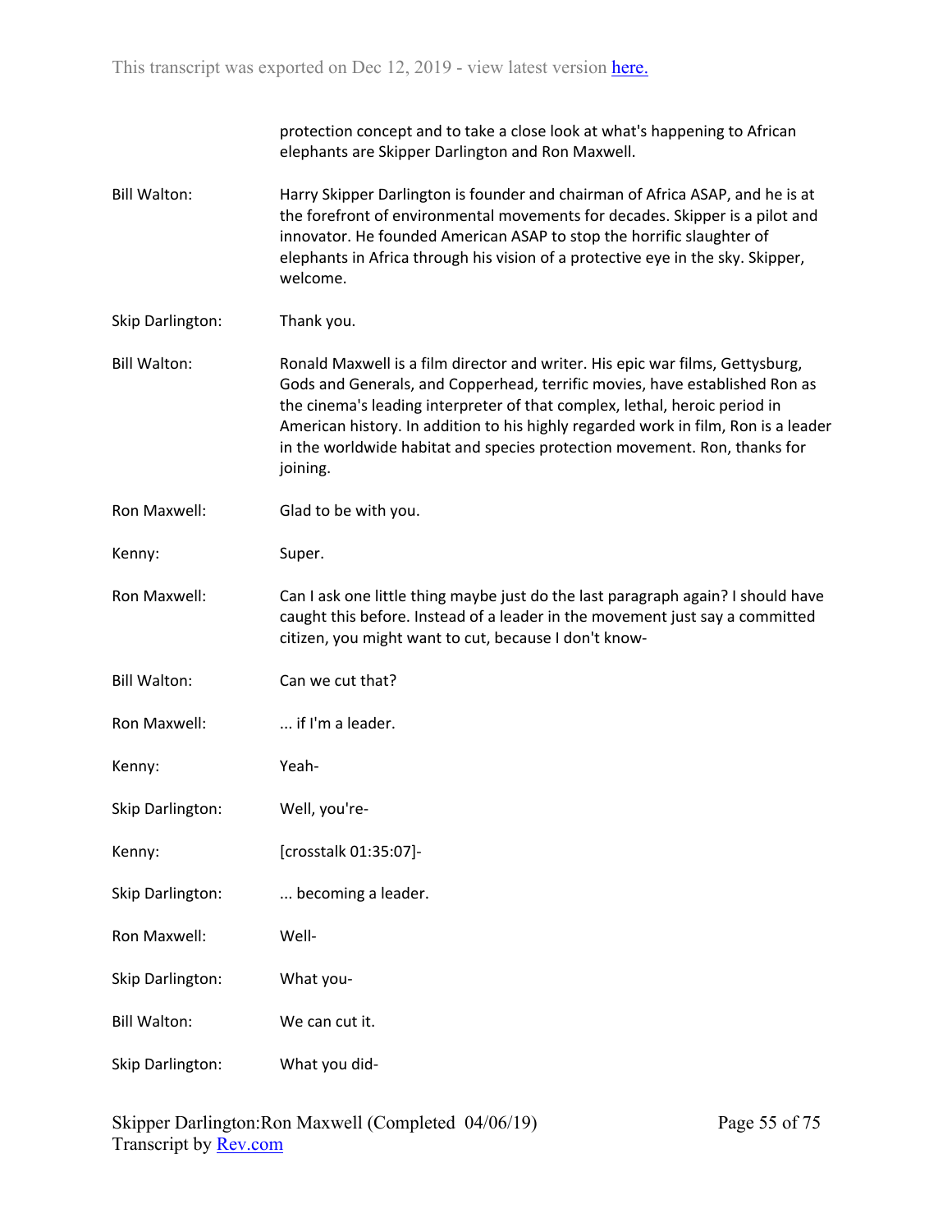protection concept and to take a close look at what's happening to African elephants are Skipper Darlington and Ron Maxwell.

**Bill Walton:** Harry Skipper Darlington is founder and chairman of Africa ASAP, and he is at the forefront of environmental movements for decades. Skipper is a pilot and innovator. He founded American ASAP to stop the horrific slaughter of elephants in Africa through his vision of a protective eye in the sky. Skipper, welcome.

**Skip Darlington:** Thank you.

**Bill Walton:** Ronald Maxwell is a film director and writer. His epic war films, Gettysburg, Gods and Generals, and Copperhead, terrific movies, have established Ron as the cinema's leading interpreter of that complex, lethal, heroic period in American history. In addition to his highly regarded work in film, Ron is a leader in the worldwide habitat and species protection movement. Ron, thanks for joining.

**Ron Maxwell:** Glad to be with you.

**Kenny:** Super.

**Ron Maxwell:** Can I ask one little thing maybe just do the last paragraph again? I should have caught this before. Instead of a leader in the movement just say a committed citizen, you might want to cut, because I don't know-

**Bill Walton:** Can we cut that?

**Ron Maxwell:** ... if I'm a leader.

**Kenny:** Yeah-

**Skip Darlington:** Well, you're-

**Kenny:** [crosstalk 01:35:07]-

**Skip Darlington:** ... becoming a leader.

**Ron Maxwell:** Well-

**Skip Darlington:** What you-

**Bill Walton:** We can cut it.

**Skip Darlington:** What you did-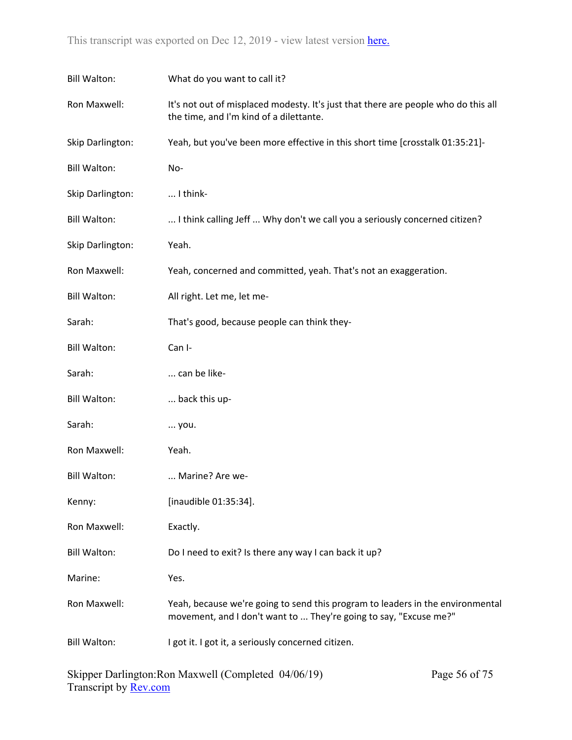Bill Walton: What do you want to call it?

Ron Maxwell: It's not out of misplaced modesty. It's just that there are people who do this all the time, and I'm kind of a dilettante.

Skip Darlington: Yeah, but you've been more effective in this short time [crosstalk 01:35:21]-

Bill Walton: No-

Skip Darlington: ... I think-

Bill Walton: ... I think calling Jeff ... Why don't we call you a seriously concerned citizen?

Skip Darlington: Yeah.

Ron Maxwell: Yeah, concerned and committed, yeah. That's not an exaggeration.

Bill Walton: All right. Let me, let me-

Sarah: That's good, because people can think they-

Bill Walton: Can I-

Sarah: ... can be like-

Bill Walton: ... back this up-

Sarah: ... you.

Ron Maxwell: Yeah.

Bill Walton: ... Marine? Are we-

Kenny: [inaudible 01:35:34].

Ron Maxwell: Exactly.

Bill Walton: Do I need to exit? Is there any way I can back it up?

Marine: Yes.

Ron Maxwell: Yeah, because we're going to send this program to leaders in the environmental movement, and I don't want to ... They're going to say, "Excuse me?"

Bill Walton: I got it. I got it, a seriously concerned citizen.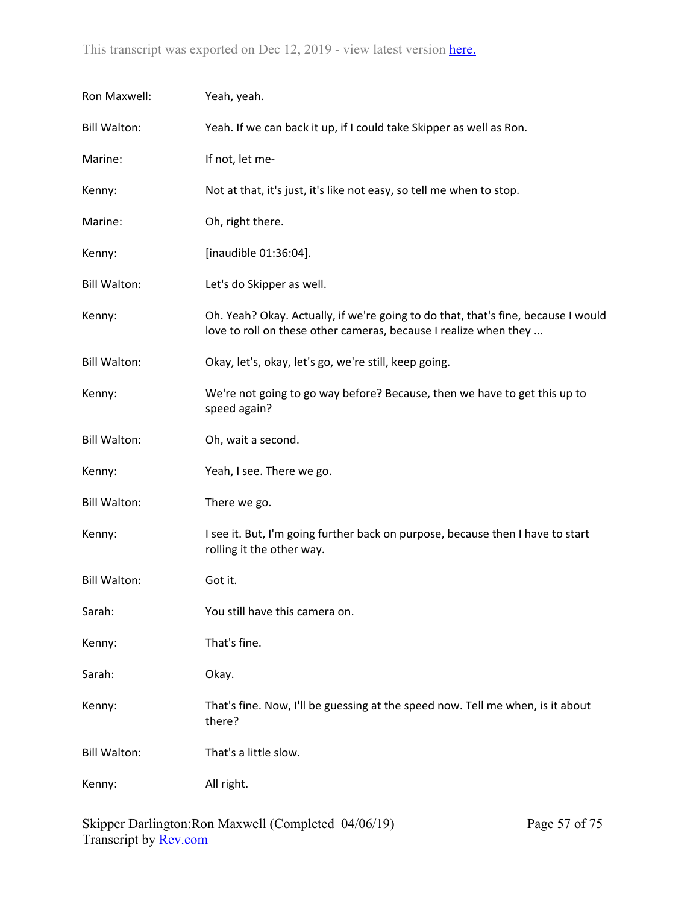Ron Maxwell: Yeah, yeah.

Bill Walton: Yeah. If we can back it up, if I could take Skipper as well as Ron.

Marine: If not, let me-

Kenny: Not at that, it's just, it's like not easy, so tell me when to stop.

Marine: Oh, right there.

Kenny: [inaudible 01:36:04].

Bill Walton: Let's do Skipper as well.

Kenny: Oh. Yeah? Okay. Actually, if we're going to do that, that's fine, because I would love to roll on these other cameras, because I realize when they ...

Bill Walton: Okay, let's, okay, let's go, we're still, keep going.

Kenny: We're not going to go way before? Because, then we have to get this up to speed again?

Bill Walton: Oh, wait a second.

Kenny: Yeah, I see. There we go.

Bill Walton: There we go.

Kenny: I see it. But, I'm going further back on purpose, because then I have to start rolling it the other way.

Bill Walton: Got it.

Sarah: You still have this camera on.

Kenny: That's fine.

Sarah: Okay.

Kenny: That's fine. Now, I'll be guessing at the speed now. Tell me when, is it about there?

Bill Walton: That's a little slow.

Kenny: All right.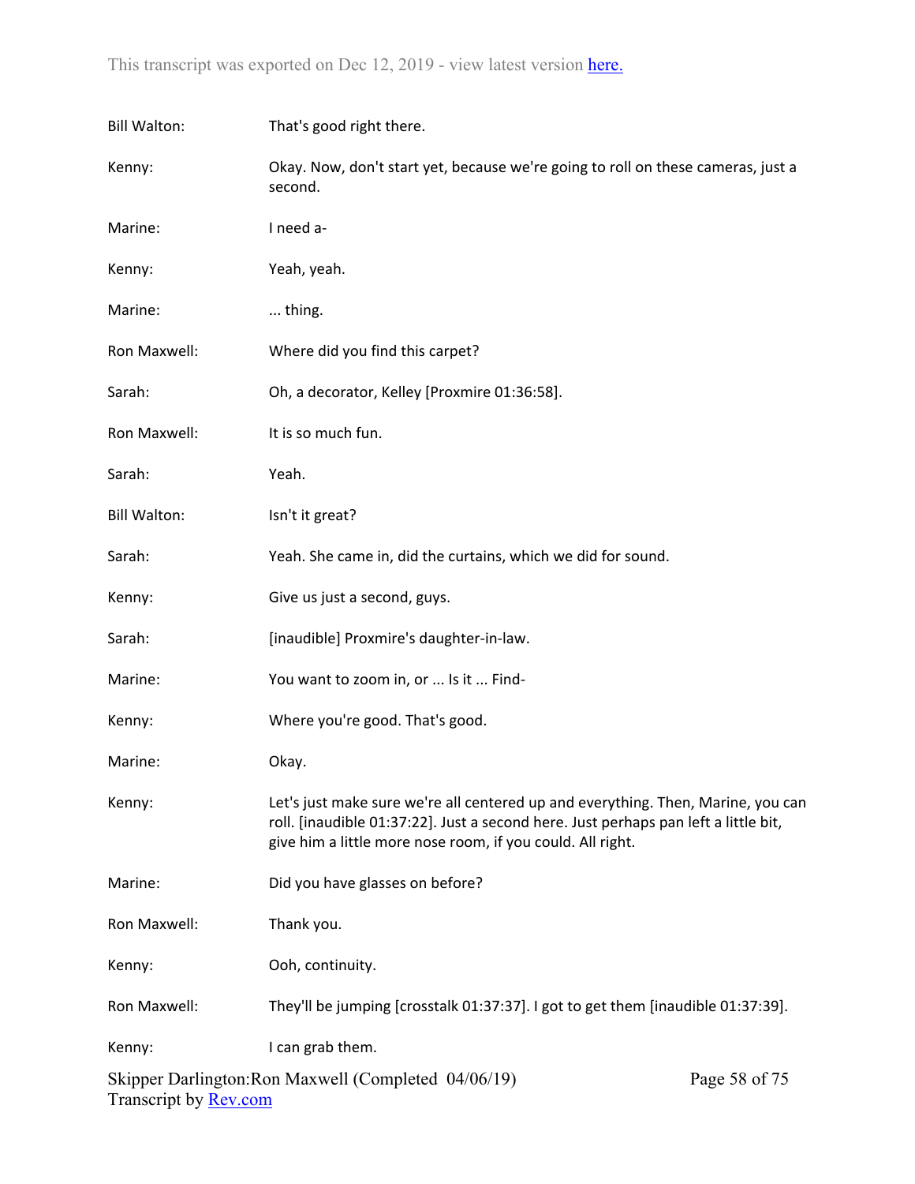Bill Walton: That's good right there.

Kenny: Okay. Now, don't start yet, because we're going to roll on these cameras, just a second.

Marine: I need a-

Kenny: Yeah, yeah.

Marine: ... thing.

Ron Maxwell: Where did you find this carpet?

Sarah: Oh, a decorator, Kelley [Proxmire 01:36:58].

Ron Maxwell: It is so much fun.

Sarah: Yeah.

Bill Walton: Isn't it great?

Sarah: Yeah. She came in, did the curtains, which we did for sound.

Kenny: Give us just a second, guys.

Sarah: [inaudible] Proxmire's daughter-in-law.

Marine: You want to zoom in, or ... Is it ... Find-

Kenny: Where you're good. That's good.

Marine: Okay.

Kenny: Let's just make sure we're all centered up and everything. Then, Marine, you can roll. [inaudible 01:37:22]. Just a second here. Just perhaps pan left a little bit, give him a little more nose room, if you could. All right.

Marine: Did you have glasses on before?

Ron Maxwell: Thank you.

Kenny: Ooh, continuity.

Ron Maxwell: They'll be jumping [crosstalk 01:37:37]. I got to get them [inaudible 01:37:39].

Kenny: I can grab them.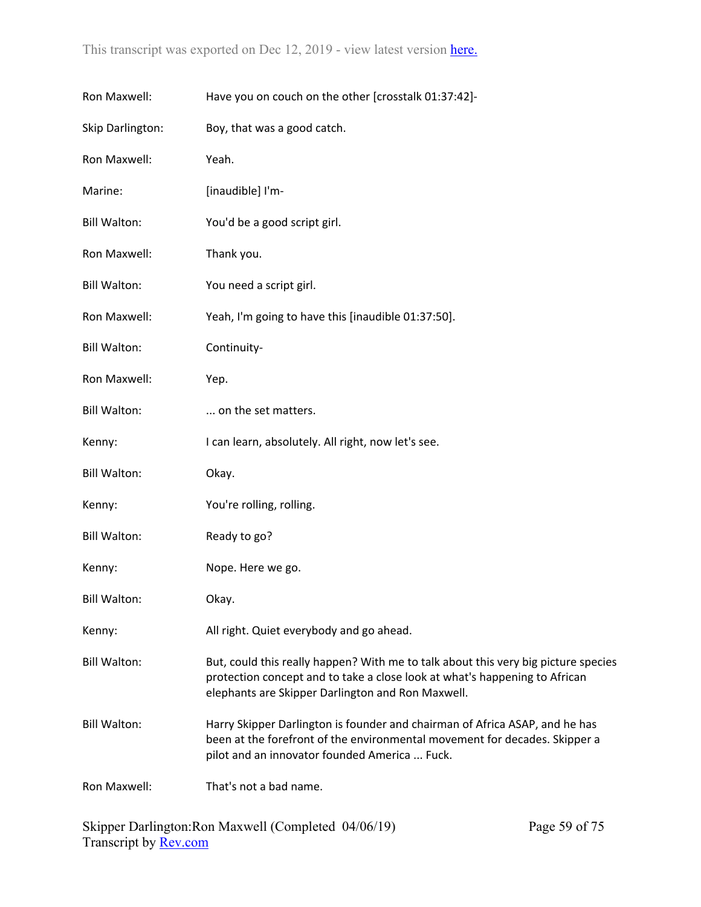Ron Maxwell: Have you on couch on the other [crosstalk 01:37:42]-

Skip Darlington: Boy, that was a good catch.

Ron Maxwell: Yeah.

Marine: [inaudible] I'm-

Bill Walton: You'd be a good script girl.

Ron Maxwell: Thank you.

Bill Walton: You need a script girl.

Ron Maxwell: Yeah, I'm going to have this [inaudible 01:37:50].

Bill Walton: Continuity-

Ron Maxwell: Yep.

Bill Walton: ... on the set matters.

Kenny: I can learn, absolutely. All right, now let's see.

Bill Walton: Okay.

Kenny: You're rolling, rolling.

Bill Walton: Ready to go?

Kenny: Nope. Here we go.

Bill Walton: Okay.

Kenny: All right. Quiet everybody and go ahead.

Bill Walton: But, could this really happen? With me to talk about this very big picture species protection concept and to take a close look at what's happening to African elephants are Skipper Darlington and Ron Maxwell.

Bill Walton: Harry Skipper Darlington is founder and chairman of Africa ASAP, and he has been at the forefront of the environmental movement for decades. Skipper a pilot and an innovator founded America ... Fuck.

Ron Maxwell: That's not a bad name.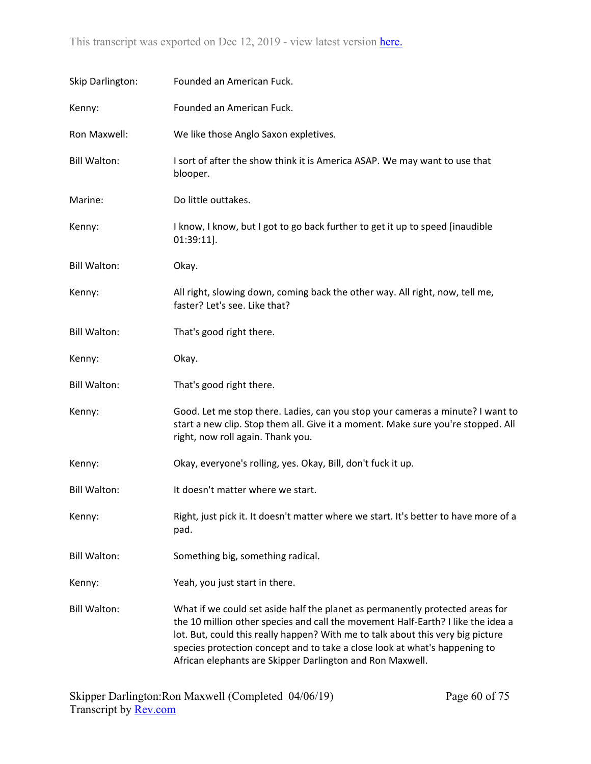| | |
|---|---|
| Skip Darlington: | Founded an American Fuck. |
| Kenny: | Founded an American Fuck. |
| Ron Maxwell: | We like those Anglo Saxon expletives. |
| Bill Walton: | I sort of after the show think it is America ASAP. We may want to use that blooper. |
| Marine: | Do little outtakes. |
| Kenny: | I know, I know, but I got to go back further to get it up to speed [inaudible 01:39:11]. |
| Bill Walton: | Okay. |
| Kenny: | All right, slowing down, coming back the other way. All right, now, tell me, faster? Let's see. Like that? |
| Bill Walton: | That's good right there. |
| Kenny: | Okay. |
| Bill Walton: | That's good right there. |
| Kenny: | Good. Let me stop there. Ladies, can you stop your cameras a minute? I want to start a new clip. Stop them all. Give it a moment. Make sure you're stopped. All right, now roll again. Thank you. |
| Kenny: | Okay, everyone's rolling, yes. Okay, Bill, don't fuck it up. |
| Bill Walton: | It doesn't matter where we start. |
| Kenny: | Right, just pick it. It doesn't matter where we start. It's better to have more of a pad. |
| Bill Walton: | Something big, something radical. |
| Kenny: | Yeah, you just start in there. |
| Bill Walton: | What if we could set aside half the planet as permanently protected areas for the 10 million other species and call the movement Half-Earth? I like the idea a lot. But, could this really happen? With me to talk about this very big picture species protection concept and to take a close look at what's happening to African elephants are Skipper Darlington and Ron Maxwell. |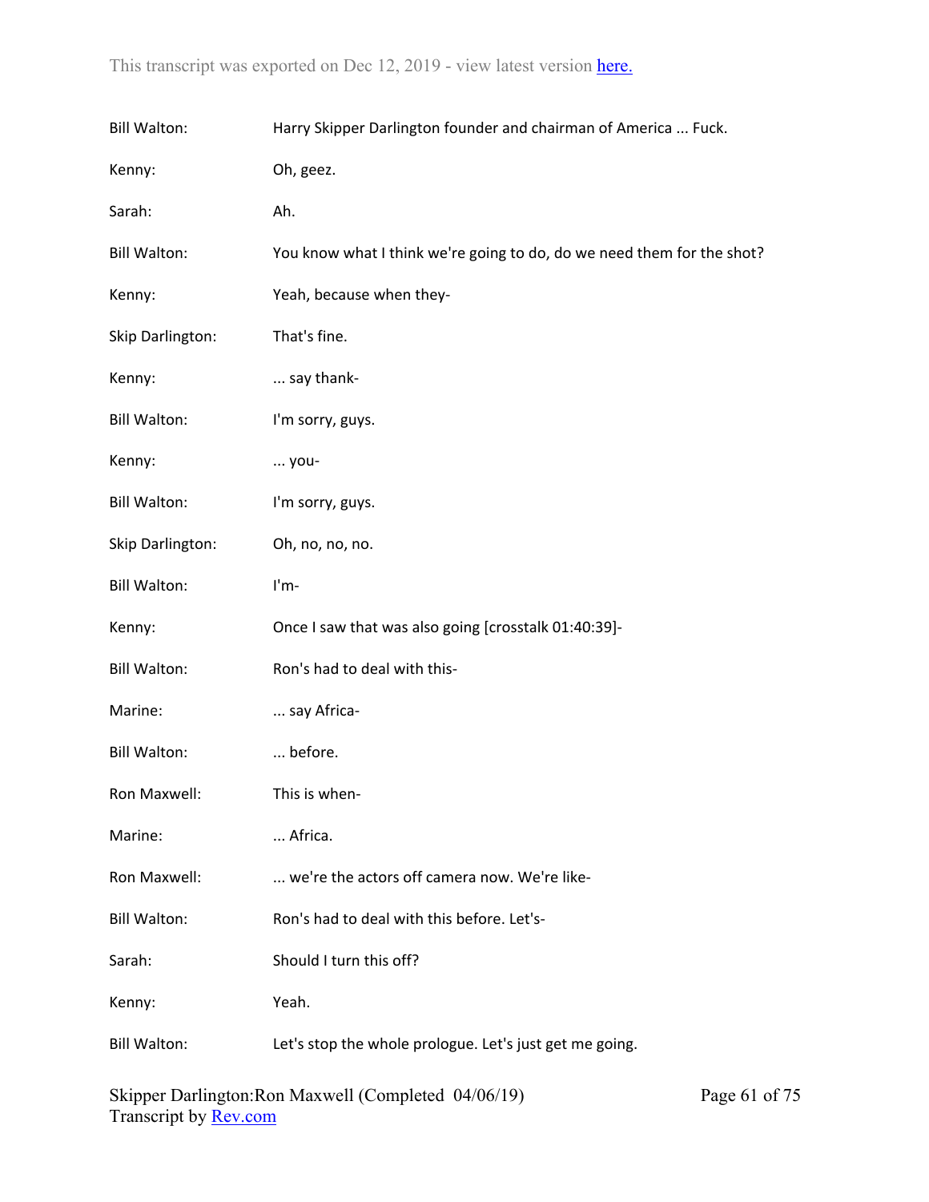| | |
|---|---|
| Bill Walton: | Harry Skipper Darlington founder and chairman of America ... Fuck. |
| Kenny: | Oh, geez. |
| Sarah: | Ah. |
| Bill Walton: | You know what I think we're going to do, do we need them for the shot? |
| Kenny: | Yeah, because when they- |
| Skip Darlington: | That's fine. |
| Kenny: | ... say thank- |
| Bill Walton: | I'm sorry, guys. |
| Kenny: | ... you- |
| Bill Walton: | I'm sorry, guys. |
| Skip Darlington: | Oh, no, no, no. |
| Bill Walton: | I'm- |
| Kenny: | Once I saw that was also going [crosstalk 01:40:39]- |
| Bill Walton: | Ron's had to deal with this- |
| Marine: | ... say Africa- |
| Bill Walton: | ... before. |
| Ron Maxwell: | This is when- |
| Marine: | ... Africa. |
| Ron Maxwell: | ... we're the actors off camera now. We're like- |
| Bill Walton: | Ron's had to deal with this before. Let's- |
| Sarah: | Should I turn this off? |
| Kenny: | Yeah. |
| Bill Walton: | Let's stop the whole prologue. Let's just get me going. |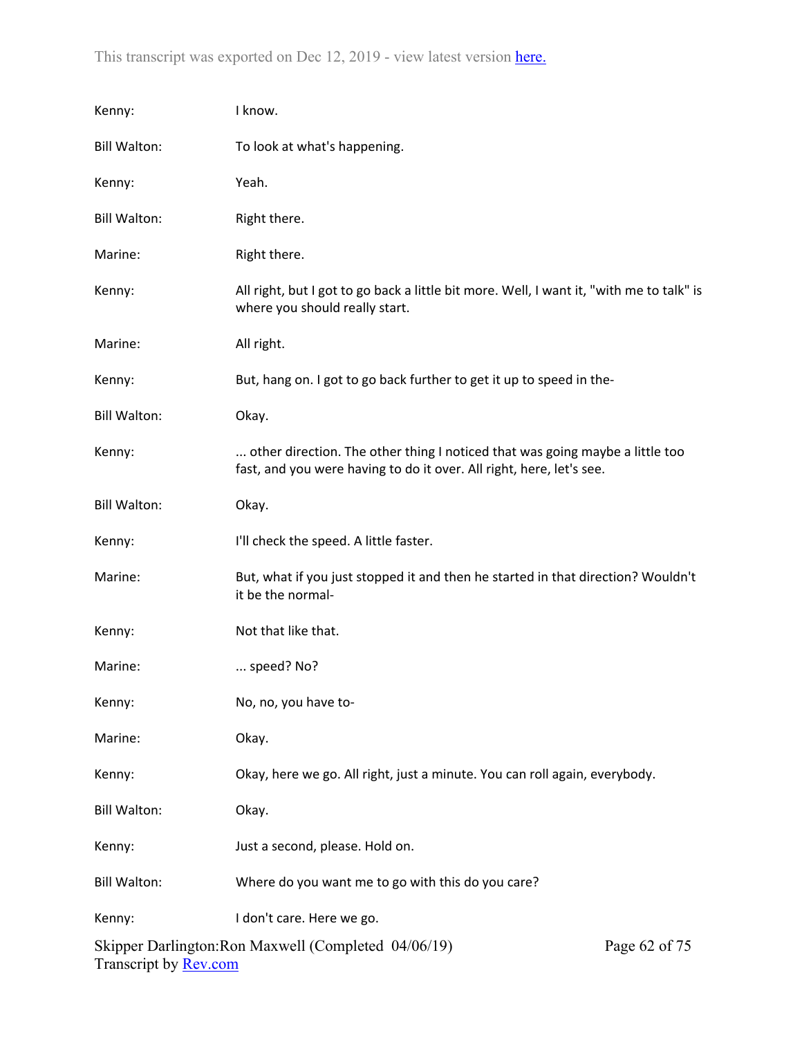Kenny: I know.

Bill Walton: To look at what's happening.

Kenny: Yeah.

Bill Walton: Right there.

Marine: Right there.

Kenny: All right, but I got to go back a little bit more. Well, I want it, "with me to talk" is where you should really start.

Marine: All right.

Kenny: But, hang on. I got to go back further to get it up to speed in the-

Bill Walton: Okay.

Kenny: ... other direction. The other thing I noticed that was going maybe a little too fast, and you were having to do it over. All right, here, let's see.

Bill Walton: Okay.

Kenny: I'll check the speed. A little faster.

Marine: But, what if you just stopped it and then he started in that direction? Wouldn't it be the normal-

Kenny: Not that like that.

Marine: ... speed? No?

Kenny: No, no, you have to-

Marine: Okay.

Kenny: Okay, here we go. All right, just a minute. You can roll again, everybody.

Bill Walton: Okay.

Kenny: Just a second, please. Hold on.

Bill Walton: Where do you want me to go with this do you care?

Kenny: I don't care. Here we go.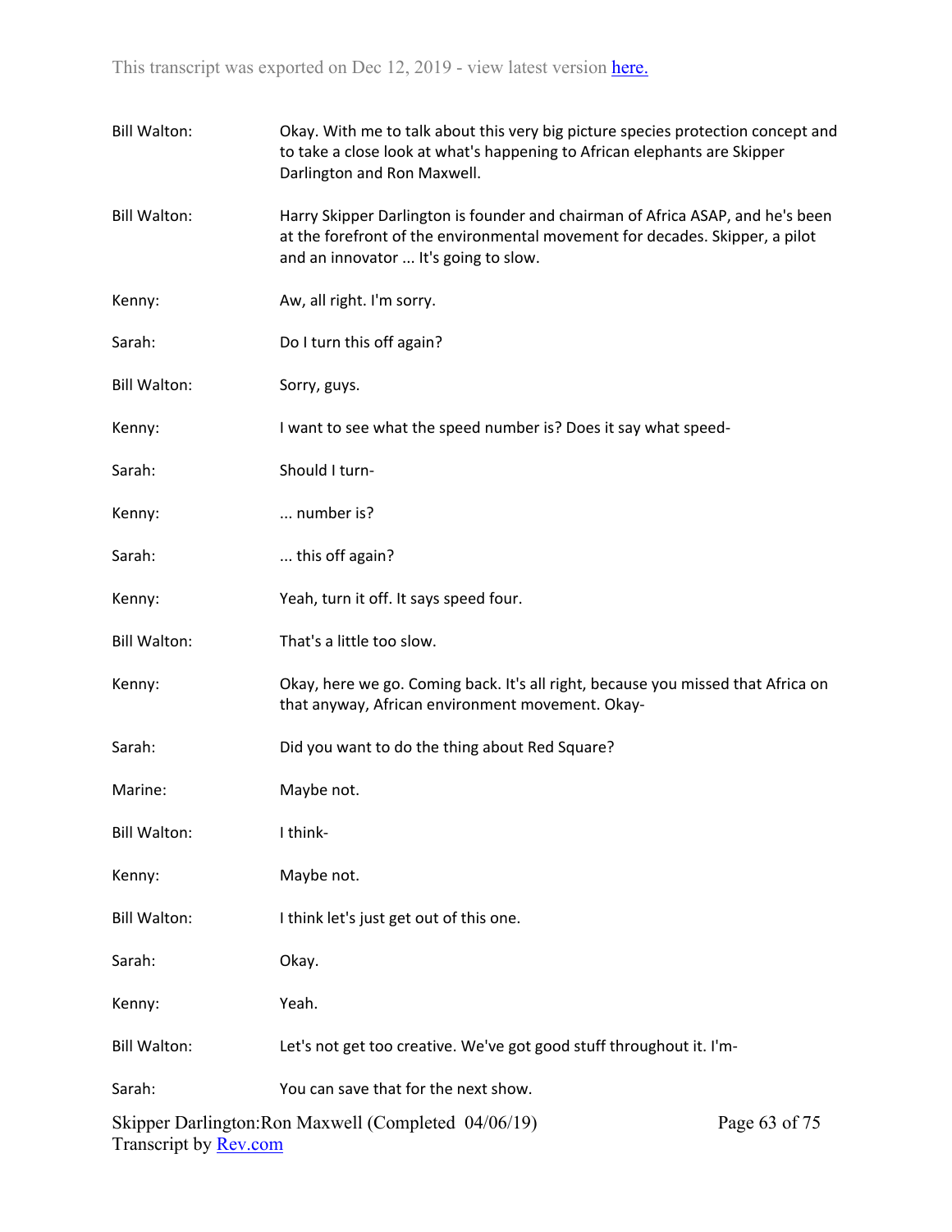Bill Walton: Okay. With me to talk about this very big picture species protection concept and to take a close look at what's happening to African elephants are Skipper Darlington and Ron Maxwell.

Bill Walton: Harry Skipper Darlington is founder and chairman of Africa ASAP, and he's been at the forefront of the environmental movement for decades. Skipper, a pilot and an innovator ... It's going to slow.

Kenny: Aw, all right. I'm sorry.

Sarah: Do I turn this off again?

Bill Walton: Sorry, guys.

Kenny: I want to see what the speed number is? Does it say what speed-

Sarah: Should I turn-

Kenny: ... number is?

Sarah: ... this off again?

Kenny: Yeah, turn it off. It says speed four.

Bill Walton: That's a little too slow.

Kenny: Okay, here we go. Coming back. It's all right, because you missed that Africa on that anyway, African environment movement. Okay-

Sarah: Did you want to do the thing about Red Square?

Marine: Maybe not.

Bill Walton: I think-

Kenny: Maybe not.

Bill Walton: I think let's just get out of this one.

Sarah: Okay.

Kenny: Yeah.

Bill Walton: Let's not get too creative. We've got good stuff throughout it. I'm-

Sarah: You can save that for the next show.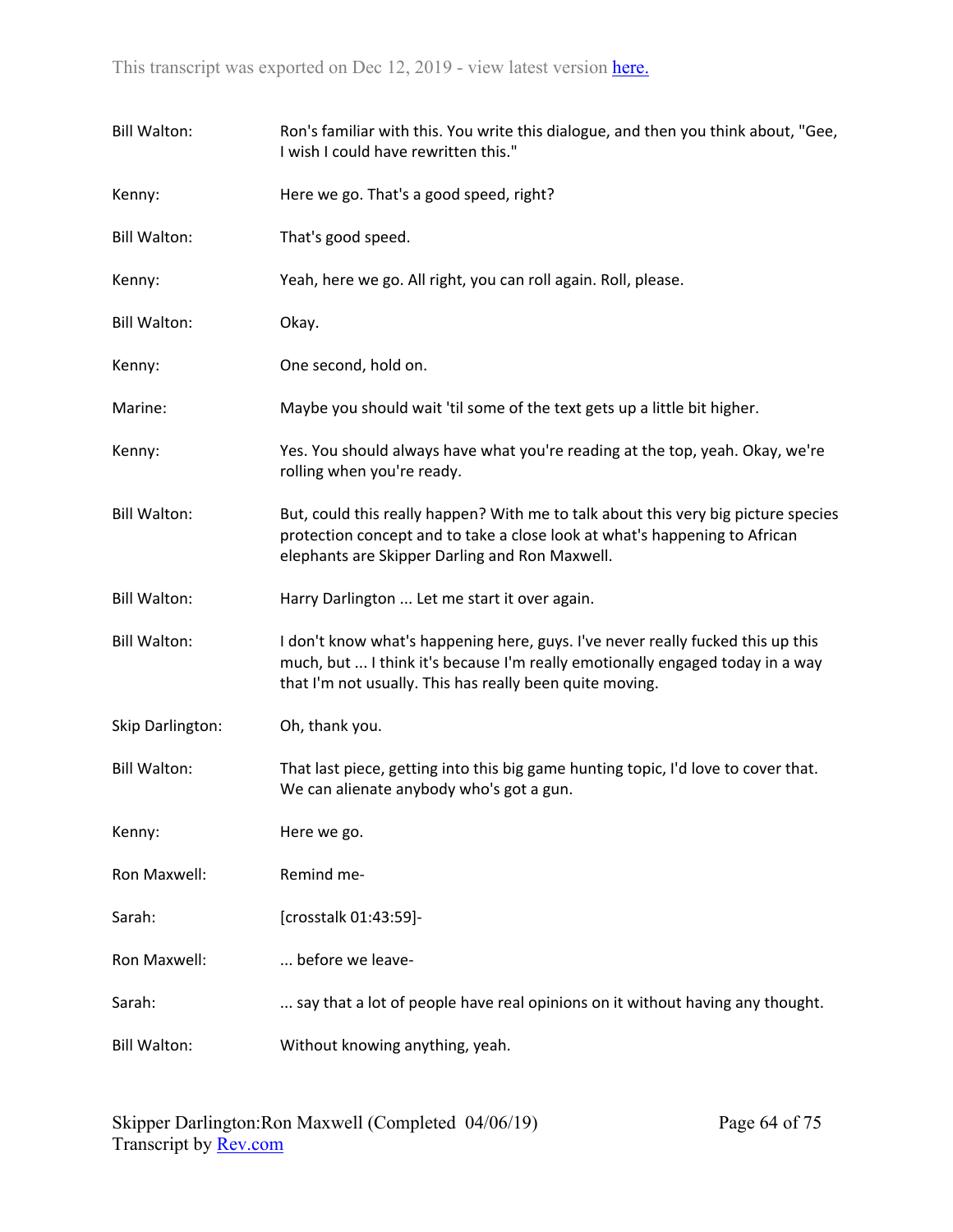Bill Walton: Ron's familiar with this. You write this dialogue, and then you think about, "Gee, I wish I could have rewritten this."

Kenny: Here we go. That's a good speed, right?

Bill Walton: That's good speed.

Kenny: Yeah, here we go. All right, you can roll again. Roll, please.

Bill Walton: Okay.

Kenny: One second, hold on.

Marine: Maybe you should wait 'til some of the text gets up a little bit higher.

Kenny: Yes. You should always have what you're reading at the top, yeah. Okay, we're rolling when you're ready.

Bill Walton: But, could this really happen? With me to talk about this very big picture species protection concept and to take a close look at what's happening to African elephants are Skipper Darling and Ron Maxwell.

Bill Walton: Harry Darlington ... Let me start it over again.

Bill Walton: I don't know what's happening here, guys. I've never really fucked this up this much, but ... I think it's because I'm really emotionally engaged today in a way that I'm not usually. This has really been quite moving.

Skip Darlington: Oh, thank you.

Bill Walton: That last piece, getting into this big game hunting topic, I'd love to cover that. We can alienate anybody who's got a gun.

Kenny: Here we go.

Ron Maxwell: Remind me-

Sarah: [crosstalk 01:43:59]-

Ron Maxwell: ... before we leave-

Sarah: ... say that a lot of people have real opinions on it without having any thought.

Bill Walton: Without knowing anything, yeah.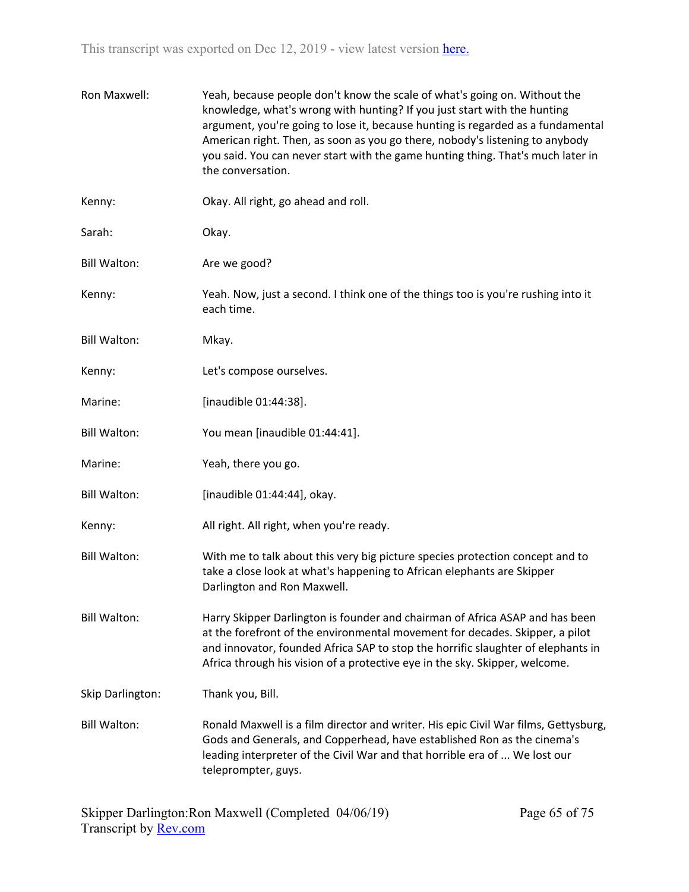Ron Maxwell: Yeah, because people don't know the scale of what's going on. Without the knowledge, what's wrong with hunting? If you just start with the hunting argument, you're going to lose it, because hunting is regarded as a fundamental American right. Then, as soon as you go there, nobody's listening to anybody you said. You can never start with the game hunting thing. That's much later in the conversation.

Kenny: Okay. All right, go ahead and roll.

Sarah: Okay.

Bill Walton: Are we good?

Kenny: Yeah. Now, just a second. I think one of the things too is you're rushing into it each time.

Bill Walton: Mkay.

Kenny: Let's compose ourselves.

Marine: [inaudible 01:44:38].

Bill Walton: You mean [inaudible 01:44:41].

Marine: Yeah, there you go.

Bill Walton: [inaudible 01:44:44], okay.

Kenny: All right. All right, when you're ready.

Bill Walton: With me to talk about this very big picture species protection concept and to take a close look at what's happening to African elephants are Skipper Darlington and Ron Maxwell.

Bill Walton: Harry Skipper Darlington is founder and chairman of Africa ASAP and has been at the forefront of the environmental movement for decades. Skipper, a pilot and innovator, founded Africa SAP to stop the horrific slaughter of elephants in Africa through his vision of a protective eye in the sky. Skipper, welcome.

Skip Darlington: Thank you, Bill.

Bill Walton: Ronald Maxwell is a film director and writer. His epic Civil War films, Gettysburg, Gods and Generals, and Copperhead, have established Ron as the cinema's leading interpreter of the Civil War and that horrible era of ... We lost our teleprompter, guys.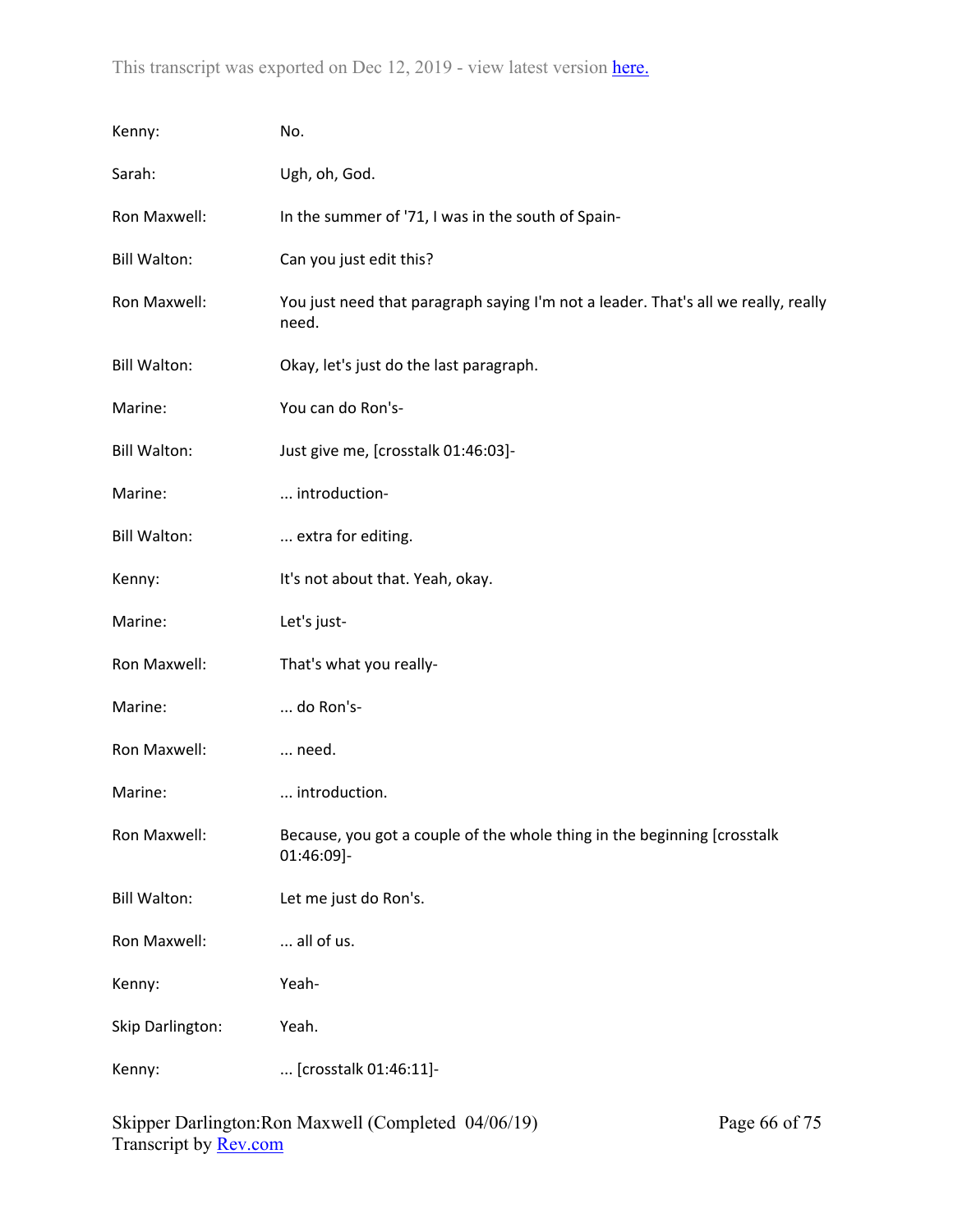| | |
|---|---|
| Kenny: | No. |
| Sarah: | Ugh, oh, God. |
| Ron Maxwell: | In the summer of '71, I was in the south of Spain- |
| Bill Walton: | Can you just edit this? |
| Ron Maxwell: | You just need that paragraph saying I'm not a leader. That's all we really, really need. |
| Bill Walton: | Okay, let's just do the last paragraph. |
| Marine: | You can do Ron's- |
| Bill Walton: | Just give me, [crosstalk 01:46:03]- |
| Marine: | ... introduction- |
| Bill Walton: | ... extra for editing. |
| Kenny: | It's not about that. Yeah, okay. |
| Marine: | Let's just- |
| Ron Maxwell: | That's what you really- |
| Marine: | ... do Ron's- |
| Ron Maxwell: | ... need. |
| Marine: | ... introduction. |
| Ron Maxwell: | Because, you got a couple of the whole thing in the beginning [crosstalk 01:46:09]- |
| Bill Walton: | Let me just do Ron's. |
| Ron Maxwell: | ... all of us. |
| Kenny: | Yeah- |
| Skip Darlington: | Yeah. |
| Kenny: | ... [crosstalk 01:46:11]- |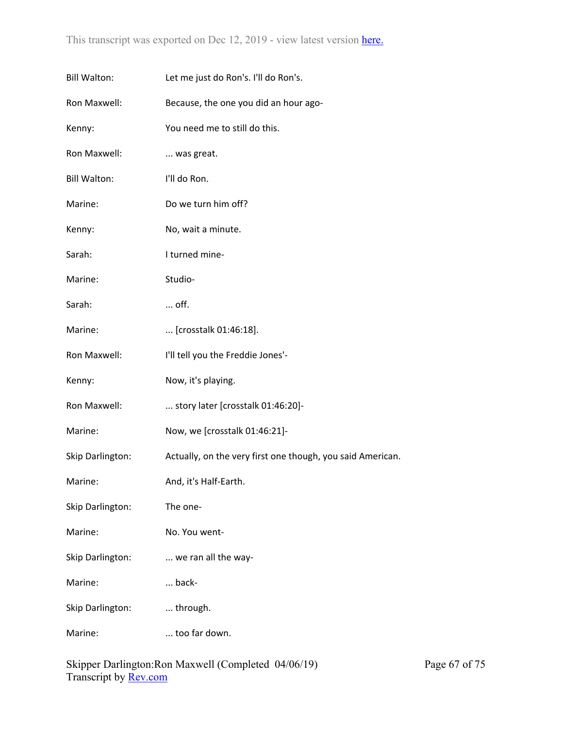Bill Walton: Let me just do Ron's. I'll do Ron's.

Ron Maxwell: Because, the one you did an hour ago-

Kenny: You need me to still do this.

Ron Maxwell: ... was great.

Bill Walton: I'll do Ron.

Marine: Do we turn him off?

Kenny: No, wait a minute.

Sarah: I turned mine-

Marine: Studio-

Sarah: ... off.

Marine: ... [crosstalk 01:46:18].

Ron Maxwell: I'll tell you the Freddie Jones'-

Kenny: Now, it's playing.

Ron Maxwell: ... story later [crosstalk 01:46:20]-

Marine: Now, we [crosstalk 01:46:21]-

Skip Darlington: Actually, on the very first one though, you said American.

Marine: And, it's Half-Earth.

Skip Darlington: The one-

Marine: No. You went-

Skip Darlington: ... we ran all the way-

Marine: ... back-

Skip Darlington: ... through.

Marine: ... too far down.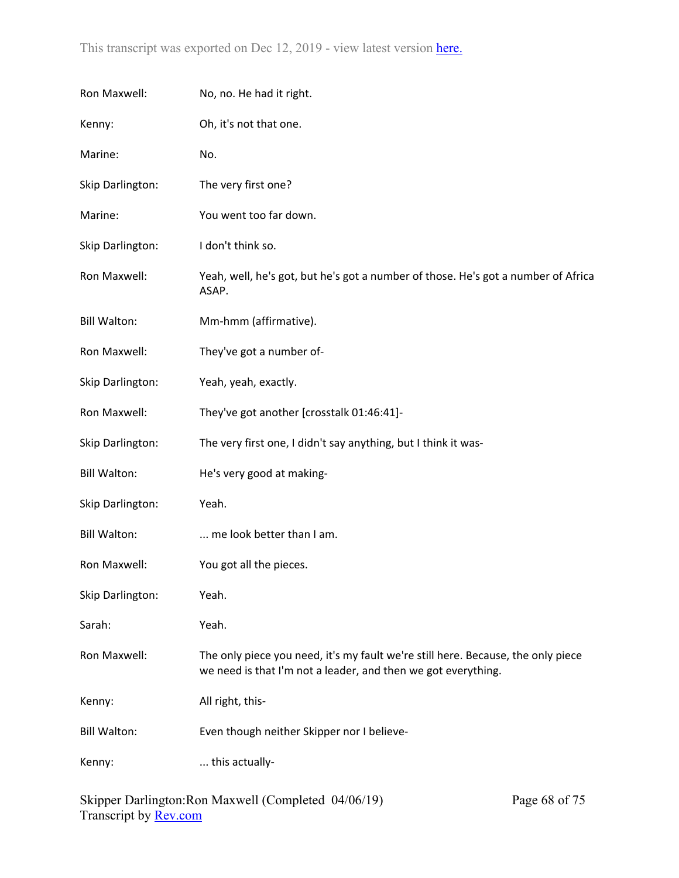| | |
|---|---|
| Ron Maxwell: | No, no. He had it right. |
| Kenny: | Oh, it's not that one. |
| Marine: | No. |
| Skip Darlington: | The very first one? |
| Marine: | You went too far down. |
| Skip Darlington: | I don't think so. |
| Ron Maxwell: | Yeah, well, he's got, but he's got a number of those. He's got a number of Africa ASAP. |
| Bill Walton: | Mm-hmm (affirmative). |
| Ron Maxwell: | They've got a number of- |
| Skip Darlington: | Yeah, yeah, exactly. |
| Ron Maxwell: | They've got another [crosstalk 01:46:41]- |
| Skip Darlington: | The very first one, I didn't say anything, but I think it was- |
| Bill Walton: | He's very good at making- |
| Skip Darlington: | Yeah. |
| Bill Walton: | ... me look better than I am. |
| Ron Maxwell: | You got all the pieces. |
| Skip Darlington: | Yeah. |
| Sarah: | Yeah. |
| Ron Maxwell: | The only piece you need, it's my fault we're still here. Because, the only piece we need is that I'm not a leader, and then we got everything. |
| Kenny: | All right, this- |
| Bill Walton: | Even though neither Skipper nor I believe- |
| Kenny: | ... this actually- |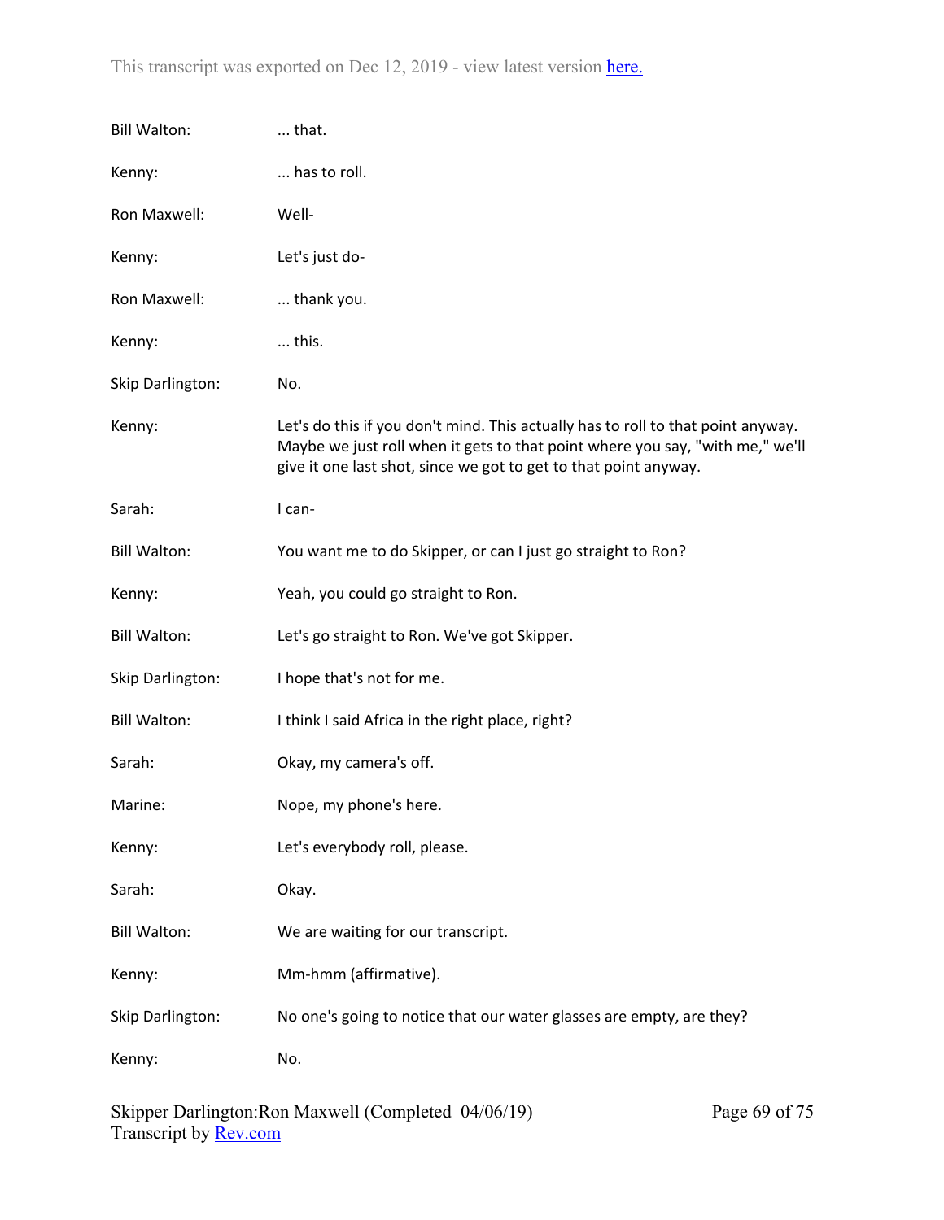Bill Walton: ... that.

Kenny: ... has to roll.

Ron Maxwell: Well-

Kenny: Let's just do-

Ron Maxwell: ... thank you.

Kenny: ... this.

Skip Darlington: No.

Kenny: Let's do this if you don't mind. This actually has to roll to that point anyway. Maybe we just roll when it gets to that point where you say, "with me," we'll give it one last shot, since we got to get to that point anyway.

Sarah: I can-

Bill Walton: You want me to do Skipper, or can I just go straight to Ron?

Kenny: Yeah, you could go straight to Ron.

Bill Walton: Let's go straight to Ron. We've got Skipper.

Skip Darlington: I hope that's not for me.

Bill Walton: I think I said Africa in the right place, right?

Sarah: Okay, my camera's off.

Marine: Nope, my phone's here.

Kenny: Let's everybody roll, please.

Sarah: Okay.

Bill Walton: We are waiting for our transcript.

Kenny: Mm-hmm (affirmative).

Skip Darlington: No one's going to notice that our water glasses are empty, are they?

Kenny: No.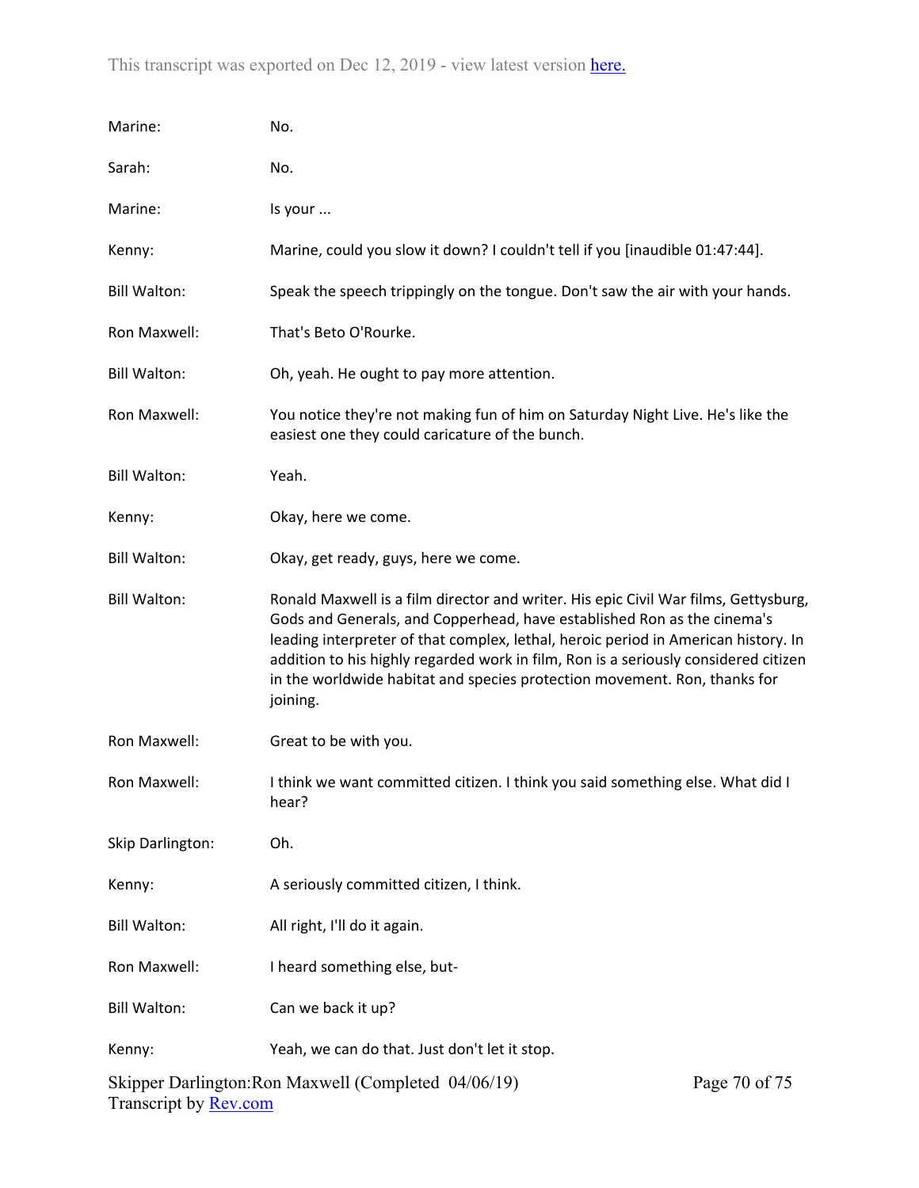Marine: No.

Sarah: No.

Marine: Is your ...

Kenny: Marine, could you slow it down? I couldn't tell if you [inaudible 01:47:44].

Bill Walton: Speak the speech trippingly on the tongue. Don't saw the air with your hands.

Ron Maxwell: That's Beto O'Rourke.

Bill Walton: Oh, yeah. He ought to pay more attention.

Ron Maxwell: You notice they're not making fun of him on Saturday Night Live. He's like the easiest one they could caricature of the bunch.

Bill Walton: Yeah.

Kenny: Okay, here we come.

Bill Walton: Okay, get ready, guys, here we come.

Bill Walton: Ronald Maxwell is a film director and writer. His epic Civil War films, Gettysburg, Gods and Generals, and Copperhead, have established Ron as the cinema's leading interpreter of that complex, lethal, heroic period in American history. In addition to his highly regarded work in film, Ron is a seriously considered citizen in the worldwide habitat and species protection movement. Ron, thanks for joining.

Ron Maxwell: Great to be with you.

Ron Maxwell: I think we want committed citizen. I think you said something else. What did I hear?

Skip Darlington: Oh.

Kenny: A seriously committed citizen, I think.

Bill Walton: All right, I'll do it again.

Ron Maxwell: I heard something else, but-

Bill Walton: Can we back it up?

Kenny: Yeah, we can do that. Just don't let it stop.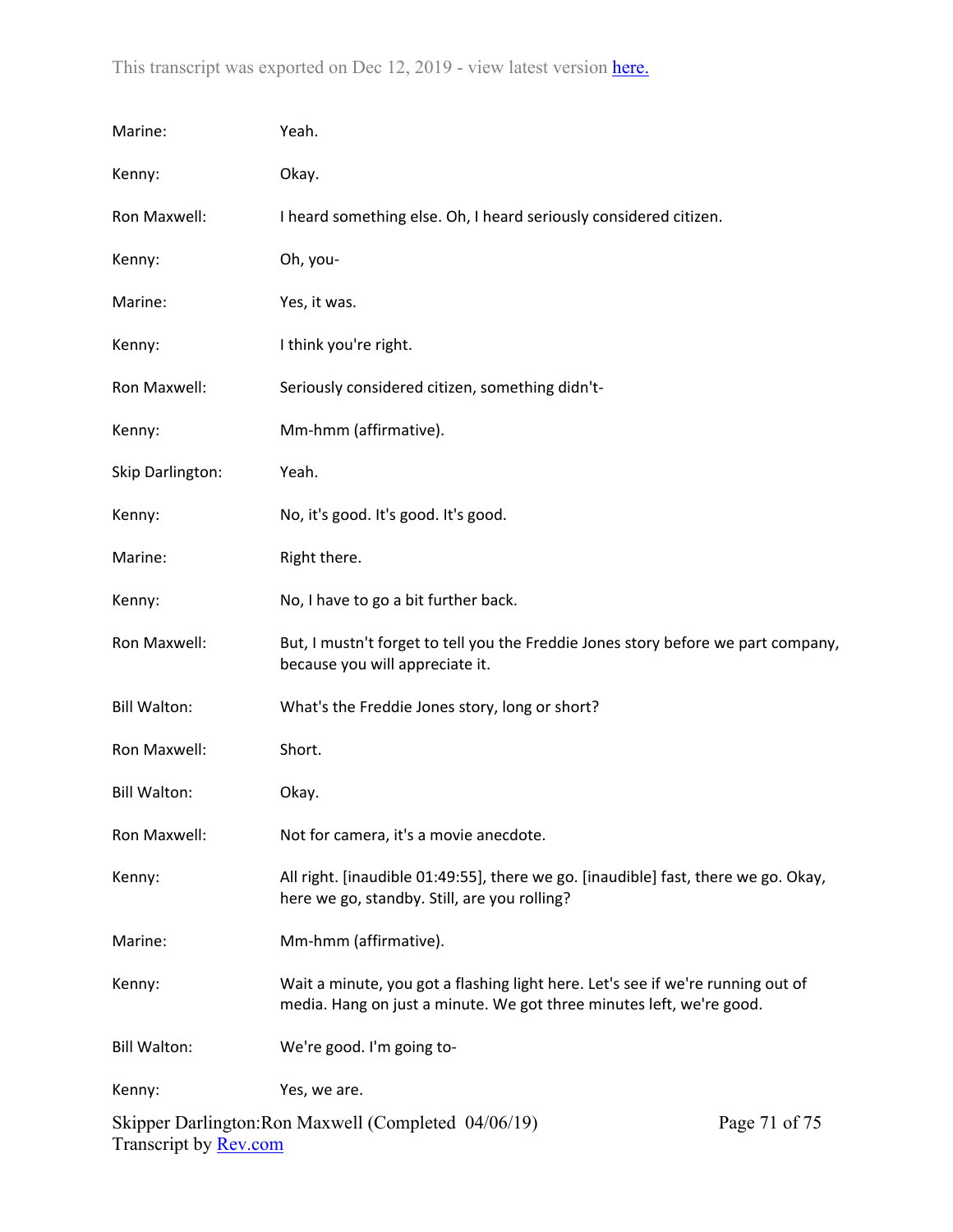Marine: Yeah.

Kenny: Okay.

Ron Maxwell: I heard something else. Oh, I heard seriously considered citizen.

Kenny: Oh, you-

Marine: Yes, it was.

Kenny: I think you're right.

Ron Maxwell: Seriously considered citizen, something didn't-

Kenny: Mm-hmm (affirmative).

Skip Darlington: Yeah.

Kenny: No, it's good. It's good. It's good.

Marine: Right there.

Kenny: No, I have to go a bit further back.

Ron Maxwell: But, I mustn't forget to tell you the Freddie Jones story before we part company, because you will appreciate it.

Bill Walton: What's the Freddie Jones story, long or short?

Ron Maxwell: Short.

Bill Walton: Okay.

Ron Maxwell: Not for camera, it's a movie anecdote.

Kenny: All right. [inaudible 01:49:55], there we go. [inaudible] fast, there we go. Okay, here we go, standby. Still, are you rolling?

Marine: Mm-hmm (affirmative).

Kenny: Wait a minute, you got a flashing light here. Let's see if we're running out of media. Hang on just a minute. We got three minutes left, we're good.

Bill Walton: We're good. I'm going to-

Kenny: Yes, we are.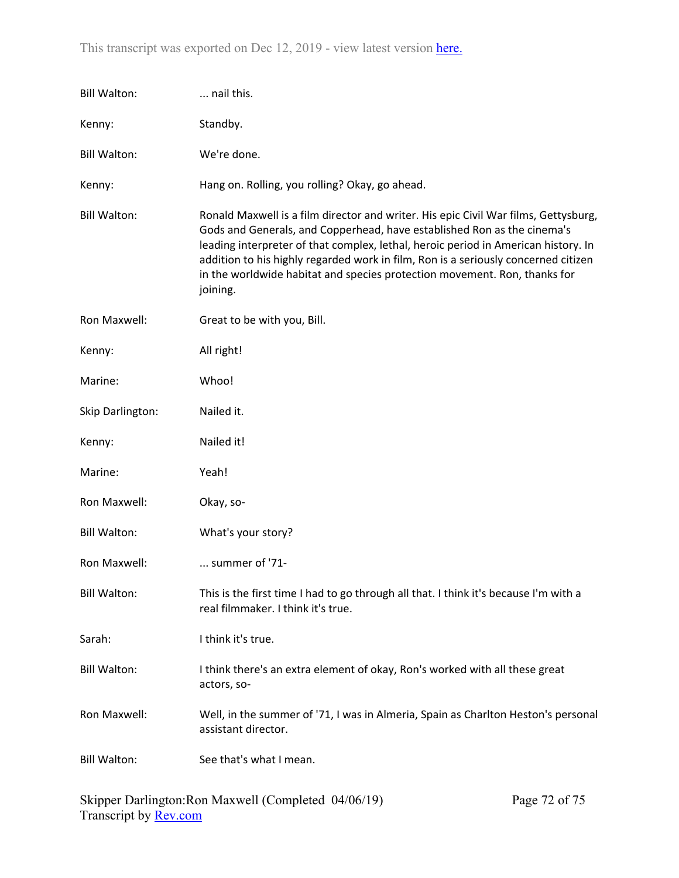Bill Walton: ... nail this.

Kenny: Standby.

Bill Walton: We're done.

Kenny: Hang on. Rolling, you rolling? Okay, go ahead.

Bill Walton: Ronald Maxwell is a film director and writer. His epic Civil War films, Gettysburg, Gods and Generals, and Copperhead, have established Ron as the cinema's leading interpreter of that complex, lethal, heroic period in American history. In addition to his highly regarded work in film, Ron is a seriously concerned citizen in the worldwide habitat and species protection movement. Ron, thanks for joining.

Ron Maxwell: Great to be with you, Bill.

Kenny: All right!

Marine: Whoo!

Skip Darlington: Nailed it.

Kenny: Nailed it!

Marine: Yeah!

Ron Maxwell: Okay, so-

Bill Walton: What's your story?

Ron Maxwell: ... summer of '71-

Bill Walton: This is the first time I had to go through all that. I think it's because I'm with a real filmmaker. I think it's true.

Sarah: I think it's true.

Bill Walton: I think there's an extra element of okay, Ron's worked with all these great actors, so-

Ron Maxwell: Well, in the summer of '71, I was in Almeria, Spain as Charlton Heston's personal assistant director.

Bill Walton: See that's what I mean.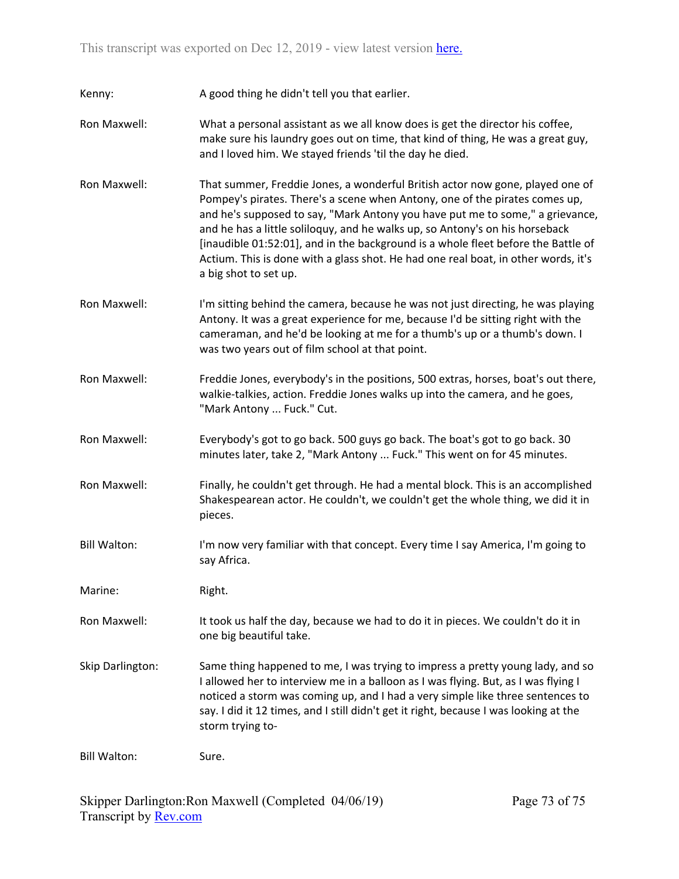Kenny: A good thing he didn't tell you that earlier.

Ron Maxwell: What a personal assistant as we all know does is get the director his coffee, make sure his laundry goes out on time, that kind of thing, He was a great guy, and I loved him. We stayed friends 'til the day he died.

Ron Maxwell: That summer, Freddie Jones, a wonderful British actor now gone, played one of Pompey's pirates. There's a scene when Antony, one of the pirates comes up, and he's supposed to say, "Mark Antony you have put me to some," a grievance, and he has a little soliloquy, and he walks up, so Antony's on his horseback [inaudible 01:52:01], and in the background is a whole fleet before the Battle of Actium. This is done with a glass shot. He had one real boat, in other words, it's a big shot to set up.

Ron Maxwell: I'm sitting behind the camera, because he was not just directing, he was playing Antony. It was a great experience for me, because I'd be sitting right with the cameraman, and he'd be looking at me for a thumb's up or a thumb's down. I was two years out of film school at that point.

Ron Maxwell: Freddie Jones, everybody's in the positions, 500 extras, horses, boat's out there, walkie-talkies, action. Freddie Jones walks up into the camera, and he goes, "Mark Antony ... Fuck." Cut.

Ron Maxwell: Everybody's got to go back. 500 guys go back. The boat's got to go back. 30 minutes later, take 2, "Mark Antony ... Fuck." This went on for 45 minutes.

Ron Maxwell: Finally, he couldn't get through. He had a mental block. This is an accomplished Shakespearean actor. He couldn't, we couldn't get the whole thing, we did it in pieces.

Bill Walton: I'm now very familiar with that concept. Every time I say America, I'm going to say Africa.

Marine: Right.

Ron Maxwell: It took us half the day, because we had to do it in pieces. We couldn't do it in one big beautiful take.

Skip Darlington: Same thing happened to me, I was trying to impress a pretty young lady, and so I allowed her to interview me in a balloon as I was flying. But, as I was flying I noticed a storm was coming up, and I had a very simple like three sentences to say. I did it 12 times, and I still didn't get it right, because I was looking at the storm trying to-

Bill Walton: Sure.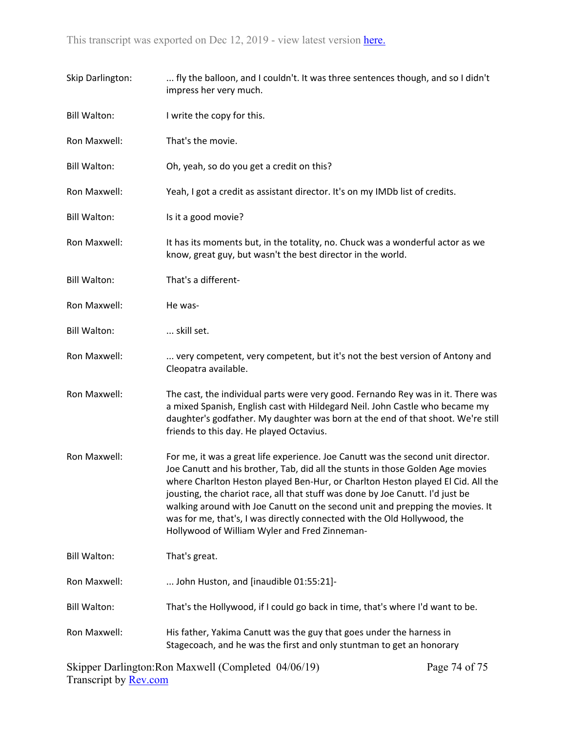Skip Darlington: ... fly the balloon, and I couldn't. It was three sentences though, and so I didn't impress her very much.

Bill Walton: I write the copy for this.

Ron Maxwell: That's the movie.

Bill Walton: Oh, yeah, so do you get a credit on this?

Ron Maxwell: Yeah, I got a credit as assistant director. It's on my IMDb list of credits.

Bill Walton: Is it a good movie?

Ron Maxwell: It has its moments but, in the totality, no. Chuck was a wonderful actor as we know, great guy, but wasn't the best director in the world.

Bill Walton: That's a different-

Ron Maxwell: He was-

Bill Walton: ... skill set.

Ron Maxwell: ... very competent, very competent, but it's not the best version of Antony and Cleopatra available.

Ron Maxwell: The cast, the individual parts were very good. Fernando Rey was in it. There was a mixed Spanish, English cast with Hildegard Neil. John Castle who became my daughter's godfather. My daughter was born at the end of that shoot. We're still friends to this day. He played Octavius.

Ron Maxwell: For me, it was a great life experience. Joe Canutt was the second unit director. Joe Canutt and his brother, Tab, did all the stunts in those Golden Age movies where Charlton Heston played Ben-Hur, or Charlton Heston played El Cid. All the jousting, the chariot race, all that stuff was done by Joe Canutt. I'd just be walking around with Joe Canutt on the second unit and prepping the movies. It was for me, that's, I was directly connected with the Old Hollywood, the Hollywood of William Wyler and Fred Zinneman-

Bill Walton: That's great.

Ron Maxwell: ... John Huston, and [inaudible 01:55:21]-

Bill Walton: That's the Hollywood, if I could go back in time, that's where I'd want to be.

Ron Maxwell: His father, Yakima Canutt was the guy that goes under the harness in Stagecoach, and he was the first and only stuntman to get an honorary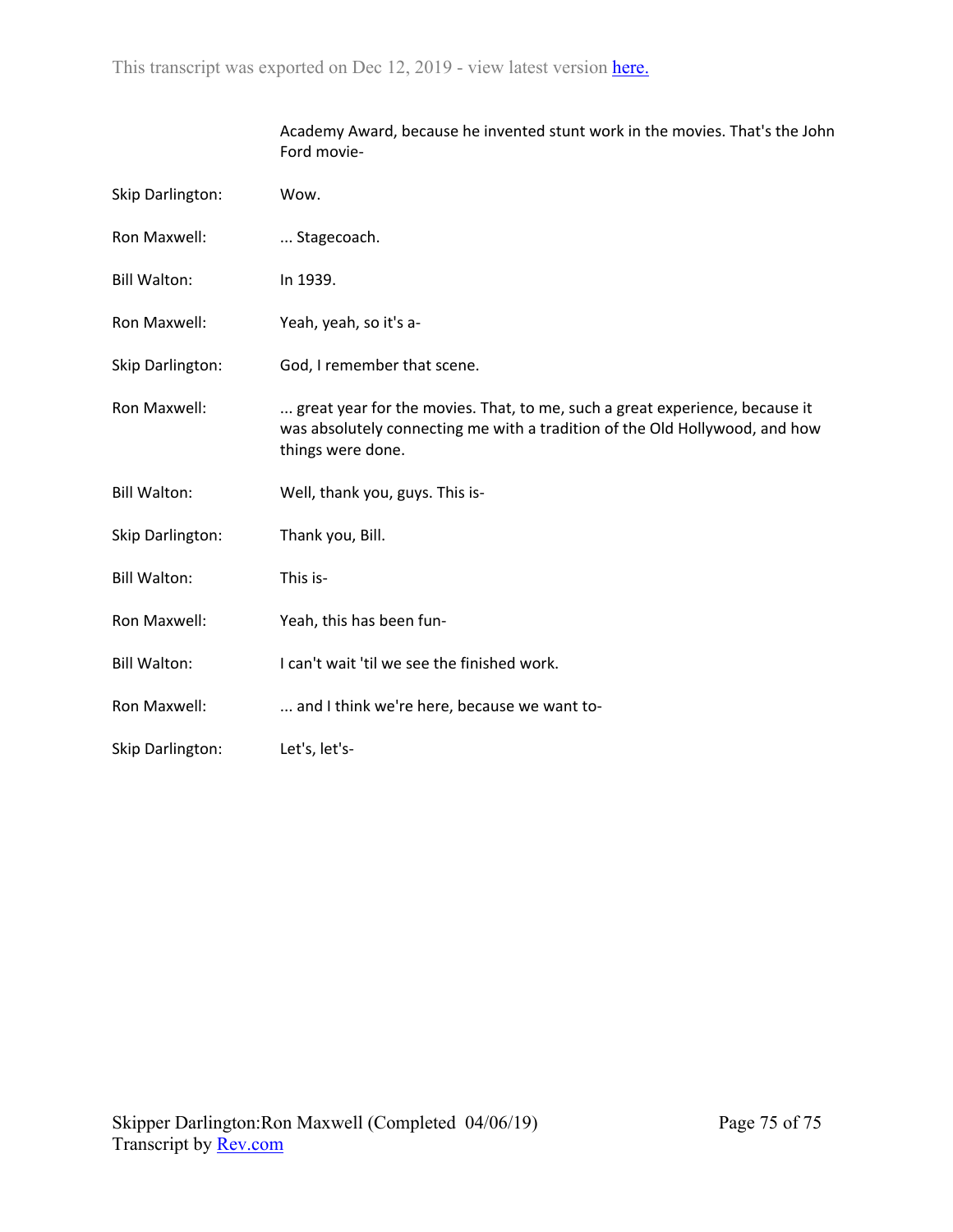Academy Award, because he invented stunt work in the movies. That's the John Ford movie-

Skip Darlington: Wow.

Ron Maxwell: ... Stagecoach.

Bill Walton: In 1939.

Ron Maxwell: Yeah, yeah, so it's a-

Skip Darlington: God, I remember that scene.

Ron Maxwell: ... great year for the movies. That, to me, such a great experience, because it was absolutely connecting me with a tradition of the Old Hollywood, and how things were done.

Bill Walton: Well, thank you, guys. This is-

Skip Darlington: Thank you, Bill.

Bill Walton: This is-

Ron Maxwell: Yeah, this has been fun-

Bill Walton: I can't wait 'til we see the finished work.

Ron Maxwell: ... and I think we're here, because we want to-

Skip Darlington: Let's, let's-